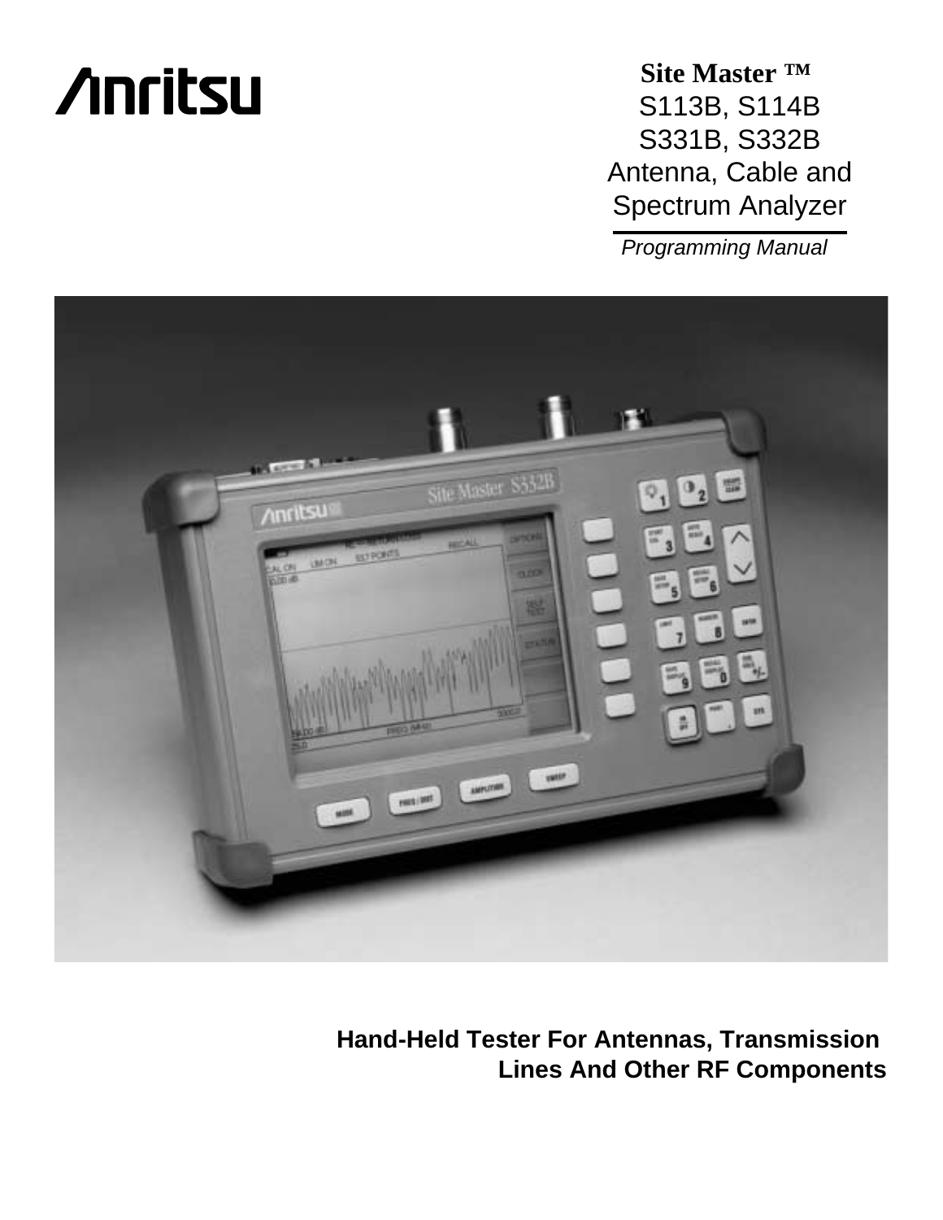Anritsu

**Site Master ™**
S113B, S114B
S331B, S332B
Antenna, Cable and
Spectrum Analyzer

*Programming Manual*

**Hand-Held Tester For Antennas, Transmission Lines And Other RF Components**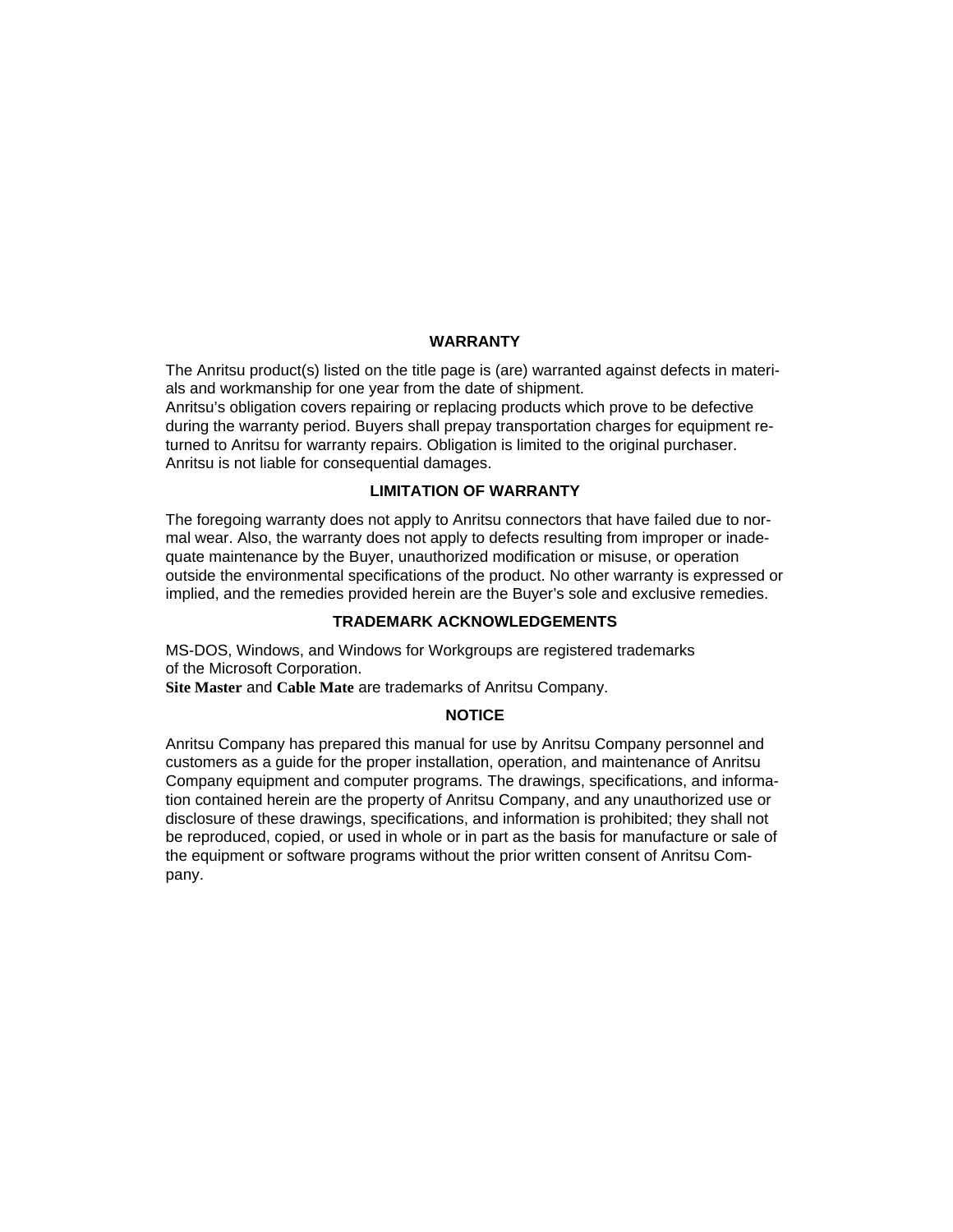## WARRANTY

The Anritsu product(s) listed on the title page is (are) warranted against defects in materials and workmanship for one year from the date of shipment.
Anritsu's obligation covers repairing or replacing products which prove to be defective during the warranty period. Buyers shall prepay transportation charges for equipment returned to Anritsu for warranty repairs. Obligation is limited to the original purchaser. Anritsu is not liable for consequential damages.

## LIMITATION OF WARRANTY

The foregoing warranty does not apply to Anritsu connectors that have failed due to normal wear. Also, the warranty does not apply to defects resulting from improper or inadequate maintenance by the Buyer, unauthorized modification or misuse, or operation outside the environmental specifications of the product. No other warranty is expressed or implied, and the remedies provided herein are the Buyer's sole and exclusive remedies.

## TRADEMARK ACKNOWLEDGEMENTS

MS-DOS, Windows, and Windows for Workgroups are registered trademarks of the Microsoft Corporation.
**Site Master** and **Cable Mate** are trademarks of Anritsu Company.

## NOTICE

Anritsu Company has prepared this manual for use by Anritsu Company personnel and customers as a guide for the proper installation, operation, and maintenance of Anritsu Company equipment and computer programs. The drawings, specifications, and information contained herein are the property of Anritsu Company, and any unauthorized use or disclosure of these drawings, specifications, and information is prohibited; they shall not be reproduced, copied, or used in whole or in part as the basis for manufacture or sale of the equipment or software programs without the prior written consent of Anritsu Company.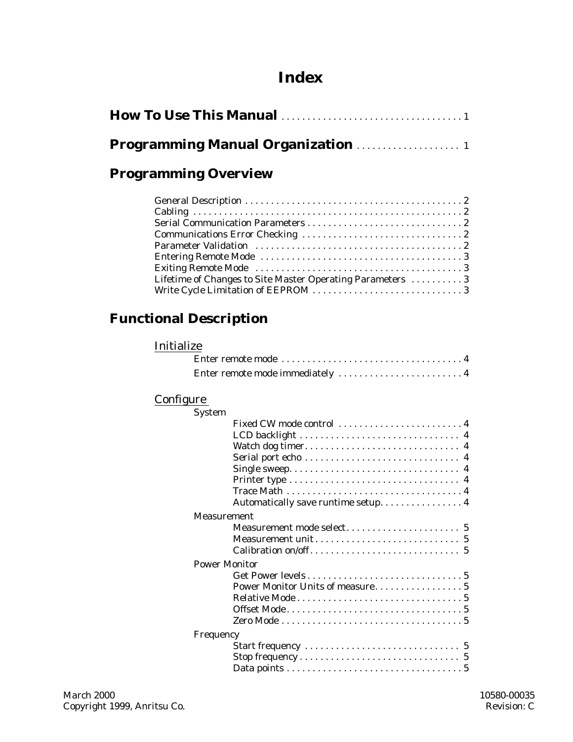# Index

## How To Use This Manual . . . . . . . . . . . . . . . . . . . . . . . . . . . . . . . . . . 1

## Programming Manual Organization . . . . . . . . . . . . . . . . . . . 1

## Programming Overview

General Description . . . . . . . . . . . . . . . . . . . . . . . . . . . . . . . . . . . . . . . . . 2
Cabling . . . . . . . . . . . . . . . . . . . . . . . . . . . . . . . . . . . . . . . . . . . . . . . . . . . 2
Serial Communication Parameters . . . . . . . . . . . . . . . . . . . . . . . . . . . . . 2
Communications Error Checking . . . . . . . . . . . . . . . . . . . . . . . . . . . . . . . 2
Parameter Validation . . . . . . . . . . . . . . . . . . . . . . . . . . . . . . . . . . . . . . . 2
Entering Remote Mode . . . . . . . . . . . . . . . . . . . . . . . . . . . . . . . . . . . . . . 3
Exiting Remote Mode . . . . . . . . . . . . . . . . . . . . . . . . . . . . . . . . . . . . . . . 3
Lifetime of Changes to Site Master Operating Parameters . . . . . . . . . . 3
Write Cycle Limitation of EEPROM . . . . . . . . . . . . . . . . . . . . . . . . . . . . 3

## Functional Description

### Initialize

Enter remote mode . . . . . . . . . . . . . . . . . . . . . . . . . . . . . . . . . . . 4
Enter remote mode immediately . . . . . . . . . . . . . . . . . . . . . . . 4

### Configure

System

Fixed CW mode control . . . . . . . . . . . . . . . . . . . . . . . 4
LCD backlight . . . . . . . . . . . . . . . . . . . . . . . . . . . . . . 4
Watch dog timer. . . . . . . . . . . . . . . . . . . . . . . . . . . . . 4
Serial port echo . . . . . . . . . . . . . . . . . . . . . . . . . . . . . 4
Single sweep. . . . . . . . . . . . . . . . . . . . . . . . . . . . . . . . 4
Printer type . . . . . . . . . . . . . . . . . . . . . . . . . . . . . . . . 4
Trace Math . . . . . . . . . . . . . . . . . . . . . . . . . . . . . . . . . 4
Automatically save runtime setup. . . . . . . . . . . . . . . . 4

Measurement

Measurement mode select. . . . . . . . . . . . . . . . . . . . . 5
Measurement unit . . . . . . . . . . . . . . . . . . . . . . . . . . . 5
Calibration on/off. . . . . . . . . . . . . . . . . . . . . . . . . . . . 5

Power Monitor

Get Power levels . . . . . . . . . . . . . . . . . . . . . . . . . . . . . 5
Power Monitor Units of measure. . . . . . . . . . . . . . . . . 5
Relative Mode . . . . . . . . . . . . . . . . . . . . . . . . . . . . . . . 5
Offset Mode. . . . . . . . . . . . . . . . . . . . . . . . . . . . . . . . . 5
Zero Mode . . . . . . . . . . . . . . . . . . . . . . . . . . . . . . . . . . 5

Frequency

Start frequency . . . . . . . . . . . . . . . . . . . . . . . . . . . . . 5
Stop frequency . . . . . . . . . . . . . . . . . . . . . . . . . . . . . . 5
Data points . . . . . . . . . . . . . . . . . . . . . . . . . . . . . . . . . 5

March 2000
Copyright 1999, Anritsu Co.

10580-00035
Revision: C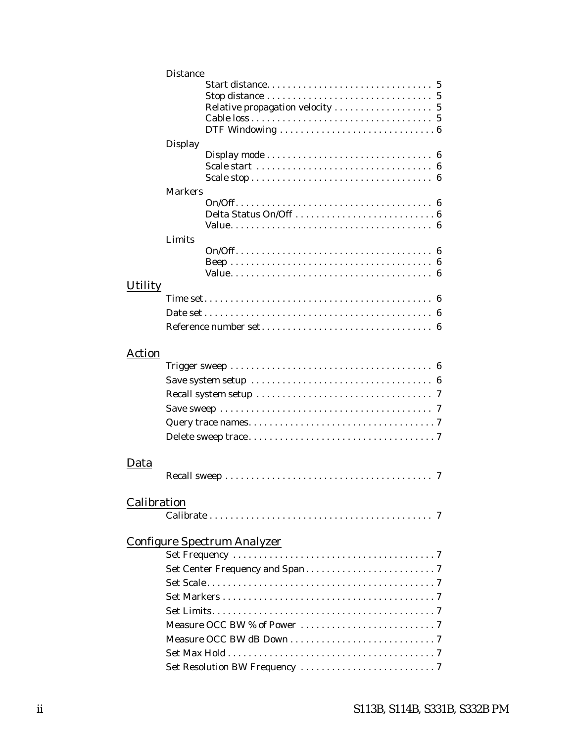Distance

- Start distance . . . . . . . . . . . . . . . . . . . . . . . . . . . . . . . . 5
- Stop distance . . . . . . . . . . . . . . . . . . . . . . . . . . . . . . . . 5
- Relative propagation velocity . . . . . . . . . . . . . . . . . . . 5
- Cable loss . . . . . . . . . . . . . . . . . . . . . . . . . . . . . . . . . . . 5
- DTF Windowing . . . . . . . . . . . . . . . . . . . . . . . . . . . . . 6

Display

- Display mode . . . . . . . . . . . . . . . . . . . . . . . . . . . . . . . . 6
- Scale start . . . . . . . . . . . . . . . . . . . . . . . . . . . . . . . . . . 6
- Scale stop . . . . . . . . . . . . . . . . . . . . . . . . . . . . . . . . . . 6

Markers

- On/Off . . . . . . . . . . . . . . . . . . . . . . . . . . . . . . . . . . . . . 6
- Delta Status On/Off . . . . . . . . . . . . . . . . . . . . . . . . . . . 6
- Value . . . . . . . . . . . . . . . . . . . . . . . . . . . . . . . . . . . . . . 6

Limits

- On/Off . . . . . . . . . . . . . . . . . . . . . . . . . . . . . . . . . . . . . 6
- Beep . . . . . . . . . . . . . . . . . . . . . . . . . . . . . . . . . . . . . . 6
- Value . . . . . . . . . . . . . . . . . . . . . . . . . . . . . . . . . . . . . . 6

## Utility

- Time set . . . . . . . . . . . . . . . . . . . . . . . . . . . . . . . . . . . . . . . . . . . 6
- Date set . . . . . . . . . . . . . . . . . . . . . . . . . . . . . . . . . . . . . . . . . . . 6
- Reference number set . . . . . . . . . . . . . . . . . . . . . . . . . . . . . . . . 6

## Action

- Trigger sweep . . . . . . . . . . . . . . . . . . . . . . . . . . . . . . . . . . . . . . 6
- Save system setup . . . . . . . . . . . . . . . . . . . . . . . . . . . . . . . . . . 6
- Recall system setup . . . . . . . . . . . . . . . . . . . . . . . . . . . . . . . . . 7
- Save sweep . . . . . . . . . . . . . . . . . . . . . . . . . . . . . . . . . . . . . . . . 7
- Query trace names . . . . . . . . . . . . . . . . . . . . . . . . . . . . . . . . . . 7
- Delete sweep trace . . . . . . . . . . . . . . . . . . . . . . . . . . . . . . . . . . 7

## Data

- Recall sweep . . . . . . . . . . . . . . . . . . . . . . . . . . . . . . . . . . . . . . . 7

## Calibration

- Calibrate . . . . . . . . . . . . . . . . . . . . . . . . . . . . . . . . . . . . . . . . . . 7

## Configure Spectrum Analyzer

- Set Frequency . . . . . . . . . . . . . . . . . . . . . . . . . . . . . . . . . . . . . . 7
- Set Center Frequency and Span . . . . . . . . . . . . . . . . . . . . . . . . 7
- Set Scale . . . . . . . . . . . . . . . . . . . . . . . . . . . . . . . . . . . . . . . . . . 7
- Set Markers . . . . . . . . . . . . . . . . . . . . . . . . . . . . . . . . . . . . . . . . 7
- Set Limits . . . . . . . . . . . . . . . . . . . . . . . . . . . . . . . . . . . . . . . . . . 7
- Measure OCC BW % of Power . . . . . . . . . . . . . . . . . . . . . . . . . 7
- Measure OCC BW dB Down . . . . . . . . . . . . . . . . . . . . . . . . . . . 7
- Set Max Hold . . . . . . . . . . . . . . . . . . . . . . . . . . . . . . . . . . . . . . . 7
- Set Resolution BW Frequency . . . . . . . . . . . . . . . . . . . . . . . . . 7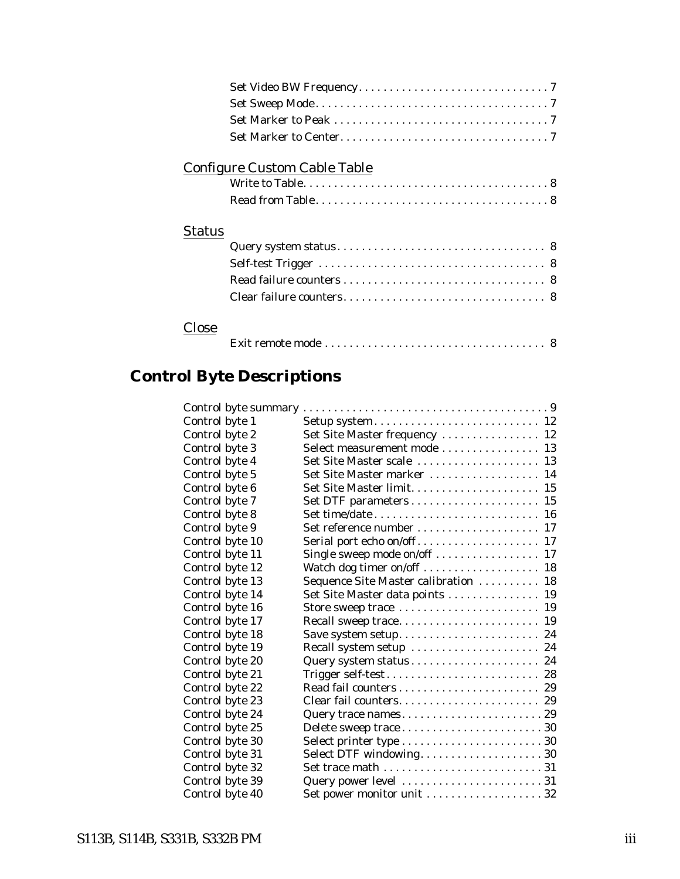Set Video BW Frequency. . . . . . . . . . . . . . . . . . . . . . . . . . . . . . . 7
Set Sweep Mode. . . . . . . . . . . . . . . . . . . . . . . . . . . . . . . . . . . . . . 7
Set Marker to Peak . . . . . . . . . . . . . . . . . . . . . . . . . . . . . . . . . . . 7
Set Marker to Center. . . . . . . . . . . . . . . . . . . . . . . . . . . . . . . . . . 7

### Configure Custom Cable Table

Write to Table. . . . . . . . . . . . . . . . . . . . . . . . . . . . . . . . . . . . . . . 8
Read from Table. . . . . . . . . . . . . . . . . . . . . . . . . . . . . . . . . . . . . 8

### Status

Query system status. . . . . . . . . . . . . . . . . . . . . . . . . . . . . . . . . 8
Self-test Trigger . . . . . . . . . . . . . . . . . . . . . . . . . . . . . . . . . . . . 8
Read failure counters . . . . . . . . . . . . . . . . . . . . . . . . . . . . . . . . 8
Clear failure counters. . . . . . . . . . . . . . . . . . . . . . . . . . . . . . . . 8

### Close

Exit remote mode . . . . . . . . . . . . . . . . . . . . . . . . . . . . . . . . . . . 8

## Control Byte Descriptions

Control byte summary . . . . . . . . . . . . . . . . . . . . . . . . . . . . . . . . . . . . . . . 9

| | | |
|---|---|---|
| Control byte 1 | Setup system | 12 |
| Control byte 2 | Set Site Master frequency | 12 |
| Control byte 3 | Select measurement mode | 13 |
| Control byte 4 | Set Site Master scale | 13 |
| Control byte 5 | Set Site Master marker | 14 |
| Control byte 6 | Set Site Master limit | 15 |
| Control byte 7 | Set DTF parameters | 15 |
| Control byte 8 | Set time/date | 16 |
| Control byte 9 | Set reference number | 17 |
| Control byte 10 | Serial port echo on/off | 17 |
| Control byte 11 | Single sweep mode on/off | 17 |
| Control byte 12 | Watch dog timer on/off | 18 |
| Control byte 13 | Sequence Site Master calibration | 18 |
| Control byte 14 | Set Site Master data points | 19 |
| Control byte 16 | Store sweep trace | 19 |
| Control byte 17 | Recall sweep trace | 19 |
| Control byte 18 | Save system setup | 24 |
| Control byte 19 | Recall system setup | 24 |
| Control byte 20 | Query system status | 24 |
| Control byte 21 | Trigger self-test | 28 |
| Control byte 22 | Read fail counters | 29 |
| Control byte 23 | Clear fail counters | 29 |
| Control byte 24 | Query trace names | 29 |
| Control byte 25 | Delete sweep trace | 30 |
| Control byte 30 | Select printer type | 30 |
| Control byte 31 | Select DTF windowing | 30 |
| Control byte 32 | Set trace math | 31 |
| Control byte 39 | Query power level | 31 |
| Control byte 40 | Set power monitor unit | 32 |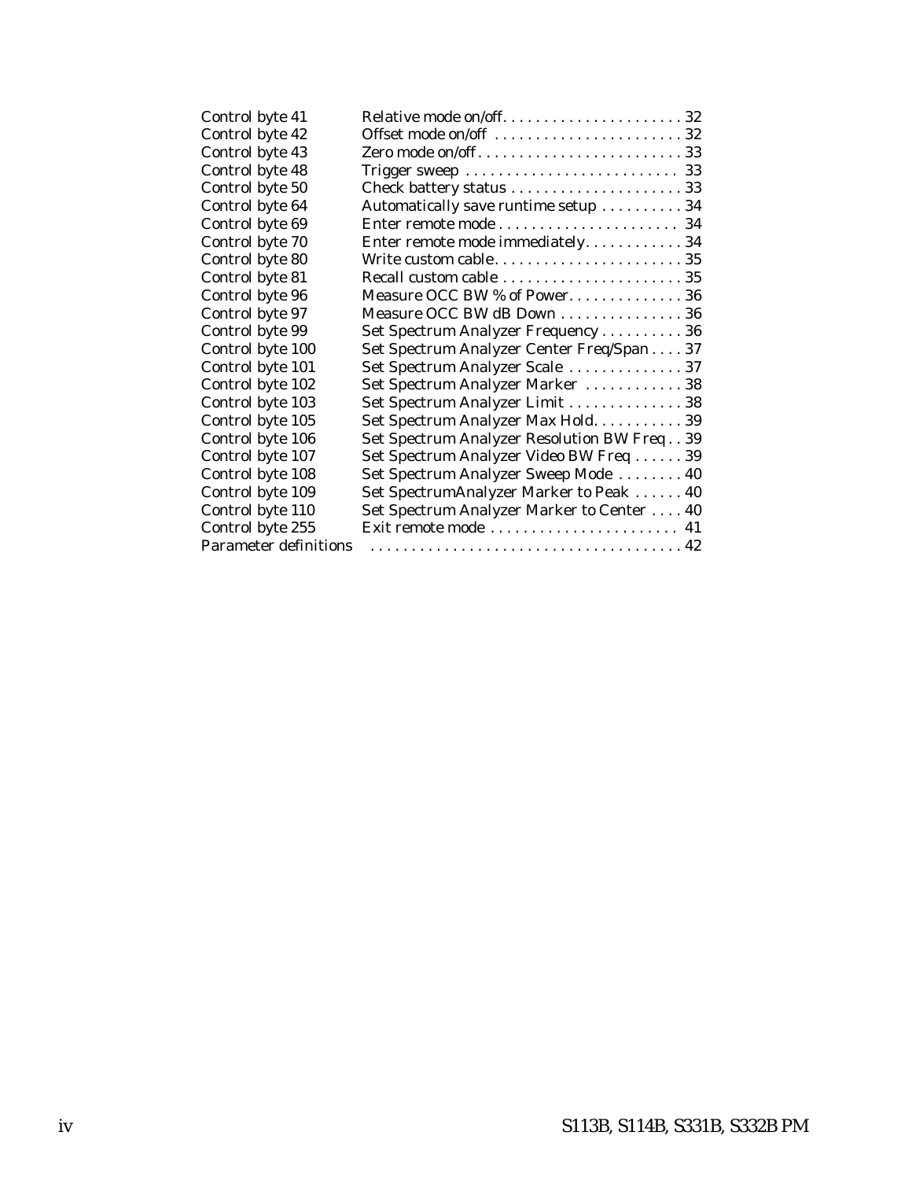| | | |
|---|---|---|
| Control byte 41 | Relative mode on/off | 32 |
| Control byte 42 | Offset mode on/off | 32 |
| Control byte 43 | Zero mode on/off | 33 |
| Control byte 48 | Trigger sweep | 33 |
| Control byte 50 | Check battery status | 33 |
| Control byte 64 | Automatically save runtime setup | 34 |
| Control byte 69 | Enter remote mode | 34 |
| Control byte 70 | Enter remote mode immediately | 34 |
| Control byte 80 | Write custom cable | 35 |
| Control byte 81 | Recall custom cable | 35 |
| Control byte 96 | Measure OCC BW % of Power | 36 |
| Control byte 97 | Measure OCC BW dB Down | 36 |
| Control byte 99 | Set Spectrum Analyzer Frequency | 36 |
| Control byte 100 | Set Spectrum Analyzer Center Freq/Span | 37 |
| Control byte 101 | Set Spectrum Analyzer Scale | 37 |
| Control byte 102 | Set Spectrum Analyzer Marker | 38 |
| Control byte 103 | Set Spectrum Analyzer Limit | 38 |
| Control byte 105 | Set Spectrum Analyzer Max Hold | 39 |
| Control byte 106 | Set Spectrum Analyzer Resolution BW Freq | 39 |
| Control byte 107 | Set Spectrum Analyzer Video BW Freq | 39 |
| Control byte 108 | Set Spectrum Analyzer Sweep Mode | 40 |
| Control byte 109 | Set SpectrumAnalyzer Marker to Peak | 40 |
| Control byte 110 | Set Spectrum Analyzer Marker to Center | 40 |
| Control byte 255 | Exit remote mode | 41 |
| Parameter definitions | | 42 |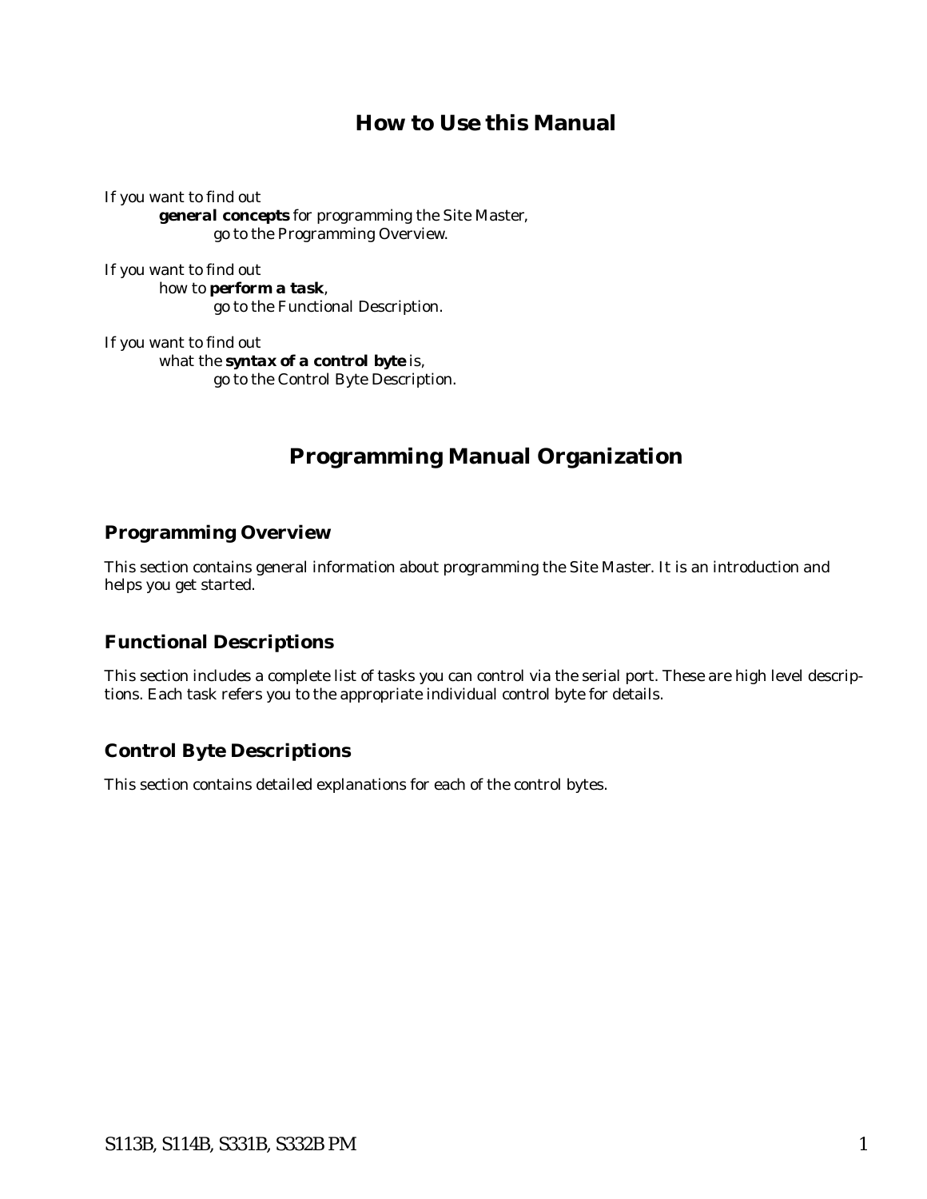# How to Use this Manual

If you want to find out
**general concepts** for programming the Site Master,
go to the Programming Overview.

If you want to find out
how to **perform a task**,
go to the Functional Description.

If you want to find out
what the **syntax of a control byte** is,
go to the Control Byte Description.

# Programming Manual Organization

## Programming Overview

This section contains general information about programming the Site Master. It is an introduction and helps you get started.

## Functional Descriptions

This section includes a complete list of tasks you can control via the serial port. These are high level descriptions. Each task refers you to the appropriate individual control byte for details.

## Control Byte Descriptions

This section contains detailed explanations for each of the control bytes.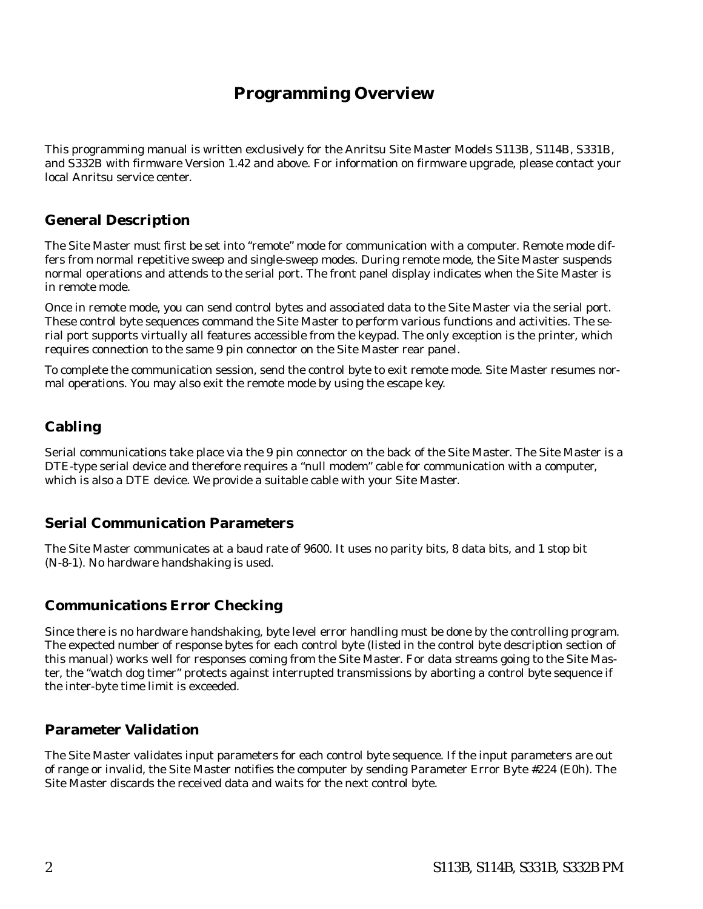# Programming Overview

This programming manual is written exclusively for the Anritsu Site Master Models S113B, S114B, S331B, and S332B with firmware Version 1.42 and above. For information on firmware upgrade, please contact your local Anritsu service center.

## General Description

The Site Master must first be set into "remote" mode for communication with a computer. Remote mode differs from normal repetitive sweep and single-sweep modes. During remote mode, the Site Master suspends normal operations and attends to the serial port. The front panel display indicates when the Site Master is in remote mode.

Once in remote mode, you can send control bytes and associated data to the Site Master via the serial port. These control byte sequences command the Site Master to perform various functions and activities. The serial port supports virtually all features accessible from the keypad. The only exception is the printer, which requires connection to the same 9 pin connector on the Site Master rear panel.

To complete the communication session, send the control byte to exit remote mode. Site Master resumes normal operations. You may also exit the remote mode by using the escape key.

## Cabling

Serial communications take place via the 9 pin connector on the back of the Site Master. The Site Master is a DTE-type serial device and therefore requires a "null modem" cable for communication with a computer, which is also a DTE device. We provide a suitable cable with your Site Master.

## Serial Communication Parameters

The Site Master communicates at a baud rate of 9600. It uses no parity bits, 8 data bits, and 1 stop bit (N-8-1). No hardware handshaking is used.

## Communications Error Checking

Since there is no hardware handshaking, byte level error handling must be done by the controlling program. The expected number of response bytes for each control byte (listed in the control byte description section of this manual) works well for responses coming from the Site Master. For data streams going to the Site Master, the "watch dog timer" protects against interrupted transmissions by aborting a control byte sequence if the inter-byte time limit is exceeded.

## Parameter Validation

The Site Master validates input parameters for each control byte sequence. If the input parameters are out of range or invalid, the Site Master notifies the computer by sending Parameter Error Byte #224 (E0h). The Site Master discards the received data and waits for the next control byte.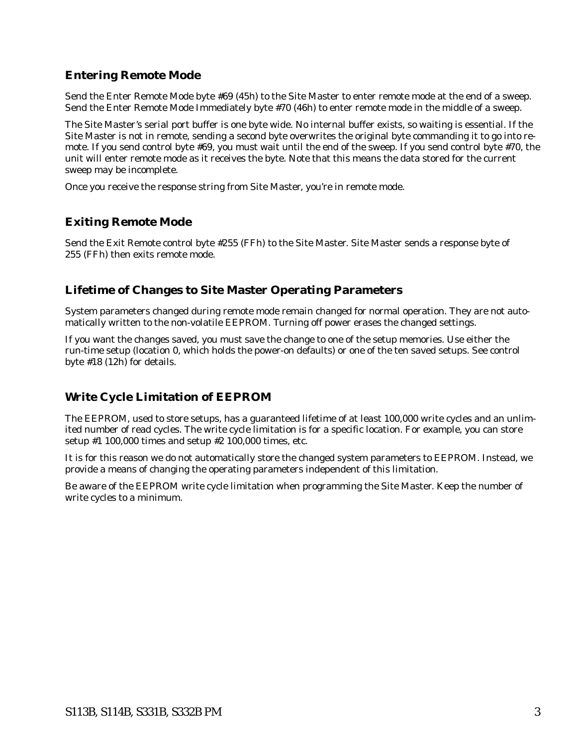## Entering Remote Mode

Send the Enter Remote Mode byte #69 (45h) to the Site Master to enter remote mode at the end of a sweep. Send the Enter Remote Mode Immediately byte #70 (46h) to enter remote mode in the middle of a sweep.

The Site Master's serial port buffer is one byte wide. No internal buffer exists, so waiting is essential. If the Site Master is not in remote, sending a second byte overwrites the original byte commanding it to go into remote. If you send control byte #69, you must wait until the end of the sweep. If you send control byte #70, the unit will enter remote mode as it receives the byte. Note that this means the data stored for the current sweep may be incomplete.

Once you receive the response string from Site Master, you're in remote mode.

## Exiting Remote Mode

Send the Exit Remote control byte #255 (FFh) to the Site Master. Site Master sends a response byte of 255 (FFh) then exits remote mode.

## Lifetime of Changes to Site Master Operating Parameters

System parameters changed during remote mode remain changed for normal operation. They are not automatically written to the non-volatile EEPROM. Turning off power erases the changed settings.

If you want the changes saved, you must save the change to one of the setup memories. Use either the run-time setup (location 0, which holds the power-on defaults) or one of the ten saved setups. See control byte #18 (12h) for details.

## Write Cycle Limitation of EEPROM

The EEPROM, used to store setups, has a guaranteed lifetime of at least 100,000 write cycles and an unlimited number of read cycles. The write cycle limitation is for a specific location. For example, you can store setup #1 100,000 times and setup #2 100,000 times, etc.

It is for this reason we do not automatically store the changed system parameters to EEPROM. Instead, we provide a means of changing the operating parameters independent of this limitation.

Be aware of the EEPROM write cycle limitation when programming the Site Master. Keep the number of write cycles to a minimum.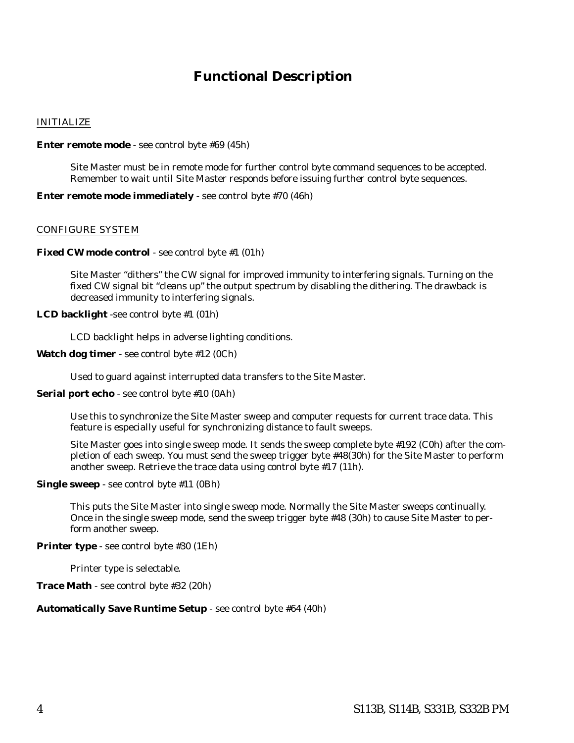# Functional Description

INITIALIZE

**Enter remote mode** - see control byte #69 (45h)

Site Master must be in remote mode for further control byte command sequences to be accepted. Remember to wait until Site Master responds before issuing further control byte sequences.

**Enter remote mode immediately** - see control byte #70 (46h)

CONFIGURE SYSTEM

**Fixed CW mode control** - see control byte #1 (01h)

Site Master "dithers" the CW signal for improved immunity to interfering signals. Turning on the fixed CW signal bit "cleans up" the output spectrum by disabling the dithering. The drawback is decreased immunity to interfering signals.

**LCD backlight** -see control byte #1 (01h)

LCD backlight helps in adverse lighting conditions.

**Watch dog timer** - see control byte #12 (0Ch)

Used to guard against interrupted data transfers to the Site Master.

**Serial port echo** - see control byte #10 (0Ah)

Use this to synchronize the Site Master sweep and computer requests for current trace data. This feature is especially useful for synchronizing distance to fault sweeps.

Site Master goes into single sweep mode. It sends the sweep complete byte #192 (C0h) after the completion of each sweep. You must send the sweep trigger byte #48(30h) for the Site Master to perform another sweep. Retrieve the trace data using control byte #17 (11h).

**Single sweep** - see control byte #11 (0Bh)

This puts the Site Master into single sweep mode. Normally the Site Master sweeps continually. Once in the single sweep mode, send the sweep trigger byte #48 (30h) to cause Site Master to perform another sweep.

**Printer type** - see control byte #30 (1Eh)

Printer type is selectable.

**Trace Math** - see control byte #32 (20h)

**Automatically Save Runtime Setup** - see control byte #64 (40h)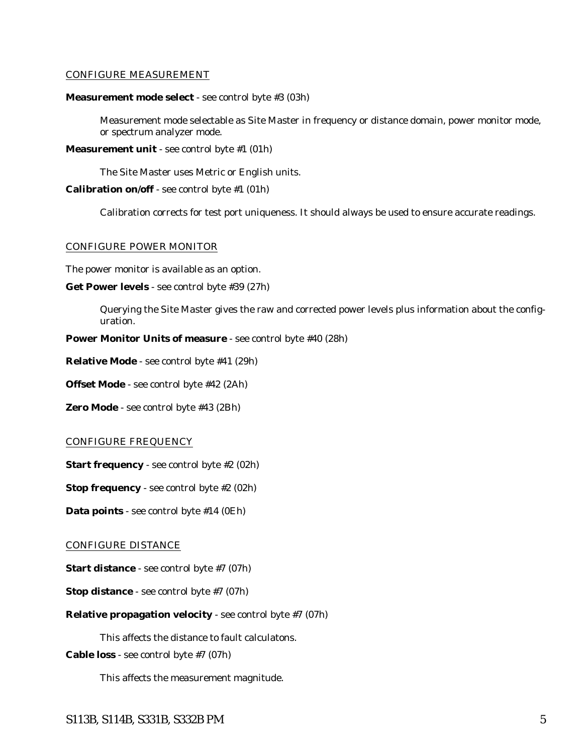## CONFIGURE MEASUREMENT

**Measurement mode select** - see control byte #3 (03h)

> Measurement mode selectable as Site Master in frequency or distance domain, power monitor mode, or spectrum analyzer mode.

**Measurement unit** - see control byte #1 (01h)

> The Site Master uses Metric or English units.

**Calibration on/off** - see control byte #1 (01h)

> Calibration corrects for test port uniqueness. It should always be used to ensure accurate readings.

## CONFIGURE POWER MONITOR

The power monitor is available as an option.

**Get Power levels** - see control byte #39 (27h)

> Querying the Site Master gives the raw and corrected power levels plus information about the configuration.

**Power Monitor Units of measure** - see control byte #40 (28h)

**Relative Mode** - see control byte #41 (29h)

**Offset Mode** - see control byte #42 (2Ah)

**Zero Mode** - see control byte #43 (2Bh)

## CONFIGURE FREQUENCY

**Start frequency** - see control byte #2 (02h)

**Stop frequency** - see control byte #2 (02h)

**Data points** - see control byte #14 (0Eh)

## CONFIGURE DISTANCE

**Start distance** - see control byte #7 (07h)

**Stop distance** - see control byte #7 (07h)

**Relative propagation velocity** - see control byte #7 (07h)

> This affects the distance to fault calculatons.

**Cable loss** - see control byte #7 (07h)

> This affects the measurement magnitude.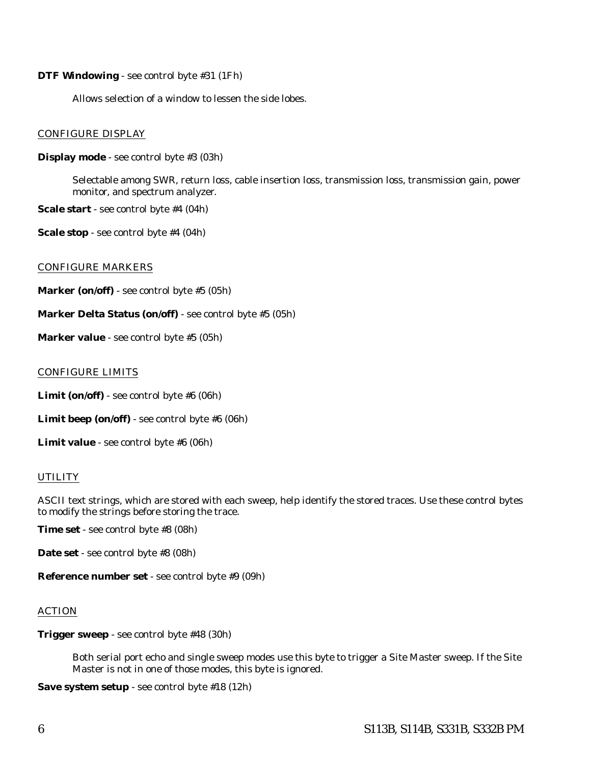**DTF Windowing** - see control byte #31 (1Fh)

Allows selection of a window to lessen the side lobes.

## CONFIGURE DISPLAY

**Display mode** - see control byte #3 (03h)

Selectable among SWR, return loss, cable insertion loss, transmission loss, transmission gain, power monitor, and spectrum analyzer.

**Scale start** - see control byte #4 (04h)

**Scale stop** - see control byte #4 (04h)

## CONFIGURE MARKERS

**Marker (on/off)** - see control byte #5 (05h)

**Marker Delta Status (on/off)** - see control byte #5 (05h)

**Marker value** - see control byte #5 (05h)

## CONFIGURE LIMITS

**Limit (on/off)** - see control byte #6 (06h)

**Limit beep (on/off)** - see control byte #6 (06h)

**Limit value** - see control byte #6 (06h)

## UTILITY

ASCII text strings, which are stored with each sweep, help identify the stored traces. Use these control bytes to modify the strings before storing the trace.

**Time set** - see control byte #8 (08h)

**Date set** - see control byte #8 (08h)

**Reference number set** - see control byte #9 (09h)

## ACTION

**Trigger sweep** - see control byte #48 (30h)

Both serial port echo and single sweep modes use this byte to trigger a Site Master sweep. If the Site Master is not in one of those modes, this byte is ignored.

**Save system setup** - see control byte #18 (12h)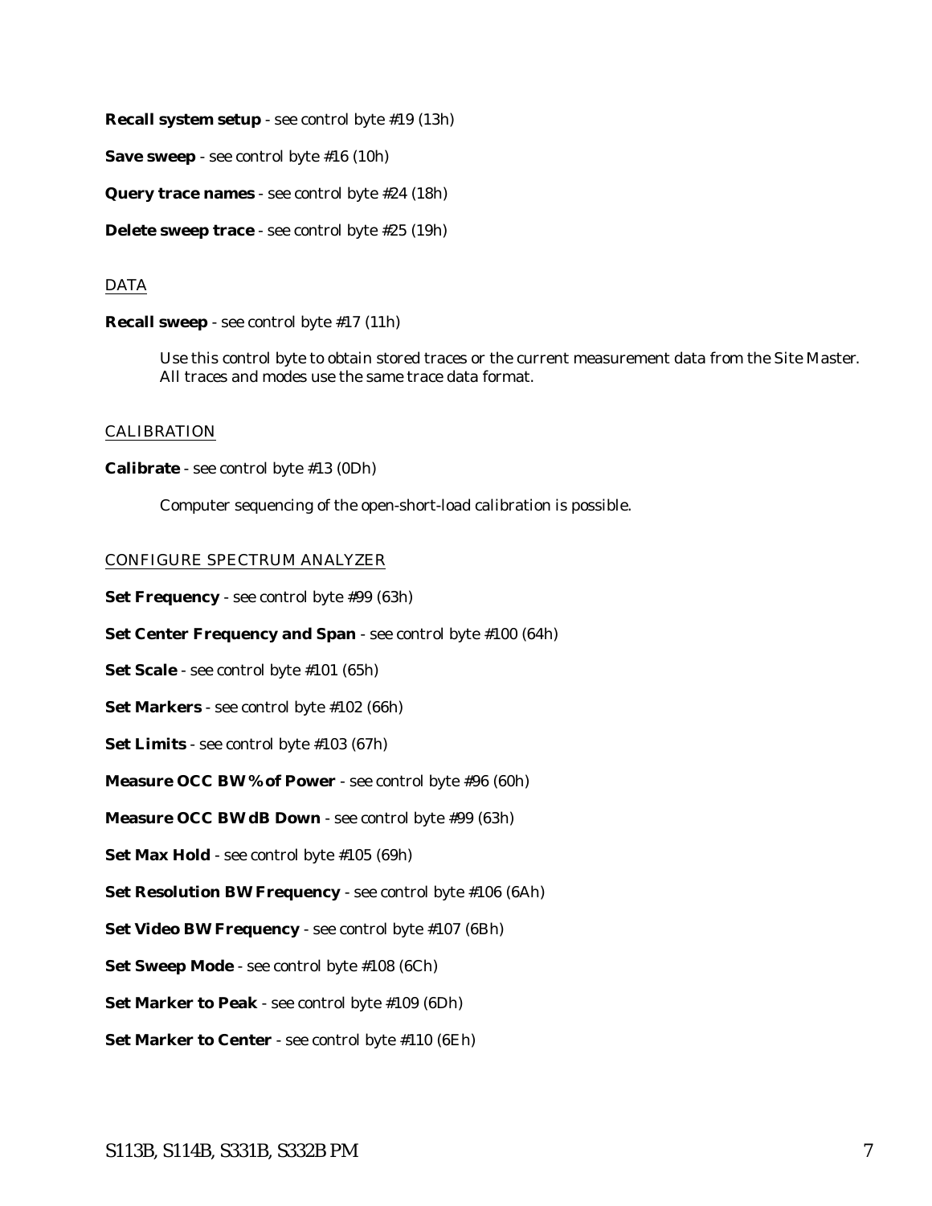**Recall system setup** - see control byte #19 (13h)

**Save sweep** - see control byte #16 (10h)

**Query trace names** - see control byte #24 (18h)

**Delete sweep trace** - see control byte #25 (19h)

DATA

**Recall sweep** - see control byte #17 (11h)

Use this control byte to obtain stored traces or the current measurement data from the Site Master. All traces and modes use the same trace data format.

CALIBRATION

**Calibrate** - see control byte #13 (0Dh)

Computer sequencing of the open-short-load calibration is possible.

CONFIGURE SPECTRUM ANALYZER

**Set Frequency** - see control byte #99 (63h)

**Set Center Frequency and Span** - see control byte #100 (64h)

**Set Scale** - see control byte #101 (65h)

**Set Markers** - see control byte #102 (66h)

**Set Limits** - see control byte #103 (67h)

**Measure OCC BW % of Power** - see control byte #96 (60h)

**Measure OCC BW dB Down** - see control byte #99 (63h)

**Set Max Hold** - see control byte #105 (69h)

**Set Resolution BW Frequency** - see control byte #106 (6Ah)

**Set Video BW Frequency** - see control byte #107 (6Bh)

**Set Sweep Mode** - see control byte #108 (6Ch)

**Set Marker to Peak** - see control byte #109 (6Dh)

**Set Marker to Center** - see control byte #110 (6Eh)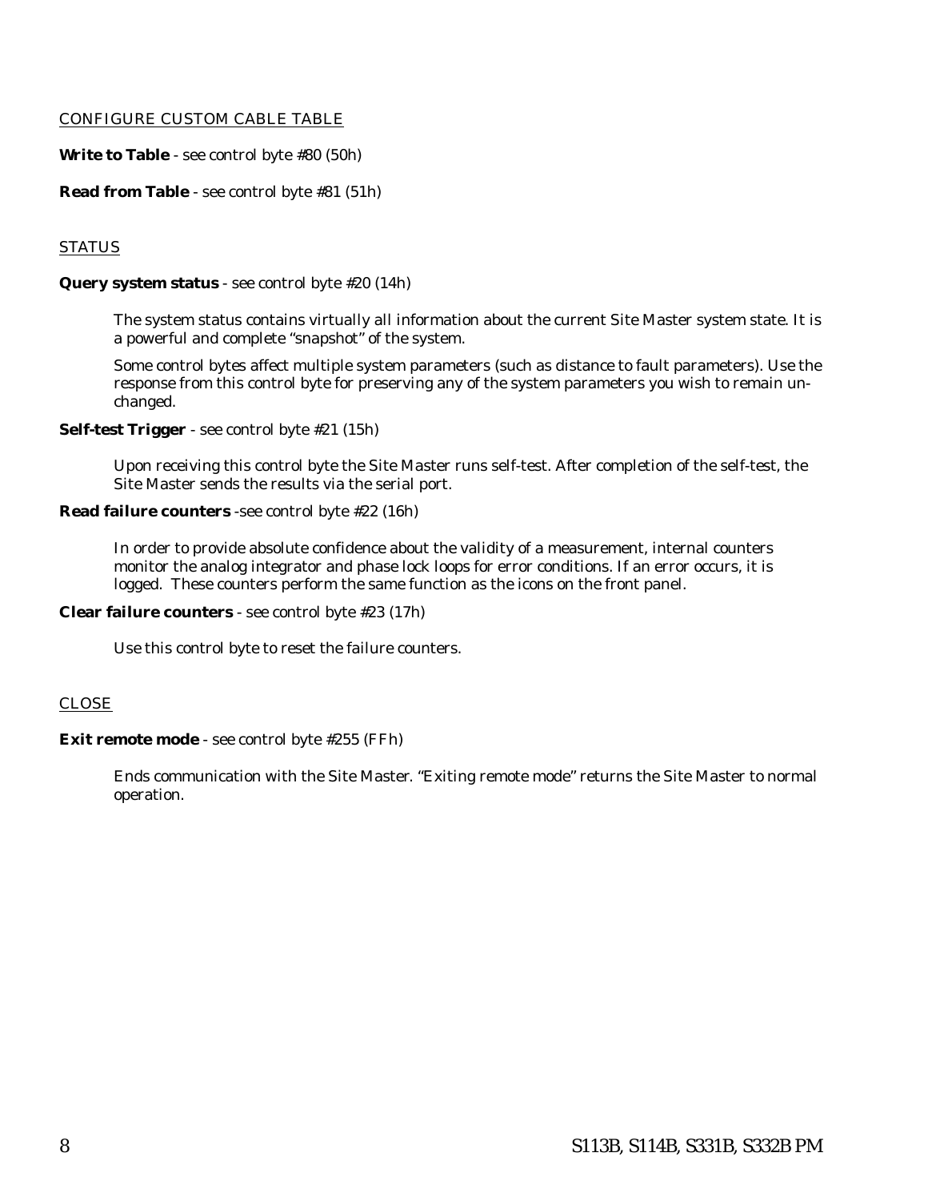CONFIGURE CUSTOM CABLE TABLE

**Write to Table** - see control byte #80 (50h)

**Read from Table** - see control byte #81 (51h)

STATUS

**Query system status** - see control byte #20 (14h)

The system status contains virtually all information about the current Site Master system state. It is a powerful and complete "snapshot" of the system.

Some control bytes affect multiple system parameters (such as distance to fault parameters). Use the response from this control byte for preserving any of the system parameters you wish to remain unchanged.

**Self-test Trigger** - see control byte #21 (15h)

Upon receiving this control byte the Site Master runs self-test. After completion of the self-test, the Site Master sends the results via the serial port.

**Read failure counters** -see control byte #22 (16h)

In order to provide absolute confidence about the validity of a measurement, internal counters monitor the analog integrator and phase lock loops for error conditions. If an error occurs, it is logged. These counters perform the same function as the icons on the front panel.

**Clear failure counters** - see control byte #23 (17h)

Use this control byte to reset the failure counters.

CLOSE

**Exit remote mode** - see control byte #255 (FFh)

Ends communication with the Site Master. "Exiting remote mode" returns the Site Master to normal operation.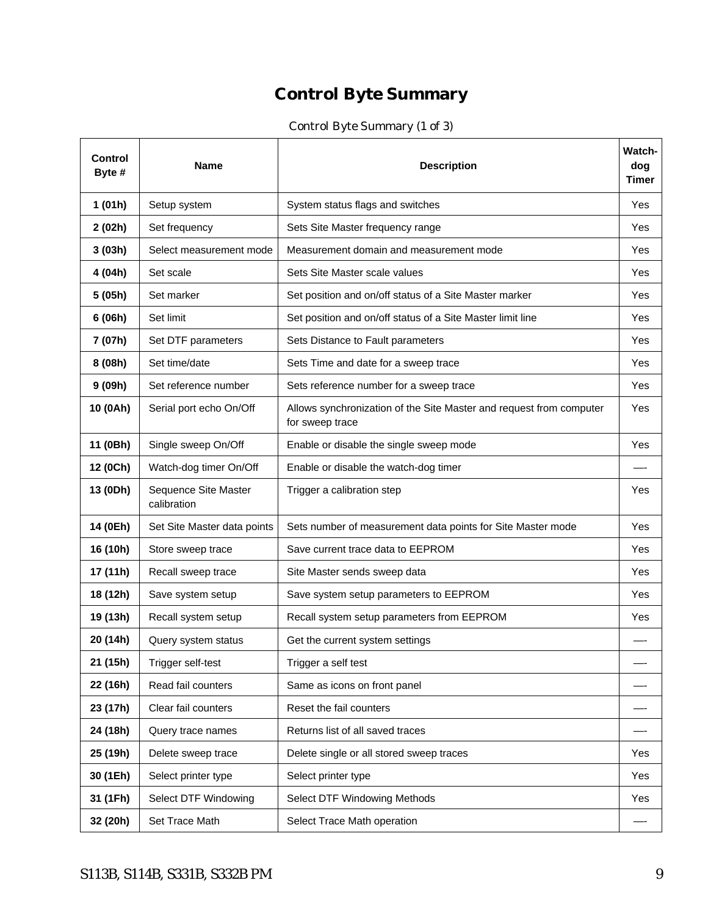# Control Byte Summary

Control Byte Summary (1 of 3)

| Control Byte # | Name | Description | Watch-dog Timer |
|---|---|---|---|
| **1 (01h)** | Setup system | System status flags and switches | Yes |
| **2 (02h)** | Set frequency | Sets Site Master frequency range | Yes |
| **3 (03h)** | Select measurement mode | Measurement domain and measurement mode | Yes |
| **4 (04h)** | Set scale | Sets Site Master scale values | Yes |
| **5 (05h)** | Set marker | Set position and on/off status of a Site Master marker | Yes |
| **6 (06h)** | Set limit | Set position and on/off status of a Site Master limit line | Yes |
| **7 (07h)** | Set DTF parameters | Sets Distance to Fault parameters | Yes |
| **8 (08h)** | Set time/date | Sets Time and date for a sweep trace | Yes |
| **9 (09h)** | Set reference number | Sets reference number for a sweep trace | Yes |
| **10 (0Ah)** | Serial port echo On/Off | Allows synchronization of the Site Master and request from computer for sweep trace | Yes |
| **11 (0Bh)** | Single sweep On/Off | Enable or disable the single sweep mode | Yes |
| **12 (0Ch)** | Watch-dog timer On/Off | Enable or disable the watch-dog timer | — |
| **13 (0Dh)** | Sequence Site Master calibration | Trigger a calibration step | Yes |
| **14 (0Eh)** | Set Site Master data points | Sets number of measurement data points for Site Master mode | Yes |
| **16 (10h)** | Store sweep trace | Save current trace data to EEPROM | Yes |
| **17 (11h)** | Recall sweep trace | Site Master sends sweep data | Yes |
| **18 (12h)** | Save system setup | Save system setup parameters to EEPROM | Yes |
| **19 (13h)** | Recall system setup | Recall system setup parameters from EEPROM | Yes |
| **20 (14h)** | Query system status | Get the current system settings | — |
| **21 (15h)** | Trigger self-test | Trigger a self test | — |
| **22 (16h)** | Read fail counters | Same as icons on front panel | — |
| **23 (17h)** | Clear fail counters | Reset the fail counters | — |
| **24 (18h)** | Query trace names | Returns list of all saved traces | — |
| **25 (19h)** | Delete sweep trace | Delete single or all stored sweep traces | Yes |
| **30 (1Eh)** | Select printer type | Select printer type | Yes |
| **31 (1Fh)** | Select DTF Windowing | Select DTF Windowing Methods | Yes |
| **32 (20h)** | Set Trace Math | Select Trace Math operation | — |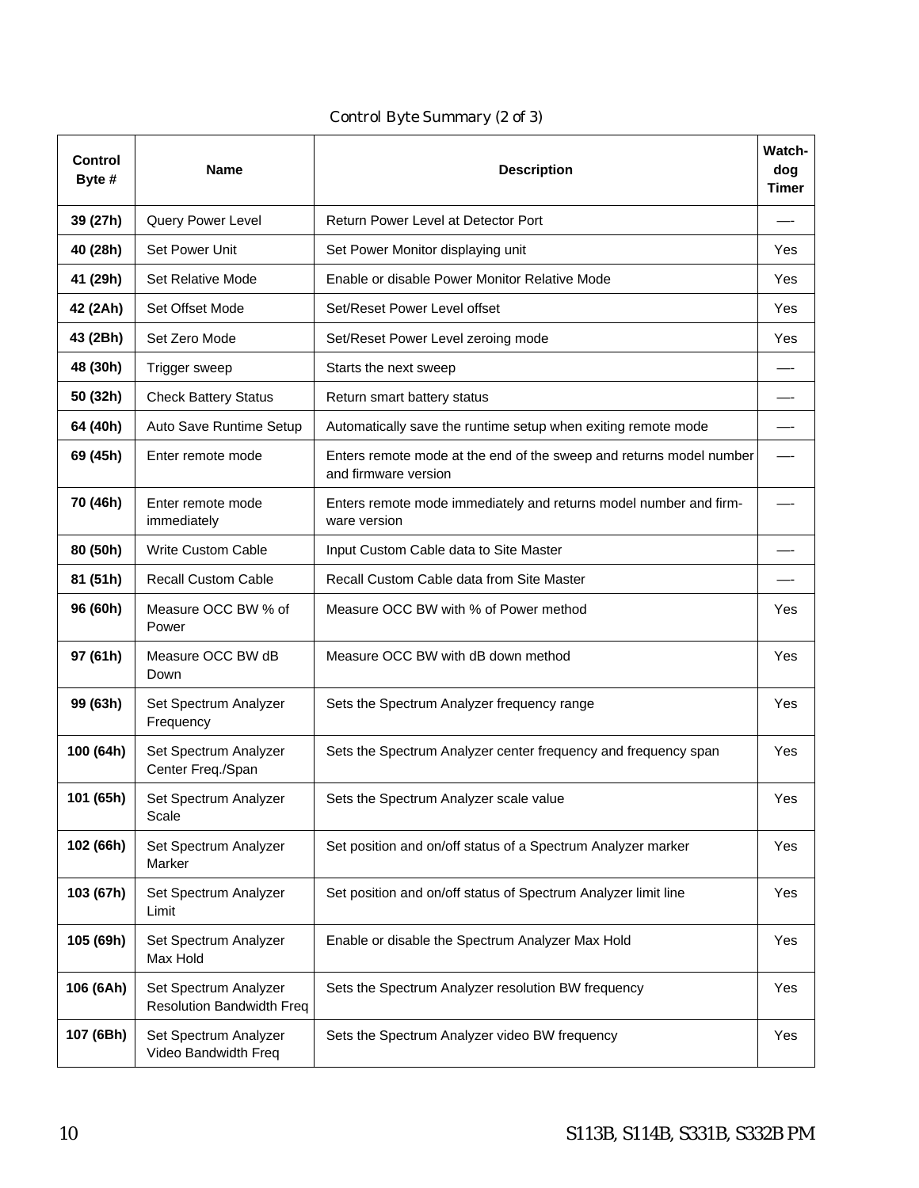Control Byte Summary (2 of 3)

| Control Byte # | Name | Description | Watch-dog Timer |
|---|---|---|---|
| 39 (27h) | Query Power Level | Return Power Level at Detector Port | — |
| 40 (28h) | Set Power Unit | Set Power Monitor displaying unit | Yes |
| 41 (29h) | Set Relative Mode | Enable or disable Power Monitor Relative Mode | Yes |
| 42 (2Ah) | Set Offset Mode | Set/Reset Power Level offset | Yes |
| 43 (2Bh) | Set Zero Mode | Set/Reset Power Level zeroing mode | Yes |
| 48 (30h) | Trigger sweep | Starts the next sweep | — |
| 50 (32h) | Check Battery Status | Return smart battery status | — |
| 64 (40h) | Auto Save Runtime Setup | Automatically save the runtime setup when exiting remote mode | — |
| 69 (45h) | Enter remote mode | Enters remote mode at the end of the sweep and returns model number and firmware version | — |
| 70 (46h) | Enter remote mode immediately | Enters remote mode immediately and returns model number and firmware version | — |
| 80 (50h) | Write Custom Cable | Input Custom Cable data to Site Master | — |
| 81 (51h) | Recall Custom Cable | Recall Custom Cable data from Site Master | — |
| 96 (60h) | Measure OCC BW % of Power | Measure OCC BW with % of Power method | Yes |
| 97 (61h) | Measure OCC BW dB Down | Measure OCC BW with dB down method | Yes |
| 99 (63h) | Set Spectrum Analyzer Frequency | Sets the Spectrum Analyzer frequency range | Yes |
| 100 (64h) | Set Spectrum Analyzer Center Freq./Span | Sets the Spectrum Analyzer center frequency and frequency span | Yes |
| 101 (65h) | Set Spectrum Analyzer Scale | Sets the Spectrum Analyzer scale value | Yes |
| 102 (66h) | Set Spectrum Analyzer Marker | Set position and on/off status of a Spectrum Analyzer marker | Yes |
| 103 (67h) | Set Spectrum Analyzer Limit | Set position and on/off status of Spectrum Analyzer limit line | Yes |
| 105 (69h) | Set Spectrum Analyzer Max Hold | Enable or disable the Spectrum Analyzer Max Hold | Yes |
| 106 (6Ah) | Set Spectrum Analyzer Resolution Bandwidth Freq | Sets the Spectrum Analyzer resolution BW frequency | Yes |
| 107 (6Bh) | Set Spectrum Analyzer Video Bandwidth Freq | Sets the Spectrum Analyzer video BW frequency | Yes |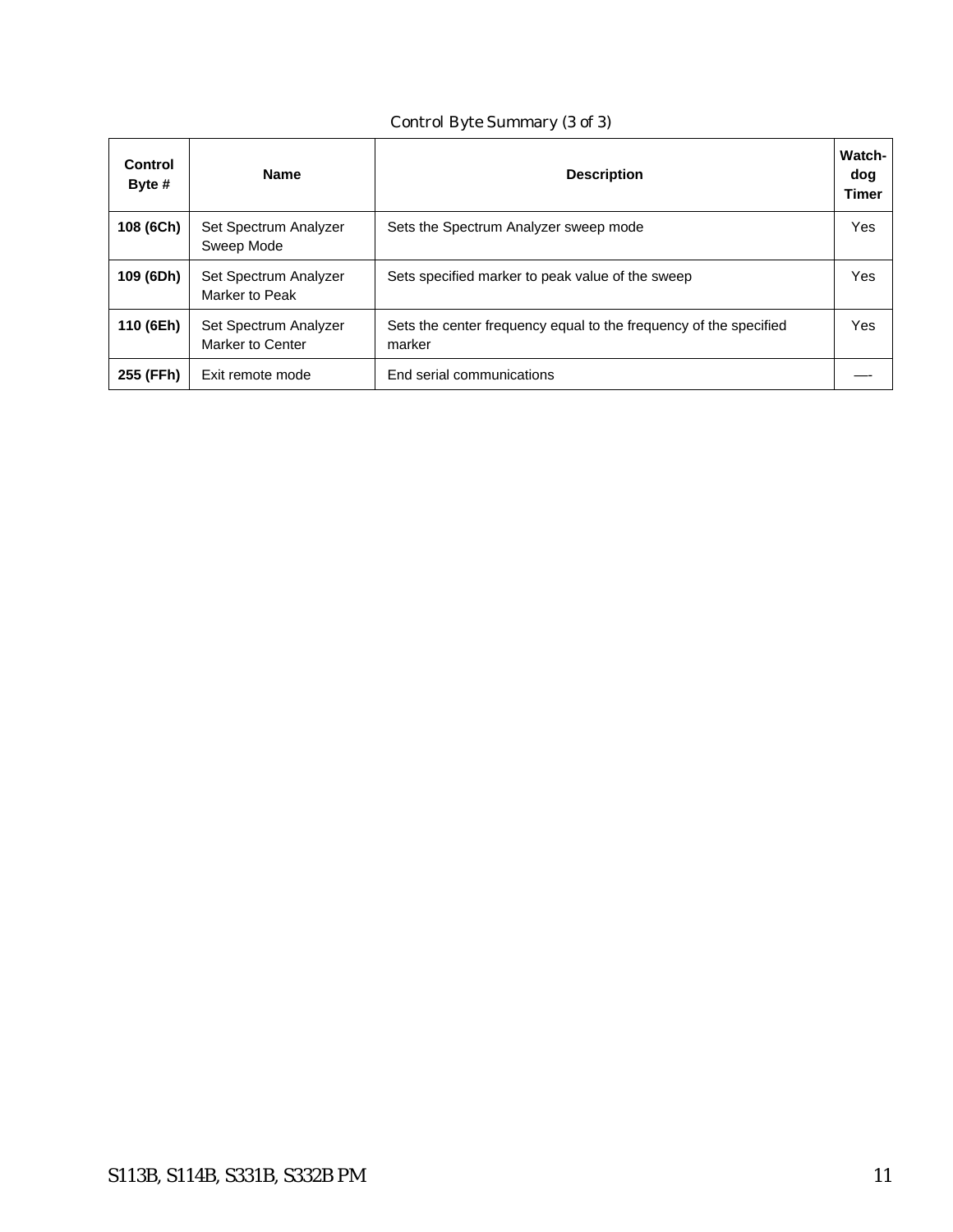Control Byte Summary (3 of 3)

| Control Byte # | Name | Description | Watch-dog Timer |
|---|---|---|---|
| **108 (6Ch)** | Set Spectrum Analyzer Sweep Mode | Sets the Spectrum Analyzer sweep mode | Yes |
| **109 (6Dh)** | Set Spectrum Analyzer Marker to Peak | Sets specified marker to peak value of the sweep | Yes |
| **110 (6Eh)** | Set Spectrum Analyzer Marker to Center | Sets the center frequency equal to the frequency of the specified marker | Yes |
| **255 (FFh)** | Exit remote mode | End serial communications | —- |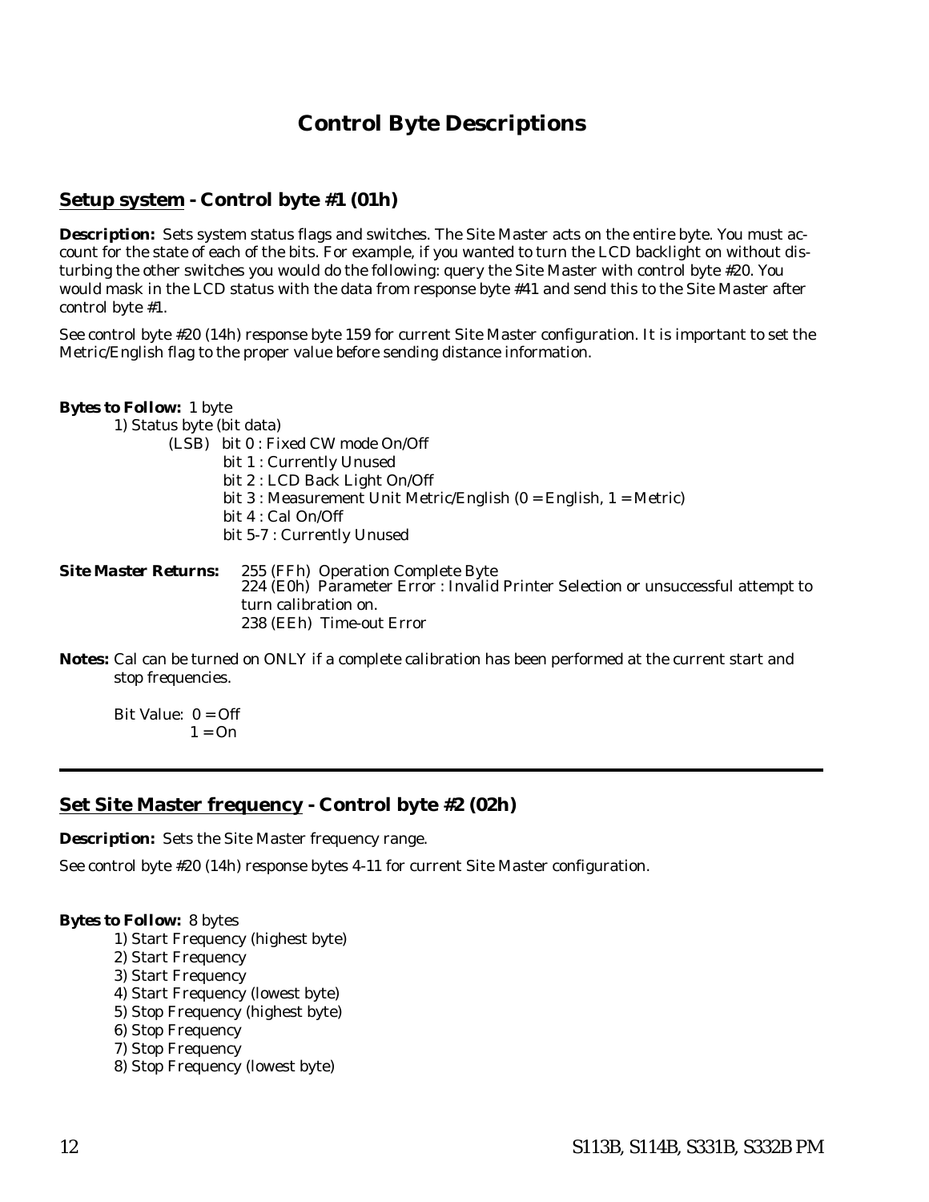# Control Byte Descriptions

## Setup system - Control byte #1 (01h)

**Description:** Sets system status flags and switches. The Site Master acts on the entire byte. You must account for the state of each of the bits. For example, if you wanted to turn the LCD backlight on without disturbing the other switches you would do the following: query the Site Master with control byte #20. You would mask in the LCD status with the data from response byte #41 and send this to the Site Master after control byte #1.

See control byte #20 (14h) response byte 159 for current Site Master configuration. It is important to set the Metric/English flag to the proper value before sending distance information.

**Bytes to Follow:** 1 byte

1) Status byte (bit data)
   - (LSB) bit 0 : Fixed CW mode On/Off
   - bit 1 : Currently Unused
   - bit 2 : LCD Back Light On/Off
   - bit 3 : Measurement Unit Metric/English (0 = English, 1 = Metric)
   - bit 4 : Cal On/Off
   - bit 5-7 : Currently Unused

***Site Master Returns:*** 255 (FFh) Operation Complete Byte
224 (E0h) Parameter Error : Invalid Printer Selection or unsuccessful attempt to turn calibration on.
238 (EEh) Time-out Error

**Notes:** Cal can be turned on ONLY if a complete calibration has been performed at the current start and stop frequencies.

Bit Value: 0 = Off
1 = On

---

## Set Site Master frequency - Control byte #2 (02h)

**Description:** Sets the Site Master frequency range.

See control byte #20 (14h) response bytes 4-11 for current Site Master configuration.

**Bytes to Follow:** 8 bytes

1) Start Frequency (highest byte)
2) Start Frequency
3) Start Frequency
4) Start Frequency (lowest byte)
5) Stop Frequency (highest byte)
6) Stop Frequency
7) Stop Frequency
8) Stop Frequency (lowest byte)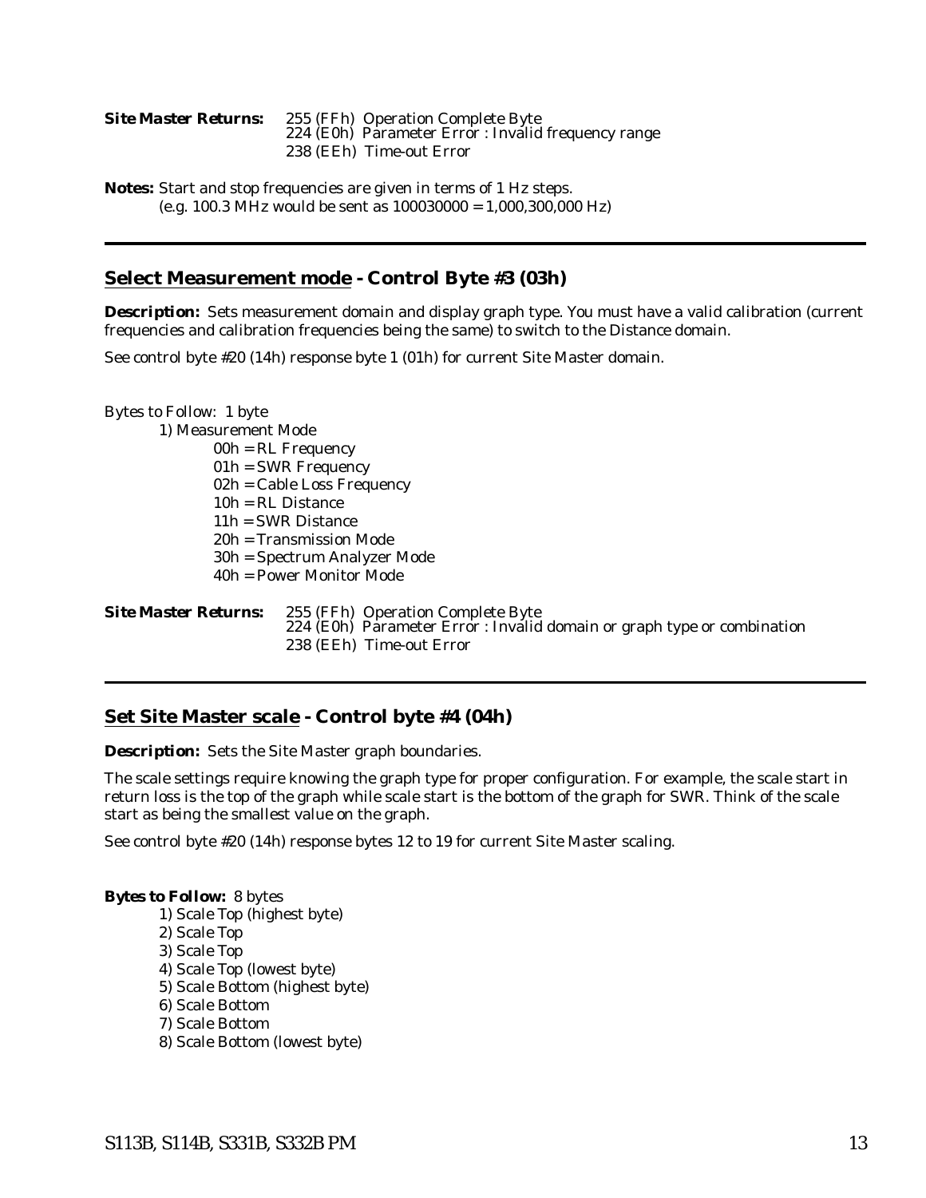**Site Master Returns:** 255 (FFh) Operation Complete Byte
224 (E0h) Parameter Error : Invalid frequency range
238 (EEh) Time-out Error

**Notes:** Start and stop frequencies are given in terms of 1 Hz steps.
(e.g. 100.3 MHz would be sent as 100030000 = 1,000,300,000 Hz)

---

## Select Measurement mode - Control Byte #3 (03h)

**Description:** Sets measurement domain and display graph type. You must have a valid calibration (current frequencies and calibration frequencies being the same) to switch to the Distance domain.

See control byte #20 (14h) response byte 1 (01h) for current Site Master domain.

Bytes to Follow: 1 byte

1) Measurement Mode
   - 00h = RL Frequency
   - 01h = SWR Frequency
   - 02h = Cable Loss Frequency
   - 10h = RL Distance
   - 11h = SWR Distance
   - 20h = Transmission Mode
   - 30h = Spectrum Analyzer Mode
   - 40h = Power Monitor Mode

**Site Master Returns:** 255 (FFh) Operation Complete Byte
224 (E0h) Parameter Error : Invalid domain or graph type or combination
238 (EEh) Time-out Error

---

## Set Site Master scale - Control byte #4 (04h)

**Description:** Sets the Site Master graph boundaries.

The scale settings require knowing the graph type for proper configuration. For example, the scale start in return loss is the top of the graph while scale start is the bottom of the graph for SWR. Think of the scale start as being the smallest value on the graph.

See control byte #20 (14h) response bytes 12 to 19 for current Site Master scaling.

**Bytes to Follow:** 8 bytes

1) Scale Top (highest byte)
2) Scale Top
3) Scale Top
4) Scale Top (lowest byte)
5) Scale Bottom (highest byte)
6) Scale Bottom
7) Scale Bottom
8) Scale Bottom (lowest byte)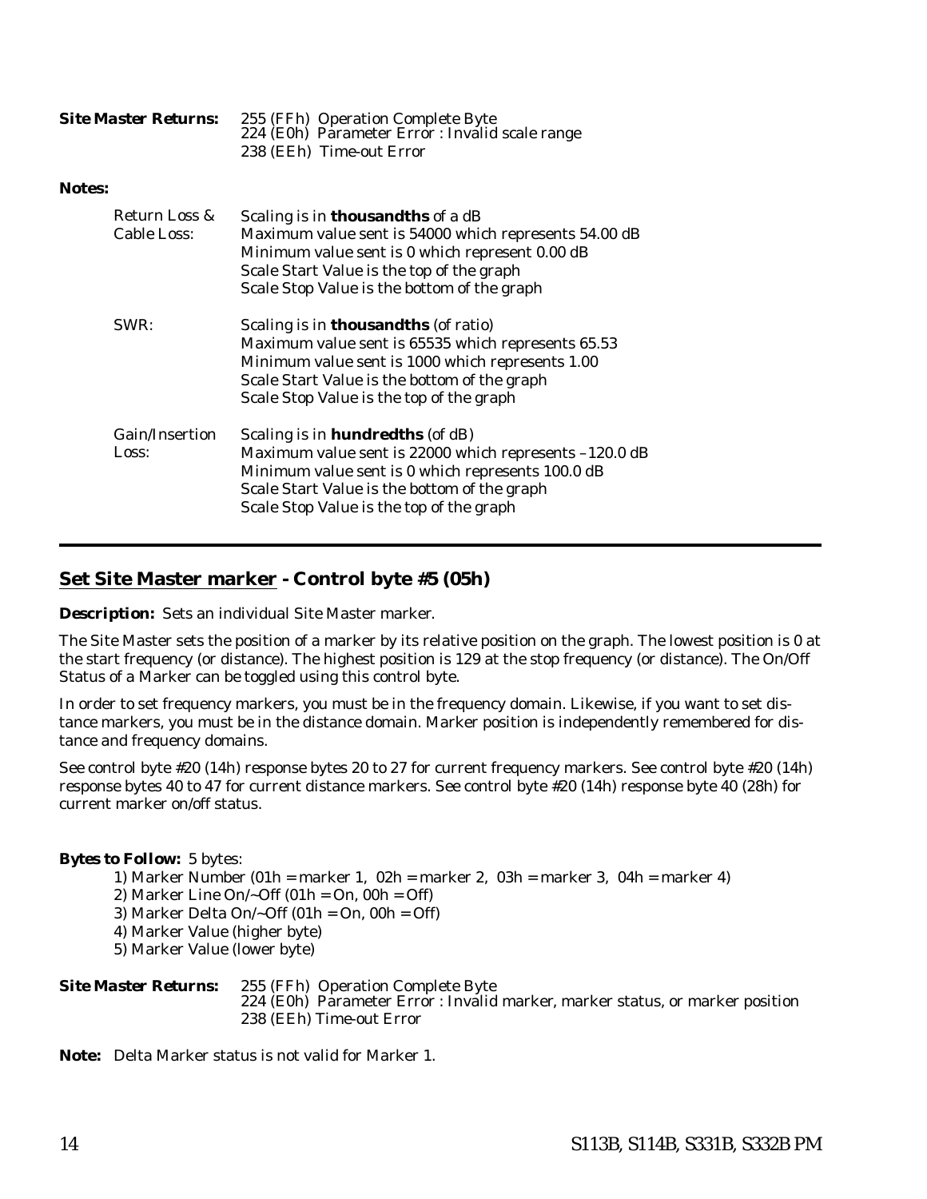**Site Master Returns:** 255 (FFh) Operation Complete Byte
224 (E0h) Parameter Error : Invalid scale range
238 (EEh) Time-out Error

**Notes:**

| | |
|---|---|
| Return Loss & Cable Loss: | Scaling is in **thousandths** of a dB<br>Maximum value sent is 54000 which represents 54.00 dB<br>Minimum value sent is 0 which represent 0.00 dB<br>Scale Start Value is the top of the graph<br>Scale Stop Value is the bottom of the graph |
| SWR: | Scaling is in **thousandths** (of ratio)<br>Maximum value sent is 65535 which represents 65.53<br>Minimum value sent is 1000 which represents 1.00<br>Scale Start Value is the bottom of the graph<br>Scale Stop Value is the top of the graph |
| Gain/Insertion Loss: | Scaling is in **hundredths** (of dB)<br>Maximum value sent is 22000 which represents –120.0 dB<br>Minimum value sent is 0 which represents 100.0 dB<br>Scale Start Value is the bottom of the graph<br>Scale Stop Value is the top of the graph |

---

## Set Site Master marker - Control byte #5 (05h)

**Description:** Sets an individual Site Master marker.

The Site Master sets the position of a marker by its relative position on the graph. The lowest position is 0 at the start frequency (or distance). The highest position is 129 at the stop frequency (or distance). The On/Off Status of a Marker can be toggled using this control byte.

In order to set frequency markers, you must be in the frequency domain. Likewise, if you want to set distance markers, you must be in the distance domain. Marker position is independently remembered for distance and frequency domains.

See control byte #20 (14h) response bytes 20 to 27 for current frequency markers. See control byte #20 (14h) response bytes 40 to 47 for current distance markers. See control byte #20 (14h) response byte 40 (28h) for current marker on/off status.

**Bytes to Follow:** 5 bytes:

1) Marker Number (01h = marker 1, 02h = marker 2, 03h = marker 3, 04h = marker 4)
2) Marker Line On/~Off (01h = On, 00h = Off)
3) Marker Delta On/~Off (01h = On, 00h = Off)
4) Marker Value (higher byte)
5) Marker Value (lower byte)

**Site Master Returns:** 255 (FFh) Operation Complete Byte
224 (E0h) Parameter Error : Invalid marker, marker status, or marker position
238 (EEh) Time-out Error

**Note:** Delta Marker status is not valid for Marker 1.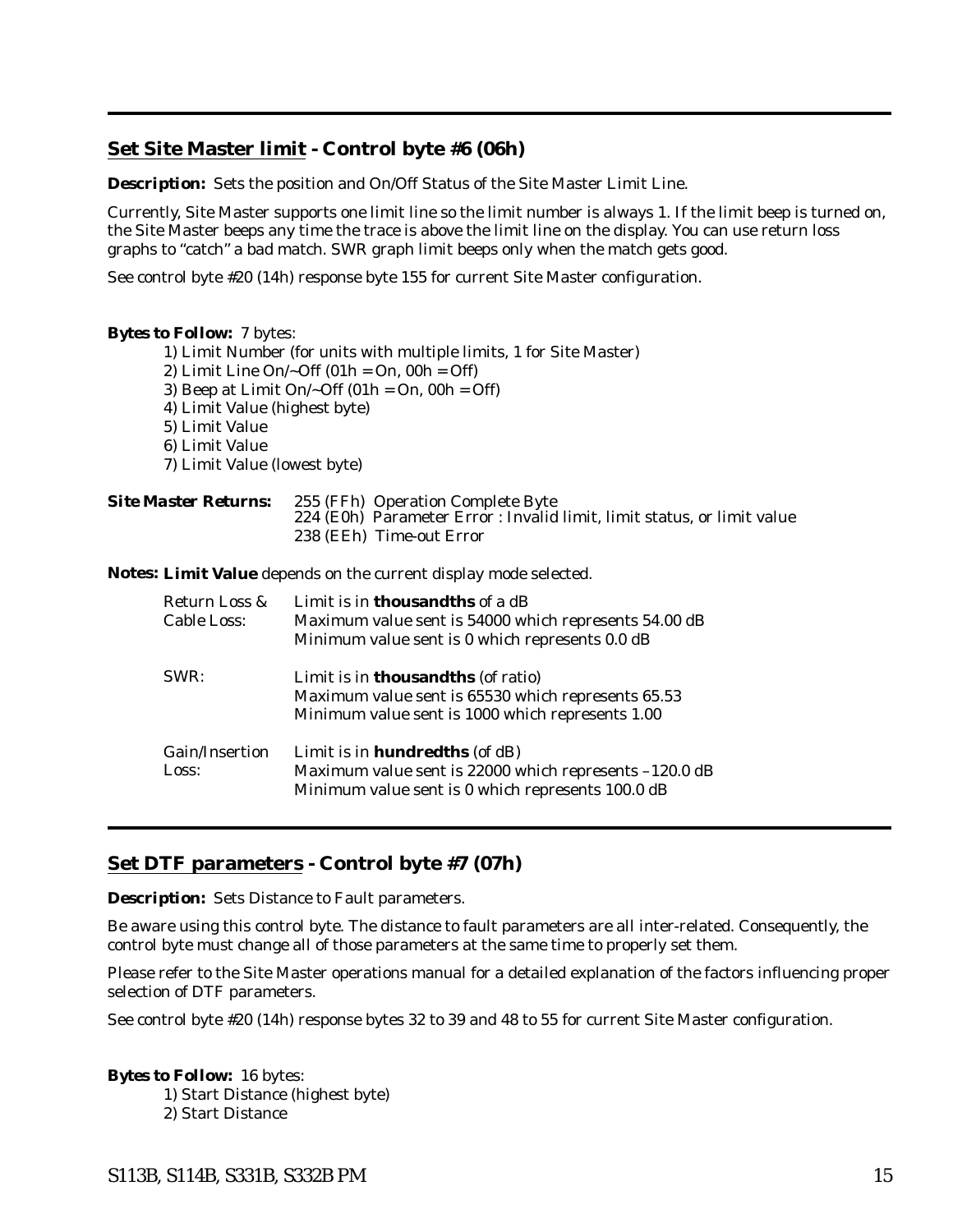## Set Site Master limit - Control byte #6 (06h)

**Description:** Sets the position and On/Off Status of the Site Master Limit Line.

Currently, Site Master supports one limit line so the limit number is always 1. If the limit beep is turned on, the Site Master beeps any time the trace is above the limit line on the display. You can use return loss graphs to "catch" a bad match. SWR graph limit beeps only when the match gets good.

See control byte #20 (14h) response byte 155 for current Site Master configuration.

**Bytes to Follow:** 7 bytes:

1) Limit Number (for units with multiple limits, 1 for Site Master)
2) Limit Line On/~Off (01h = On, 00h = Off)
3) Beep at Limit On/~Off (01h = On, 00h = Off)
4) Limit Value (highest byte)
5) Limit Value
6) Limit Value
7) Limit Value (lowest byte)

**Site Master Returns:** 255 (FFh) Operation Complete Byte
224 (E0h) Parameter Error : Invalid limit, limit status, or limit value
238 (EEh) Time-out Error

**Notes: Limit Value** depends on the current display mode selected.

| | |
|---|---|
| Return Loss & Cable Loss: | Limit is in **thousandths** of a dB<br>Maximum value sent is 54000 which represents 54.00 dB<br>Minimum value sent is 0 which represents 0.0 dB |
| SWR: | Limit is in **thousandths** (of ratio)<br>Maximum value sent is 65530 which represents 65.53<br>Minimum value sent is 1000 which represents 1.00 |
| Gain/Insertion Loss: | Limit is in **hundredths** (of dB)<br>Maximum value sent is 22000 which represents –120.0 dB<br>Minimum value sent is 0 which represents 100.0 dB |

## Set DTF parameters - Control byte #7 (07h)

**Description:** Sets Distance to Fault parameters.

Be aware using this control byte. The distance to fault parameters are all inter-related. Consequently, the control byte must change all of those parameters at the same time to properly set them.

Please refer to the Site Master operations manual for a detailed explanation of the factors influencing proper selection of DTF parameters.

See control byte #20 (14h) response bytes 32 to 39 and 48 to 55 for current Site Master configuration.

**Bytes to Follow:** 16 bytes:

1) Start Distance (highest byte)
2) Start Distance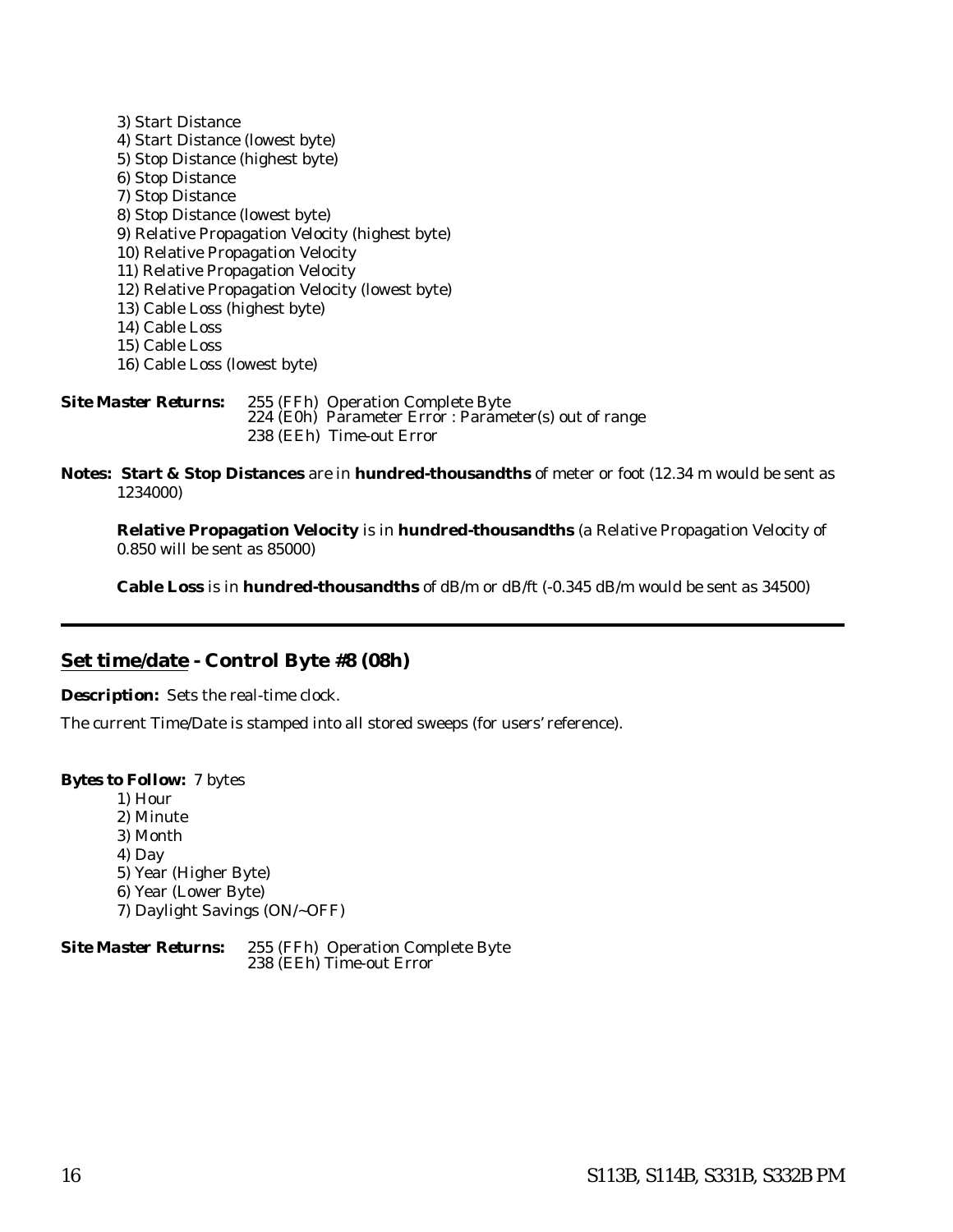3) Start Distance
4) Start Distance (lowest byte)
5) Stop Distance (highest byte)
6) Stop Distance
7) Stop Distance
8) Stop Distance (lowest byte)
9) Relative Propagation Velocity (highest byte)
10) Relative Propagation Velocity
11) Relative Propagation Velocity
12) Relative Propagation Velocity (lowest byte)
13) Cable Loss (highest byte)
14) Cable Loss
15) Cable Loss
16) Cable Loss (lowest byte)

**Site Master Returns:** 255 (FFh) Operation Complete Byte
224 (E0h) Parameter Error : Parameter(s) out of range
238 (EEh) Time-out Error

**Notes: Start & Stop Distances** are in **hundred-thousandths** of meter or foot (12.34 m would be sent as 1234000)

**Relative Propagation Velocity** is in **hundred-thousandths** (a Relative Propagation Velocity of 0.850 will be sent as 85000)

**Cable Loss** is in **hundred-thousandths** of dB/m or dB/ft (-0.345 dB/m would be sent as 34500)

---

## Set time/date - Control Byte #8 (08h)

**Description:** Sets the real-time clock.

The current Time/Date is stamped into all stored sweeps (for users' reference).

**Bytes to Follow:** 7 bytes

1) Hour
2) Minute
3) Month
4) Day
5) Year (Higher Byte)
6) Year (Lower Byte)
7) Daylight Savings (ON/~OFF)

**Site Master Returns:** 255 (FFh) Operation Complete Byte
238 (EEh) Time-out Error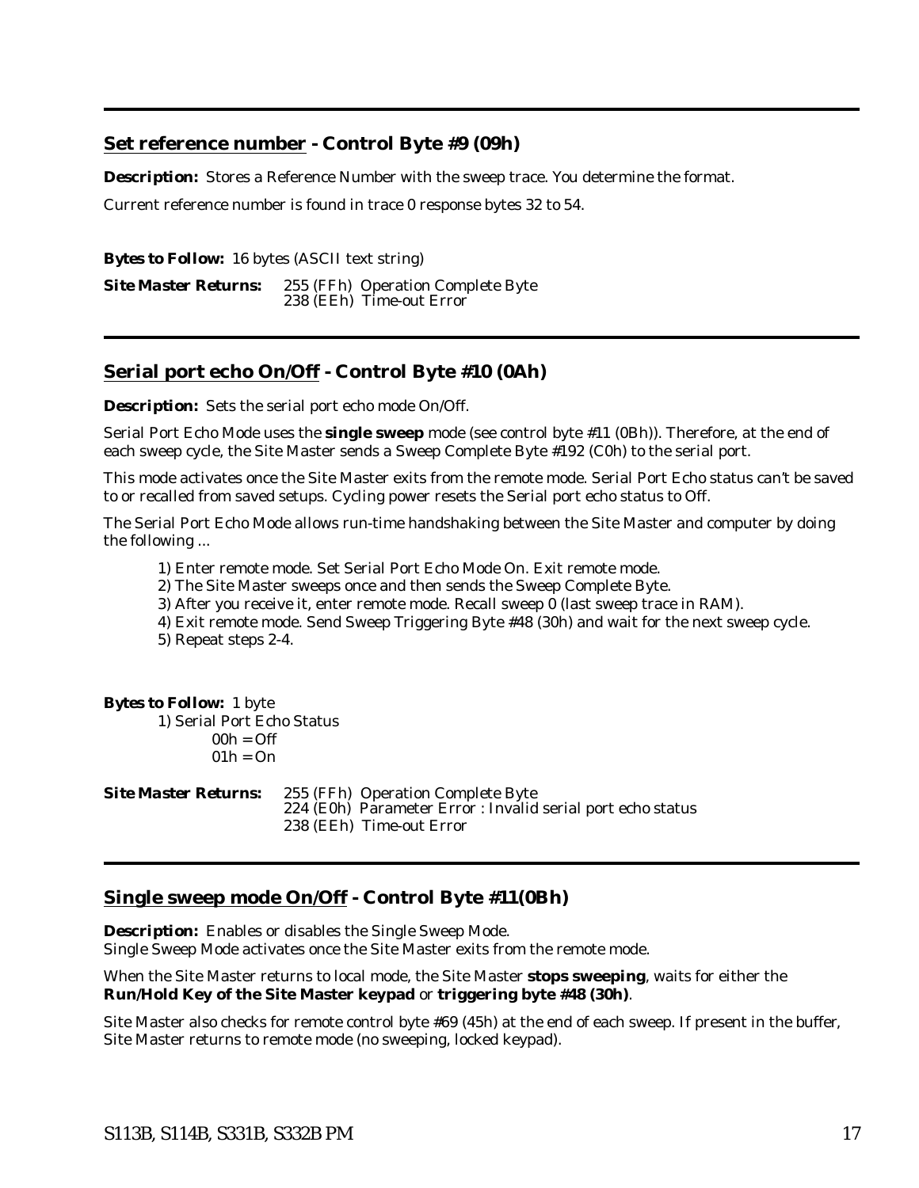---

## Set reference number - Control Byte #9 (09h)

**Description:** Stores a Reference Number with the sweep trace. You determine the format.

Current reference number is found in trace 0 response bytes 32 to 54.

**Bytes to Follow:** 16 bytes (ASCII text string)

**Site Master Returns:** 255 (FFh) Operation Complete Byte
238 (EEh) Time-out Error

---

## Serial port echo On/Off - Control Byte #10 (0Ah)

**Description:** Sets the serial port echo mode On/Off.

Serial Port Echo Mode uses the **single sweep** mode (see control byte #11 (0Bh)). Therefore, at the end of each sweep cycle, the Site Master sends a Sweep Complete Byte #192 (C0h) to the serial port.

This mode activates once the Site Master exits from the remote mode. Serial Port Echo status can't be saved to or recalled from saved setups. Cycling power resets the Serial port echo status to Off.

The Serial Port Echo Mode allows run-time handshaking between the Site Master and computer by doing the following ...

1) Enter remote mode. Set Serial Port Echo Mode On. Exit remote mode.
2) The Site Master sweeps once and then sends the Sweep Complete Byte.
3) After you receive it, enter remote mode. Recall sweep 0 (last sweep trace in RAM).
4) Exit remote mode. Send Sweep Triggering Byte #48 (30h) and wait for the next sweep cycle.
5) Repeat steps 2-4.

**Bytes to Follow:** 1 byte
1) Serial Port Echo Status
00h = Off
01h = On

**Site Master Returns:** 255 (FFh) Operation Complete Byte
224 (E0h) Parameter Error : Invalid serial port echo status
238 (EEh) Time-out Error

---

## Single sweep mode On/Off - Control Byte #11(0Bh)

**Description:** Enables or disables the Single Sweep Mode.
Single Sweep Mode activates once the Site Master exits from the remote mode.

When the Site Master returns to local mode, the Site Master **stops sweeping**, waits for either the **Run/Hold Key of the Site Master keypad** or **triggering byte #48 (30h)**.

Site Master also checks for remote control byte #69 (45h) at the end of each sweep. If present in the buffer, Site Master returns to remote mode (no sweeping, locked keypad).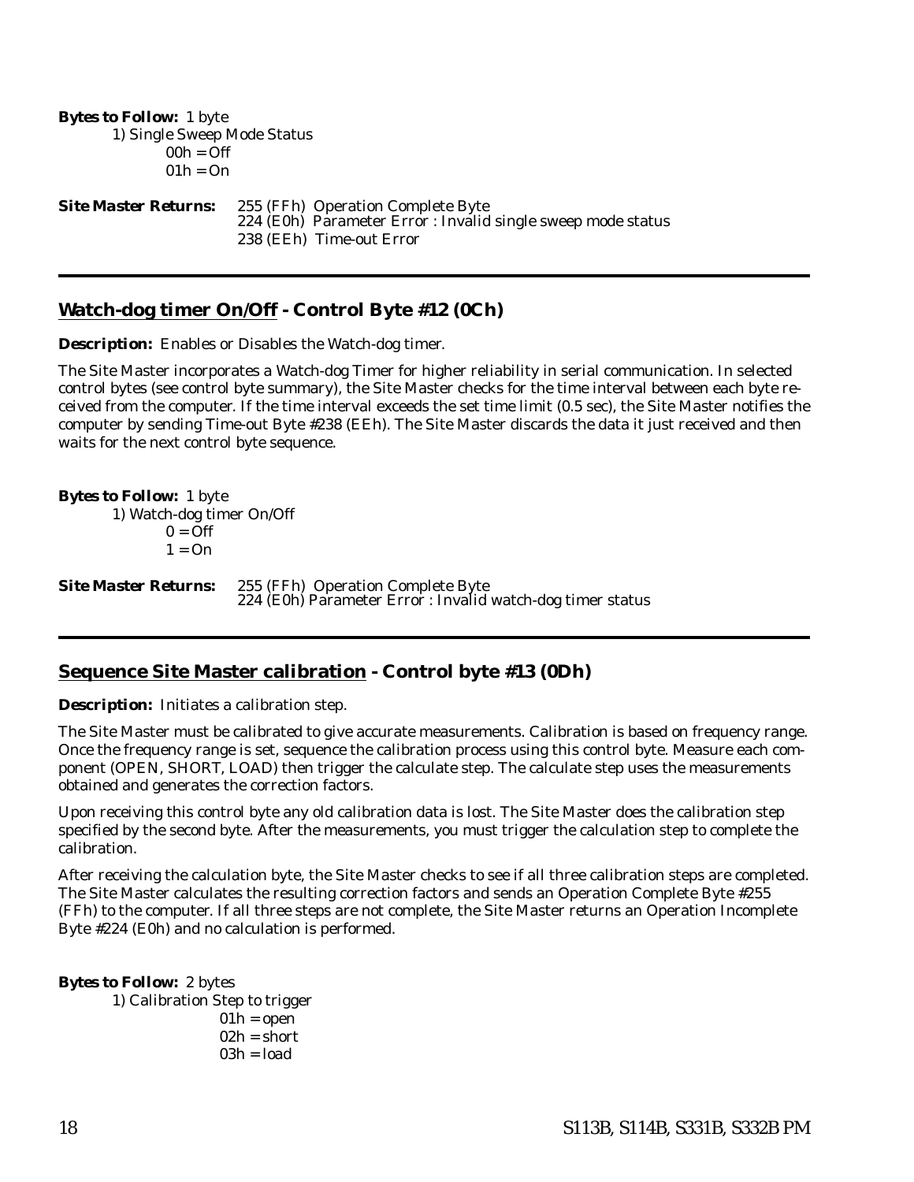**Bytes to Follow:** 1 byte

1) Single Sweep Mode Status
   - 00h = Off
   - 01h = On

**Site Master Returns:** 255 (FFh) Operation Complete Byte
224 (E0h) Parameter Error : Invalid single sweep mode status
238 (EEh) Time-out Error

---

## Watch-dog timer On/Off - Control Byte #12 (0Ch)

**Description:** Enables or Disables the Watch-dog timer.

The Site Master incorporates a Watch-dog Timer for higher reliability in serial communication. In selected control bytes (see control byte summary), the Site Master checks for the time interval between each byte received from the computer. If the time interval exceeds the set time limit (0.5 sec), the Site Master notifies the computer by sending Time-out Byte #238 (EEh). The Site Master discards the data it just received and then waits for the next control byte sequence.

**Bytes to Follow:** 1 byte

1) Watch-dog timer On/Off
   - 0 = Off
   - 1 = On

**Site Master Returns:** 255 (FFh) Operation Complete Byte
224 (E0h) Parameter Error : Invalid watch-dog timer status

---

## Sequence Site Master calibration - Control byte #13 (0Dh)

**Description:** Initiates a calibration step.

The Site Master must be calibrated to give accurate measurements. Calibration is based on frequency range. Once the frequency range is set, sequence the calibration process using this control byte. Measure each component (OPEN, SHORT, LOAD) then trigger the calculate step. The calculate step uses the measurements obtained and generates the correction factors.

Upon receiving this control byte any old calibration data is lost. The Site Master does the calibration step specified by the second byte. After the measurements, you must trigger the calculation step to complete the calibration.

After receiving the calculation byte, the Site Master checks to see if all three calibration steps are completed. The Site Master calculates the resulting correction factors and sends an Operation Complete Byte #255 (FFh) to the computer. If all three steps are not complete, the Site Master returns an Operation Incomplete Byte #224 (E0h) and no calculation is performed.

**Bytes to Follow:** 2 bytes

1) Calibration Step to trigger
   - 01h = open
   - 02h = short
   - 03h = load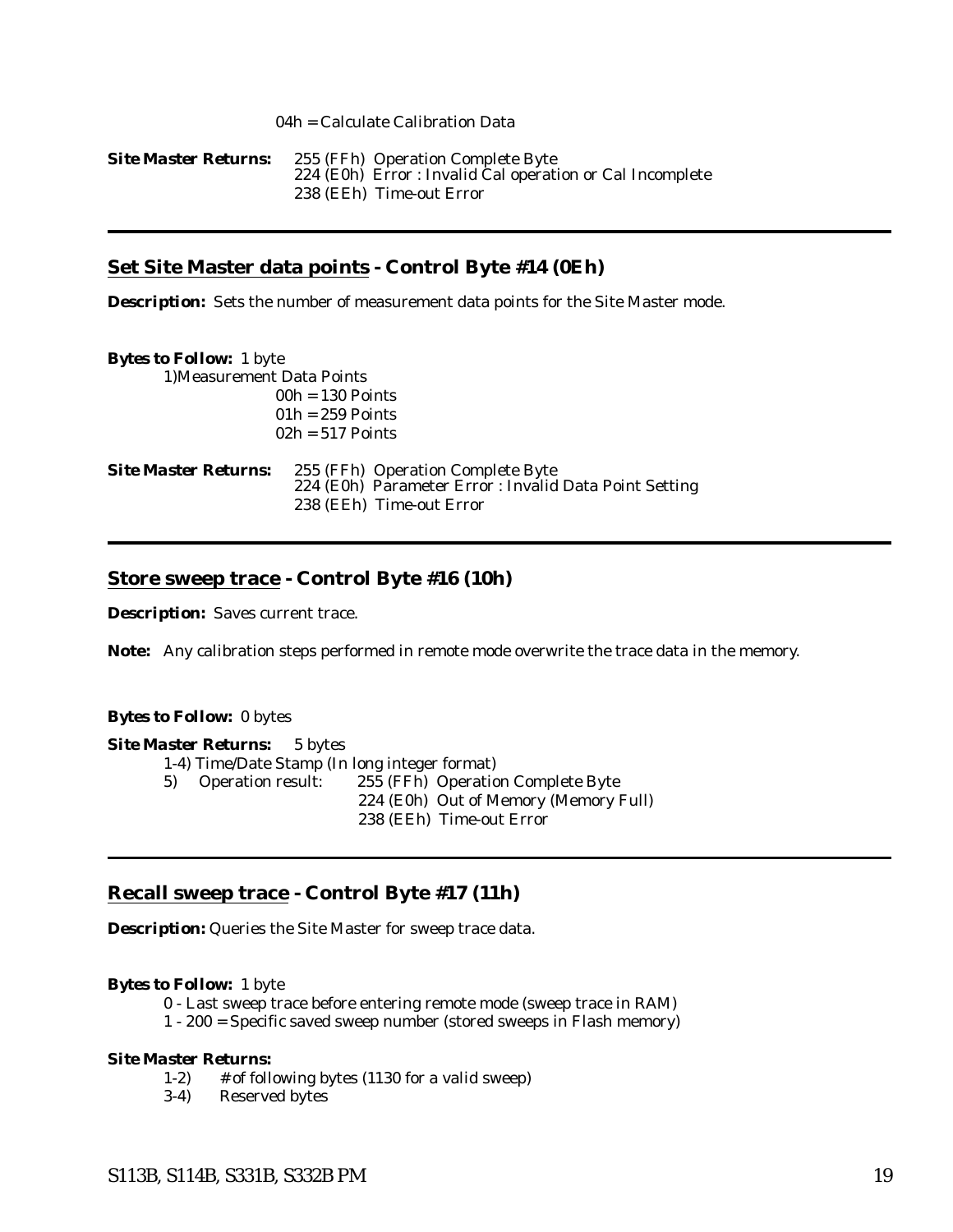04h = Calculate Calibration Data

**Site Master Returns:** 255 (FFh) Operation Complete Byte
224 (E0h) Error : Invalid Cal operation or Cal Incomplete
238 (EEh) Time-out Error

---

## Set Site Master data points - Control Byte #14 (0Eh)

**Description:** Sets the number of measurement data points for the Site Master mode.

**Bytes to Follow:** 1 byte

1)Measurement Data Points

00h = 130 Points
01h = 259 Points
02h = 517 Points

**Site Master Returns:** 255 (FFh) Operation Complete Byte
224 (E0h) Parameter Error : Invalid Data Point Setting
238 (EEh) Time-out Error

---

## Store sweep trace - Control Byte #16 (10h)

**Description:** Saves current trace.

**Note:** Any calibration steps performed in remote mode overwrite the trace data in the memory.

**Bytes to Follow:** 0 bytes

**Site Master Returns:** 5 bytes

1-4) Time/Date Stamp (In long integer format)
5) Operation result: 255 (FFh) Operation Complete Byte
224 (E0h) Out of Memory (Memory Full)
238 (EEh) Time-out Error

---

## Recall sweep trace - Control Byte #17 (11h)

**Description:** Queries the Site Master for sweep trace data.

**Bytes to Follow:** 1 byte

0 - Last sweep trace before entering remote mode (sweep trace in RAM)
1 - 200 = Specific saved sweep number (stored sweeps in Flash memory)

**Site Master Returns:**

1-2) # of following bytes (1130 for a valid sweep)
3-4) Reserved bytes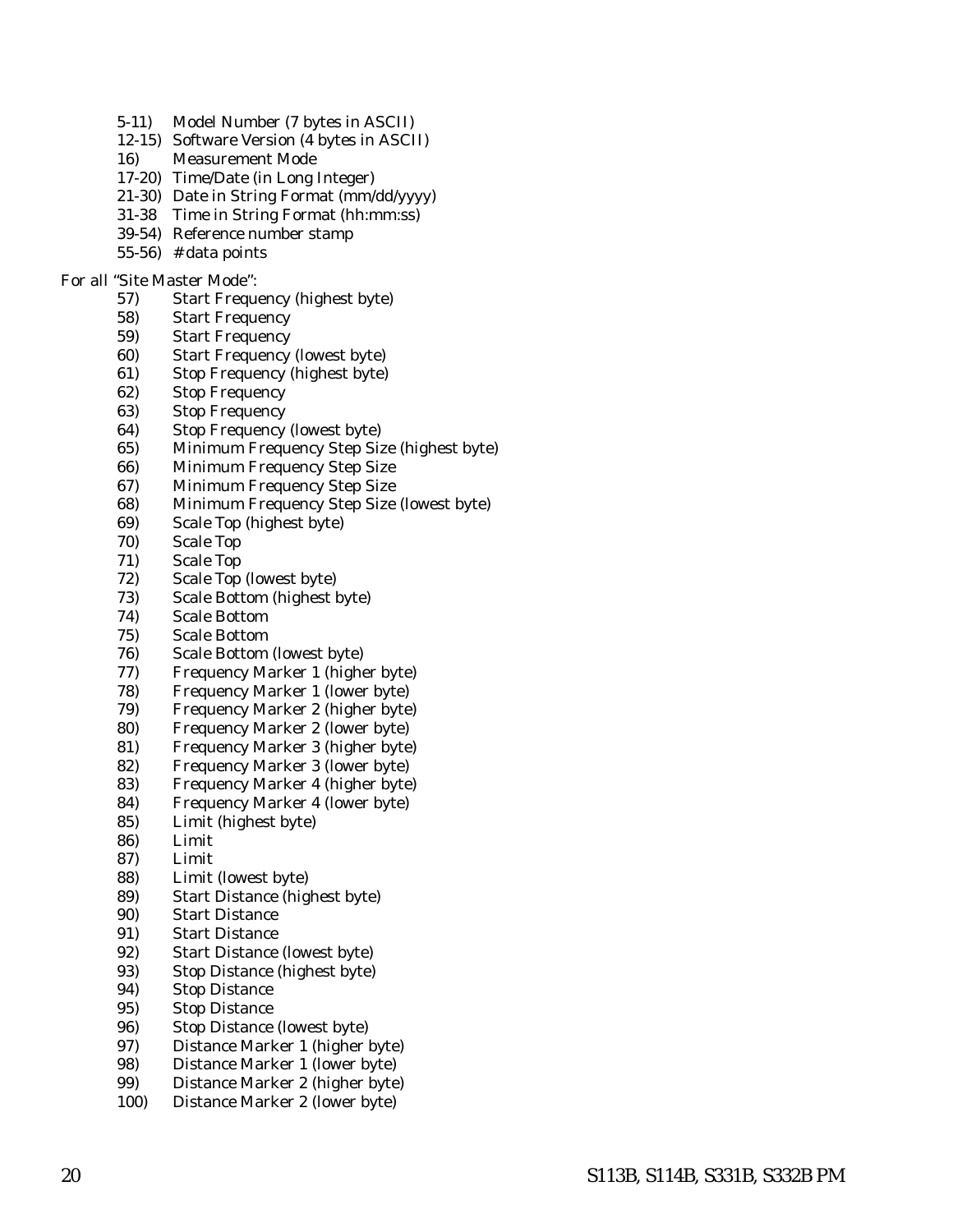5-11) Model Number (7 bytes in ASCII)
12-15) Software Version (4 bytes in ASCII)
16) Measurement Mode
17-20) Time/Date (in Long Integer)
21-30) Date in String Format (mm/dd/yyyy)
31-38 Time in String Format (hh:mm:ss)
39-54) Reference number stamp
55-56) # data points

For all "Site Master Mode":

57) Start Frequency (highest byte)
58) Start Frequency
59) Start Frequency
60) Start Frequency (lowest byte)
61) Stop Frequency (highest byte)
62) Stop Frequency
63) Stop Frequency
64) Stop Frequency (lowest byte)
65) Minimum Frequency Step Size (highest byte)
66) Minimum Frequency Step Size
67) Minimum Frequency Step Size
68) Minimum Frequency Step Size (lowest byte)
69) Scale Top (highest byte)
70) Scale Top
71) Scale Top
72) Scale Top (lowest byte)
73) Scale Bottom (highest byte)
74) Scale Bottom
75) Scale Bottom
76) Scale Bottom (lowest byte)
77) Frequency Marker 1 (higher byte)
78) Frequency Marker 1 (lower byte)
79) Frequency Marker 2 (higher byte)
80) Frequency Marker 2 (lower byte)
81) Frequency Marker 3 (higher byte)
82) Frequency Marker 3 (lower byte)
83) Frequency Marker 4 (higher byte)
84) Frequency Marker 4 (lower byte)
85) Limit (highest byte)
86) Limit
87) Limit
88) Limit (lowest byte)
89) Start Distance (highest byte)
90) Start Distance
91) Start Distance
92) Start Distance (lowest byte)
93) Stop Distance (highest byte)
94) Stop Distance
95) Stop Distance
96) Stop Distance (lowest byte)
97) Distance Marker 1 (higher byte)
98) Distance Marker 1 (lower byte)
99) Distance Marker 2 (higher byte)
100) Distance Marker 2 (lower byte)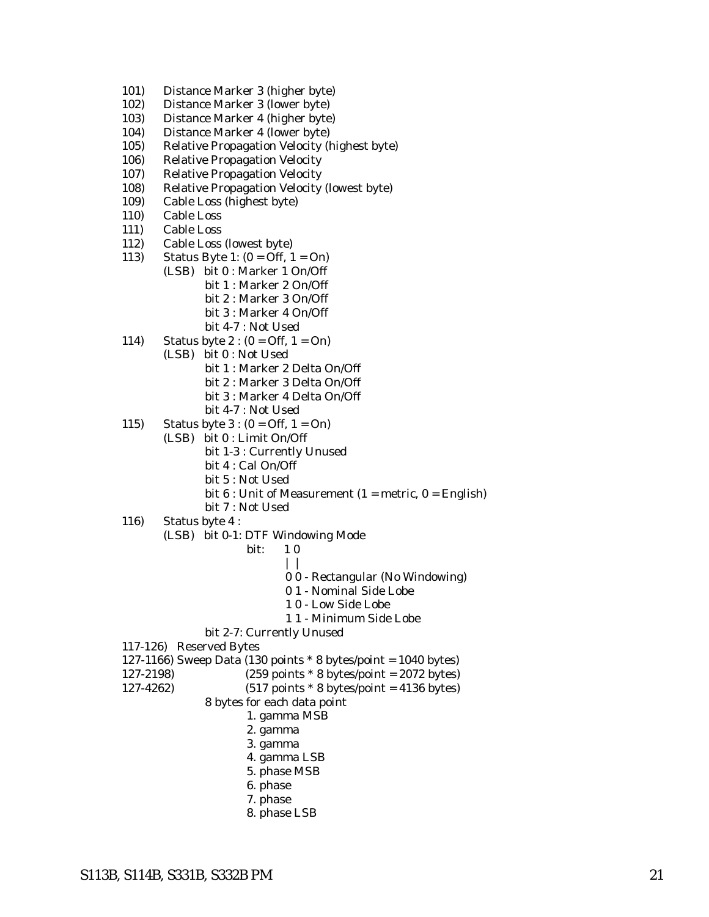101) Distance Marker 3 (higher byte)
102) Distance Marker 3 (lower byte)
103) Distance Marker 4 (higher byte)
104) Distance Marker 4 (lower byte)
105) Relative Propagation Velocity (highest byte)
106) Relative Propagation Velocity
107) Relative Propagation Velocity
108) Relative Propagation Velocity (lowest byte)
109) Cable Loss (highest byte)
110) Cable Loss
111) Cable Loss
112) Cable Loss (lowest byte)
113) Status Byte 1: (0 = Off, 1 = On)
    (LSB) bit 0 : Marker 1 On/Off
        bit 1 : Marker 2 On/Off
        bit 2 : Marker 3 On/Off
        bit 3 : Marker 4 On/Off
        bit 4-7 : Not Used
114) Status byte 2 : (0 = Off, 1 = On)
    (LSB) bit 0 : Not Used
        bit 1 : Marker 2 Delta On/Off
        bit 2 : Marker 3 Delta On/Off
        bit 3 : Marker 4 Delta On/Off
        bit 4-7 : Not Used
115) Status byte 3 : (0 = Off, 1 = On)
    (LSB) bit 0 : Limit On/Off
        bit 1-3 : Currently Unused
        bit 4 : Cal On/Off
        bit 5 : Not Used
        bit 6 : Unit of Measurement (1 = metric, 0 = English)
        bit 7 : Not Used
116) Status byte 4 :
    (LSB) bit 0-1: DTF Windowing Mode

```
            bit:   1 0
                   | |
                   0 0 - Rectangular (No Windowing)
                   0 1 - Nominal Side Lobe
                   1 0 - Low Side Lobe
                   1 1 - Minimum Side Lobe
```

        bit 2-7: Currently Unused

117-126) Reserved Bytes
127-1166) Sweep Data (130 points * 8 bytes/point = 1040 bytes)
127-2198) (259 points * 8 bytes/point = 2072 bytes)
127-4262) (517 points * 8 bytes/point = 4136 bytes)

8 bytes for each data point

1. gamma MSB
2. gamma
3. gamma
4. gamma LSB
5. phase MSB
6. phase
7. phase
8. phase LSB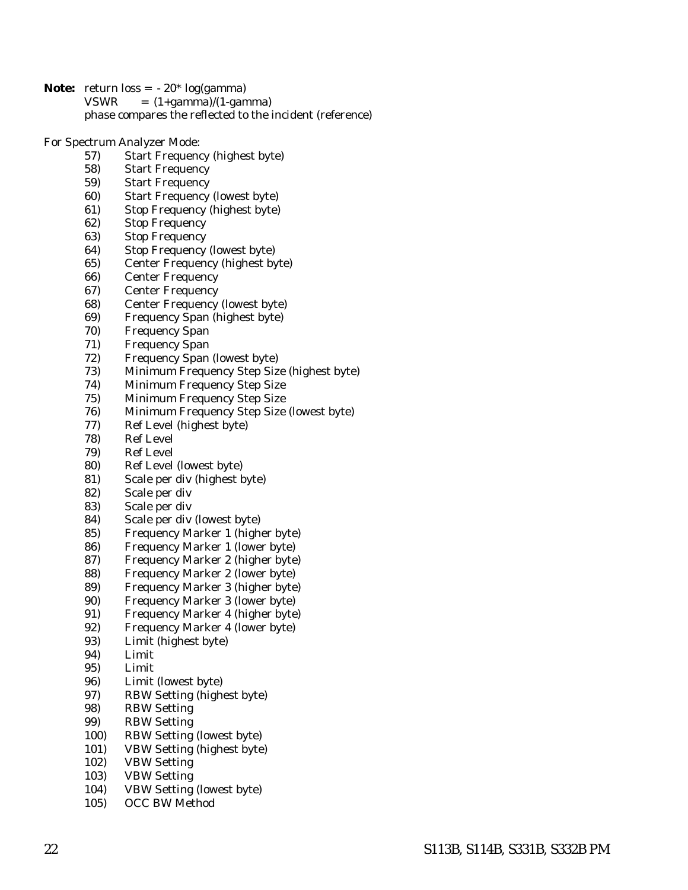**Note:** return loss = - 20* log(gamma)
VSWR = (1+gamma)/(1-gamma)
phase compares the reflected to the incident (reference)

For Spectrum Analyzer Mode:

57) Start Frequency (highest byte)
58) Start Frequency
59) Start Frequency
60) Start Frequency (lowest byte)
61) Stop Frequency (highest byte)
62) Stop Frequency
63) Stop Frequency
64) Stop Frequency (lowest byte)
65) Center Frequency (highest byte)
66) Center Frequency
67) Center Frequency
68) Center Frequency (lowest byte)
69) Frequency Span (highest byte)
70) Frequency Span
71) Frequency Span
72) Frequency Span (lowest byte)
73) Minimum Frequency Step Size (highest byte)
74) Minimum Frequency Step Size
75) Minimum Frequency Step Size
76) Minimum Frequency Step Size (lowest byte)
77) Ref Level (highest byte)
78) Ref Level
79) Ref Level
80) Ref Level (lowest byte)
81) Scale per div (highest byte)
82) Scale per div
83) Scale per div
84) Scale per div (lowest byte)
85) Frequency Marker 1 (higher byte)
86) Frequency Marker 1 (lower byte)
87) Frequency Marker 2 (higher byte)
88) Frequency Marker 2 (lower byte)
89) Frequency Marker 3 (higher byte)
90) Frequency Marker 3 (lower byte)
91) Frequency Marker 4 (higher byte)
92) Frequency Marker 4 (lower byte)
93) Limit (highest byte)
94) Limit
95) Limit
96) Limit (lowest byte)
97) RBW Setting (highest byte)
98) RBW Setting
99) RBW Setting
100) RBW Setting (lowest byte)
101) VBW Setting (highest byte)
102) VBW Setting
103) VBW Setting
104) VBW Setting (lowest byte)
105) OCC BW Method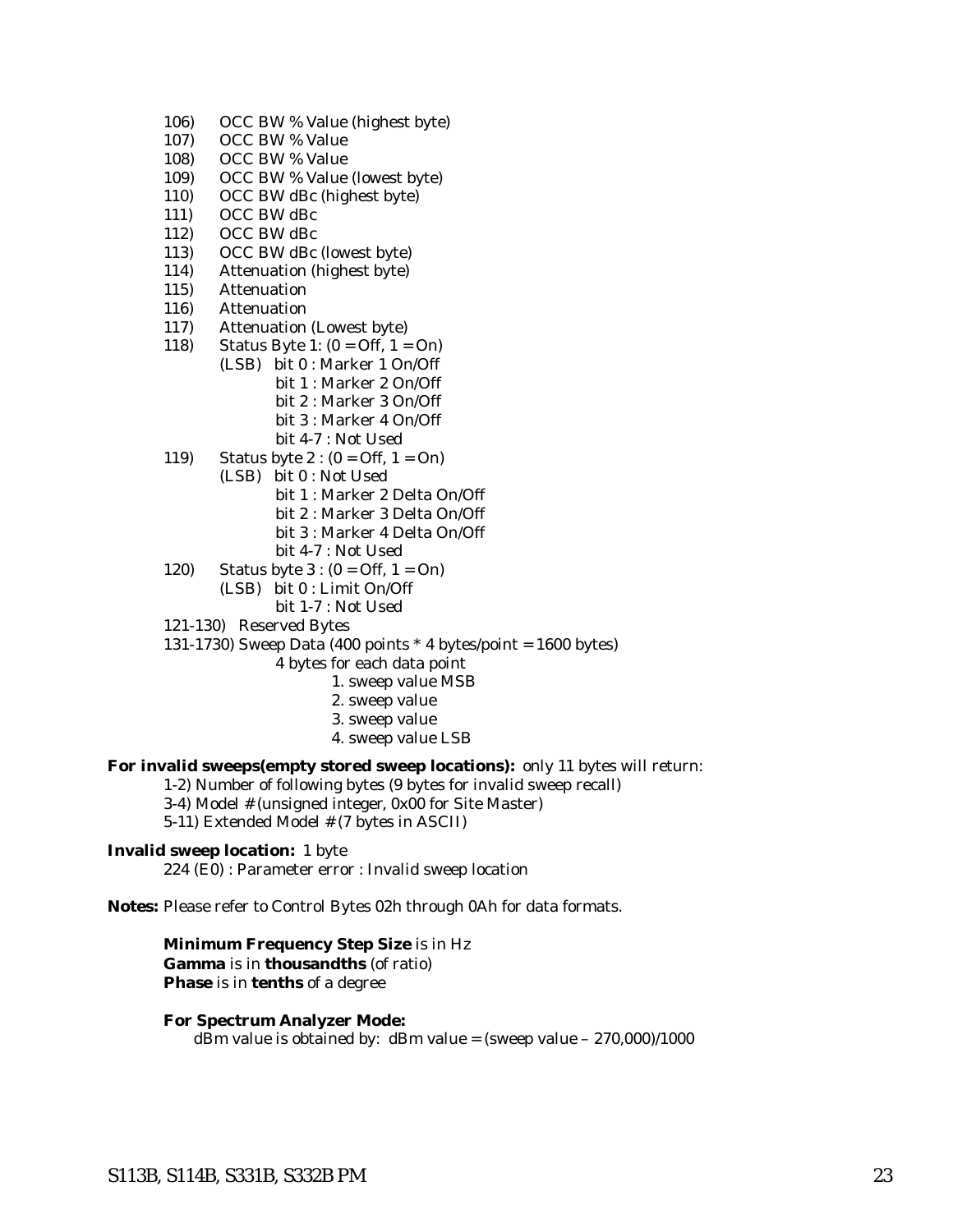106) OCC BW % Value (highest byte)
107) OCC BW % Value
108) OCC BW % Value
109) OCC BW % Value (lowest byte)
110) OCC BW dBc (highest byte)
111) OCC BW dBc
112) OCC BW dBc
113) OCC BW dBc (lowest byte)
114) Attenuation (highest byte)
115) Attenuation
116) Attenuation
117) Attenuation (Lowest byte)
118) Status Byte 1: (0 = Off, 1 = On)
    - (LSB) bit 0 : Marker 1 On/Off
    - bit 1 : Marker 2 On/Off
    - bit 2 : Marker 3 On/Off
    - bit 3 : Marker 4 On/Off
    - bit 4-7 : Not Used
119) Status byte 2 : (0 = Off, 1 = On)
    - (LSB) bit 0 : Not Used
    - bit 1 : Marker 2 Delta On/Off
    - bit 2 : Marker 3 Delta On/Off
    - bit 3 : Marker 4 Delta On/Off
    - bit 4-7 : Not Used
120) Status byte 3 : (0 = Off, 1 = On)
    - (LSB) bit 0 : Limit On/Off
    - bit 1-7 : Not Used

121-130) Reserved Bytes

131-1730) Sweep Data (400 points * 4 bytes/point = 1600 bytes)

4 bytes for each data point

1. sweep value MSB
2. sweep value
3. sweep value
4. sweep value LSB

**For invalid sweeps(empty stored sweep locations):** only 11 bytes will return:

1-2) Number of following bytes (9 bytes for invalid sweep recall)

3-4) Model # (unsigned integer, 0x00 for Site Master)

5-11) Extended Model # (7 bytes in ASCII)

**Invalid sweep location:** 1 byte

224 (E0) : Parameter error : Invalid sweep location

**Notes:** Please refer to Control Bytes 02h through 0Ah for data formats.

**Minimum Frequency Step Size** is in Hz
**Gamma** is in **thousandths** (of ratio)
**Phase** is in **tenths** of a degree

**For Spectrum Analyzer Mode:**

dBm value is obtained by: dBm value = (sweep value – 270,000)/1000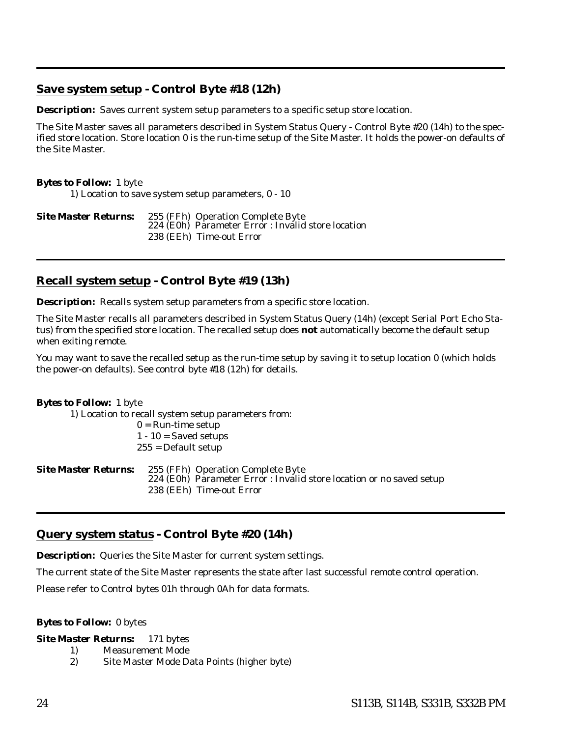## Save system setup - Control Byte #18 (12h)

**Description:** Saves current system setup parameters to a specific setup store location.

The Site Master saves all parameters described in System Status Query - Control Byte #20 (14h) to the specified store location. Store location 0 is the run-time setup of the Site Master. It holds the power-on defaults of the Site Master.

**Bytes to Follow:** 1 byte

1) Location to save system setup parameters, 0 - 10

**Site Master Returns:**
255 (FFh) Operation Complete Byte
224 (E0h) Parameter Error : Invalid store location
238 (EEh) Time-out Error

## Recall system setup - Control Byte #19 (13h)

**Description:** Recalls system setup parameters from a specific store location.

The Site Master recalls all parameters described in System Status Query (14h) (except Serial Port Echo Status) from the specified store location. The recalled setup does **not** automatically become the default setup when exiting remote.

You may want to save the recalled setup as the run-time setup by saving it to setup location 0 (which holds the power-on defaults). See control byte #18 (12h) for details.

**Bytes to Follow:** 1 byte

1) Location to recall system setup parameters from:
   - 0 = Run-time setup
   - 1 - 10 = Saved setups
   - 255 = Default setup

**Site Master Returns:**
255 (FFh) Operation Complete Byte
224 (E0h) Parameter Error : Invalid store location or no saved setup
238 (EEh) Time-out Error

## Query system status - Control Byte #20 (14h)

**Description:** Queries the Site Master for current system settings.

The current state of the Site Master represents the state after last successful remote control operation.

Please refer to Control bytes 01h through 0Ah for data formats.

**Bytes to Follow:** 0 bytes

**Site Master Returns:** 171 bytes

1) Measurement Mode
2) Site Master Mode Data Points (higher byte)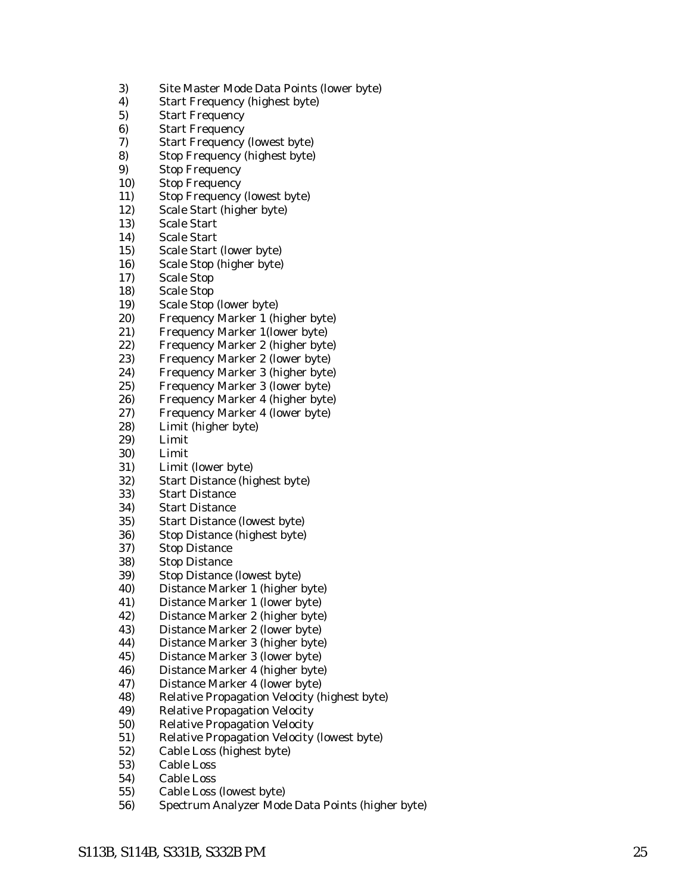3) Site Master Mode Data Points (lower byte)
4) Start Frequency (highest byte)
5) Start Frequency
6) Start Frequency
7) Start Frequency (lowest byte)
8) Stop Frequency (highest byte)
9) Stop Frequency
10) Stop Frequency
11) Stop Frequency (lowest byte)
12) Scale Start (higher byte)
13) Scale Start
14) Scale Start
15) Scale Start (lower byte)
16) Scale Stop (higher byte)
17) Scale Stop
18) Scale Stop
19) Scale Stop (lower byte)
20) Frequency Marker 1 (higher byte)
21) Frequency Marker 1(lower byte)
22) Frequency Marker 2 (higher byte)
23) Frequency Marker 2 (lower byte)
24) Frequency Marker 3 (higher byte)
25) Frequency Marker 3 (lower byte)
26) Frequency Marker 4 (higher byte)
27) Frequency Marker 4 (lower byte)
28) Limit (higher byte)
29) Limit
30) Limit
31) Limit (lower byte)
32) Start Distance (highest byte)
33) Start Distance
34) Start Distance
35) Start Distance (lowest byte)
36) Stop Distance (highest byte)
37) Stop Distance
38) Stop Distance
39) Stop Distance (lowest byte)
40) Distance Marker 1 (higher byte)
41) Distance Marker 1 (lower byte)
42) Distance Marker 2 (higher byte)
43) Distance Marker 2 (lower byte)
44) Distance Marker 3 (higher byte)
45) Distance Marker 3 (lower byte)
46) Distance Marker 4 (higher byte)
47) Distance Marker 4 (lower byte)
48) Relative Propagation Velocity (highest byte)
49) Relative Propagation Velocity
50) Relative Propagation Velocity
51) Relative Propagation Velocity (lowest byte)
52) Cable Loss (highest byte)
53) Cable Loss
54) Cable Loss
55) Cable Loss (lowest byte)
56) Spectrum Analyzer Mode Data Points (higher byte)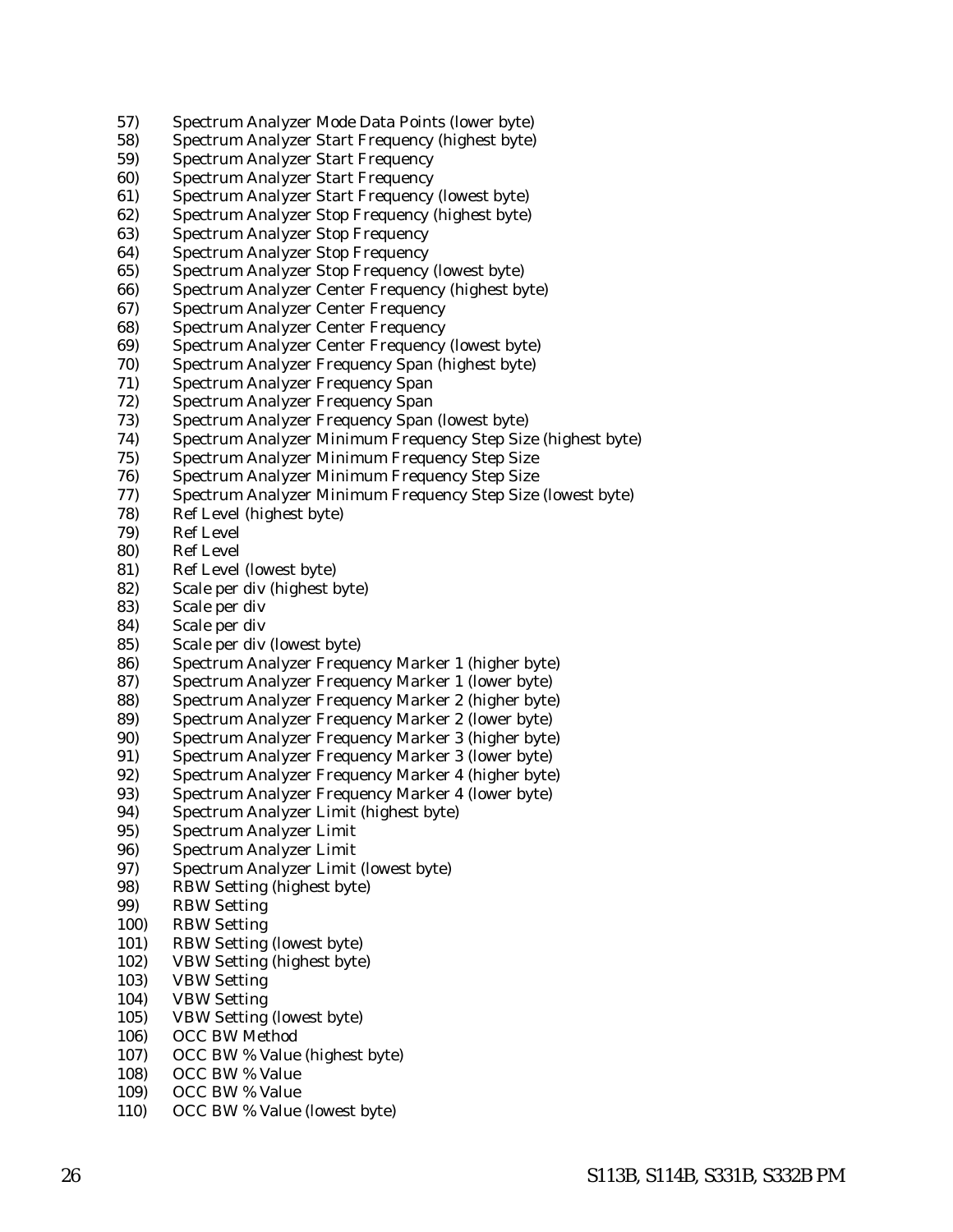57) Spectrum Analyzer Mode Data Points (lower byte)
58) Spectrum Analyzer Start Frequency (highest byte)
59) Spectrum Analyzer Start Frequency
60) Spectrum Analyzer Start Frequency
61) Spectrum Analyzer Start Frequency (lowest byte)
62) Spectrum Analyzer Stop Frequency (highest byte)
63) Spectrum Analyzer Stop Frequency
64) Spectrum Analyzer Stop Frequency
65) Spectrum Analyzer Stop Frequency (lowest byte)
66) Spectrum Analyzer Center Frequency (highest byte)
67) Spectrum Analyzer Center Frequency
68) Spectrum Analyzer Center Frequency
69) Spectrum Analyzer Center Frequency (lowest byte)
70) Spectrum Analyzer Frequency Span (highest byte)
71) Spectrum Analyzer Frequency Span
72) Spectrum Analyzer Frequency Span
73) Spectrum Analyzer Frequency Span (lowest byte)
74) Spectrum Analyzer Minimum Frequency Step Size (highest byte)
75) Spectrum Analyzer Minimum Frequency Step Size
76) Spectrum Analyzer Minimum Frequency Step Size
77) Spectrum Analyzer Minimum Frequency Step Size (lowest byte)
78) Ref Level (highest byte)
79) Ref Level
80) Ref Level
81) Ref Level (lowest byte)
82) Scale per div (highest byte)
83) Scale per div
84) Scale per div
85) Scale per div (lowest byte)
86) Spectrum Analyzer Frequency Marker 1 (higher byte)
87) Spectrum Analyzer Frequency Marker 1 (lower byte)
88) Spectrum Analyzer Frequency Marker 2 (higher byte)
89) Spectrum Analyzer Frequency Marker 2 (lower byte)
90) Spectrum Analyzer Frequency Marker 3 (higher byte)
91) Spectrum Analyzer Frequency Marker 3 (lower byte)
92) Spectrum Analyzer Frequency Marker 4 (higher byte)
93) Spectrum Analyzer Frequency Marker 4 (lower byte)
94) Spectrum Analyzer Limit (highest byte)
95) Spectrum Analyzer Limit
96) Spectrum Analyzer Limit
97) Spectrum Analyzer Limit (lowest byte)
98) RBW Setting (highest byte)
99) RBW Setting
100) RBW Setting
101) RBW Setting (lowest byte)
102) VBW Setting (highest byte)
103) VBW Setting
104) VBW Setting
105) VBW Setting (lowest byte)
106) OCC BW Method
107) OCC BW % Value (highest byte)
108) OCC BW % Value
109) OCC BW % Value
110) OCC BW % Value (lowest byte)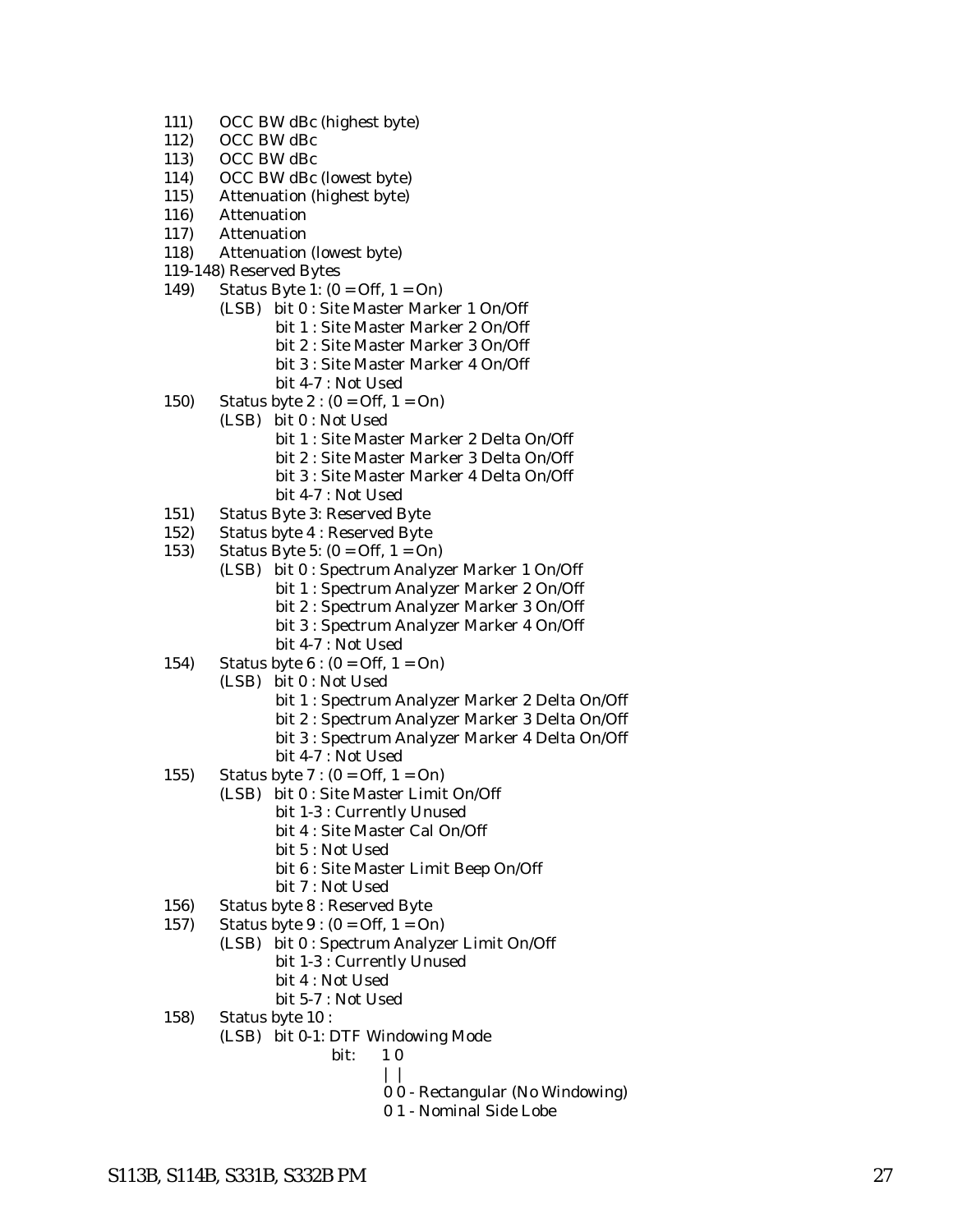111) OCC BW dBc (highest byte)
112) OCC BW dBc
113) OCC BW dBc
114) OCC BW dBc (lowest byte)
115) Attenuation (highest byte)
116) Attenuation
117) Attenuation
118) Attenuation (lowest byte)
119-148) Reserved Bytes
149) Status Byte 1: (0 = Off, 1 = On)
  (LSB) bit 0 : Site Master Marker 1 On/Off
  bit 1 : Site Master Marker 2 On/Off
  bit 2 : Site Master Marker 3 On/Off
  bit 3 : Site Master Marker 4 On/Off
  bit 4-7 : Not Used
150) Status byte 2 : (0 = Off, 1 = On)
  (LSB) bit 0 : Not Used
  bit 1 : Site Master Marker 2 Delta On/Off
  bit 2 : Site Master Marker 3 Delta On/Off
  bit 3 : Site Master Marker 4 Delta On/Off
  bit 4-7 : Not Used
151) Status Byte 3: Reserved Byte
152) Status byte 4 : Reserved Byte
153) Status Byte 5: (0 = Off, 1 = On)
  (LSB) bit 0 : Spectrum Analyzer Marker 1 On/Off
  bit 1 : Spectrum Analyzer Marker 2 On/Off
  bit 2 : Spectrum Analyzer Marker 3 On/Off
  bit 3 : Spectrum Analyzer Marker 4 On/Off
  bit 4-7 : Not Used
154) Status byte 6 : (0 = Off, 1 = On)
  (LSB) bit 0 : Not Used
  bit 1 : Spectrum Analyzer Marker 2 Delta On/Off
  bit 2 : Spectrum Analyzer Marker 3 Delta On/Off
  bit 3 : Spectrum Analyzer Marker 4 Delta On/Off
  bit 4-7 : Not Used
155) Status byte 7 : (0 = Off, 1 = On)
  (LSB) bit 0 : Site Master Limit On/Off
  bit 1-3 : Currently Unused
  bit 4 : Site Master Cal On/Off
  bit 5 : Not Used
  bit 6 : Site Master Limit Beep On/Off
  bit 7 : Not Used
156) Status byte 8 : Reserved Byte
157) Status byte 9 : (0 = Off, 1 = On)
  (LSB) bit 0 : Spectrum Analyzer Limit On/Off
  bit 1-3 : Currently Unused
  bit 4 : Not Used
  bit 5-7 : Not Used
158) Status byte 10 :
  (LSB) bit 0-1: DTF Windowing Mode

```
bit:  1 0
      | |
      0 0 - Rectangular (No Windowing)
      0 1 - Nominal Side Lobe
```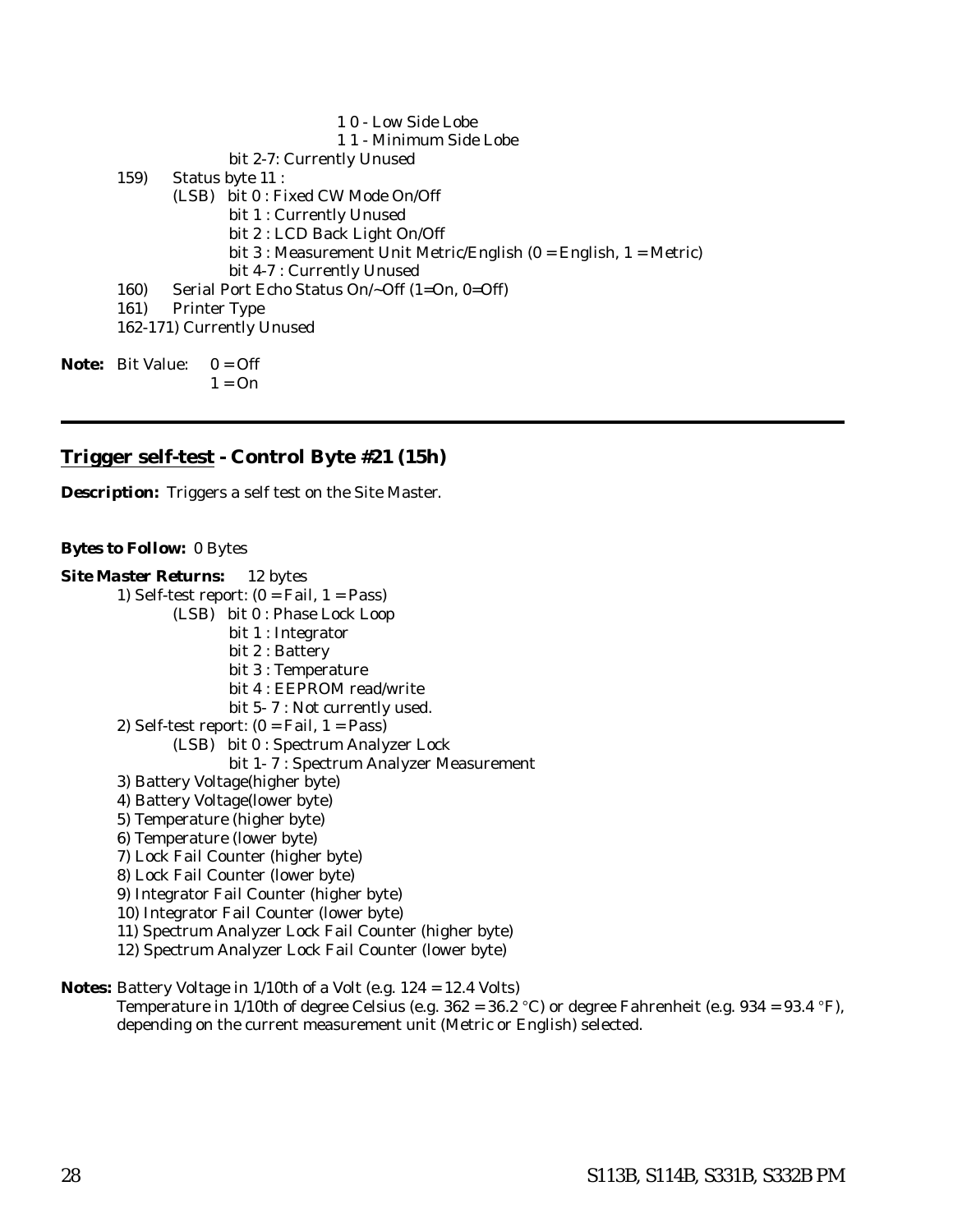1 0 - Low Side Lobe
1 1 - Minimum Side Lobe
bit 2-7: Currently Unused

159) Status byte 11 :
(LSB) bit 0 : Fixed CW Mode On/Off
bit 1 : Currently Unused
bit 2 : LCD Back Light On/Off
bit 3 : Measurement Unit Metric/English (0 = English, 1 = Metric)
bit 4-7 : Currently Unused

160) Serial Port Echo Status On/~Off (1=On, 0=Off)

161) Printer Type

162-171) Currently Unused

**Note:** Bit Value: 0 = Off
1 = On

---

## Trigger self-test - Control Byte #21 (15h)

**Description:** Triggers a self test on the Site Master.

**Bytes to Follow:** 0 Bytes

**Site Master Returns:** 12 bytes

1) Self-test report: (0 = Fail, 1 = Pass)
(LSB) bit 0 : Phase Lock Loop
bit 1 : Integrator
bit 2 : Battery
bit 3 : Temperature
bit 4 : EEPROM read/write
bit 5- 7 : Not currently used.

2) Self-test report: (0 = Fail, 1 = Pass)
(LSB) bit 0 : Spectrum Analyzer Lock
bit 1- 7 : Spectrum Analyzer Measurement

3) Battery Voltage(higher byte)
4) Battery Voltage(lower byte)
5) Temperature (higher byte)
6) Temperature (lower byte)
7) Lock Fail Counter (higher byte)
8) Lock Fail Counter (lower byte)
9) Integrator Fail Counter (higher byte)
10) Integrator Fail Counter (lower byte)
11) Spectrum Analyzer Lock Fail Counter (higher byte)
12) Spectrum Analyzer Lock Fail Counter (lower byte)

**Notes:** Battery Voltage in 1/10th of a Volt (e.g. 124 = 12.4 Volts)
Temperature in 1/10th of degree Celsius (e.g. 362 = 36.2 °C) or degree Fahrenheit (e.g. 934 = 93.4 °F), depending on the current measurement unit (Metric or English) selected.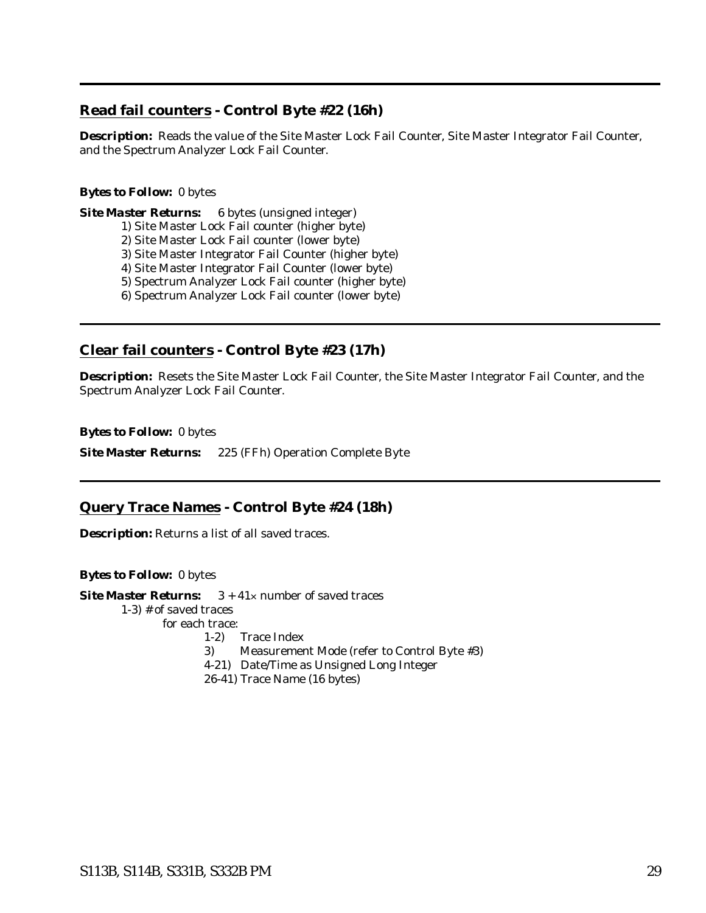## Read fail counters - Control Byte #22 (16h)

**Description:** Reads the value of the Site Master Lock Fail Counter, Site Master Integrator Fail Counter, and the Spectrum Analyzer Lock Fail Counter.

**Bytes to Follow:** 0 bytes

**Site Master Returns:** 6 bytes (unsigned integer)

1) Site Master Lock Fail counter (higher byte)
2) Site Master Lock Fail counter (lower byte)
3) Site Master Integrator Fail Counter (higher byte)
4) Site Master Integrator Fail Counter (lower byte)
5) Spectrum Analyzer Lock Fail counter (higher byte)
6) Spectrum Analyzer Lock Fail counter (lower byte)

## Clear fail counters - Control Byte #23 (17h)

**Description:** Resets the Site Master Lock Fail Counter, the Site Master Integrator Fail Counter, and the Spectrum Analyzer Lock Fail Counter.

**Bytes to Follow:** 0 bytes

**Site Master Returns:** 225 (FFh) Operation Complete Byte

## Query Trace Names - Control Byte #24 (18h)

**Description:** Returns a list of all saved traces.

**Bytes to Follow:** 0 bytes

**Site Master Returns:** 3 + 41× number of saved traces

1-3) # of saved traces

for each trace:

- 1-2) Trace Index
- 3) Measurement Mode (refer to Control Byte #3)
- 4-21) Date/Time as Unsigned Long Integer
- 26-41) Trace Name (16 bytes)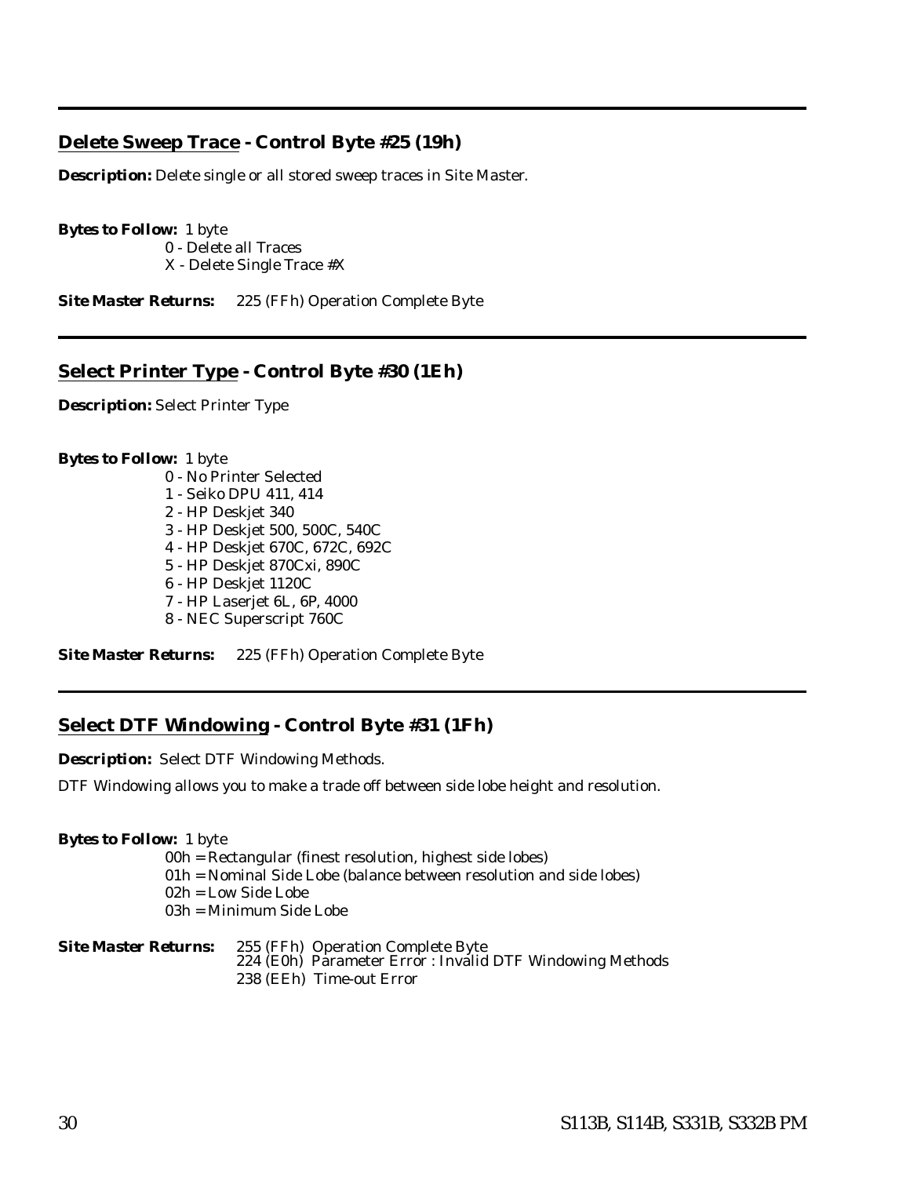## Delete Sweep Trace - Control Byte #25 (19h)

**Description:** Delete single or all stored sweep traces in Site Master.

**Bytes to Follow:** 1 byte

0 - Delete all Traces
X - Delete Single Trace #X

**Site Master Returns:** 225 (FFh) Operation Complete Byte

## Select Printer Type - Control Byte #30 (1Eh)

**Description:** Select Printer Type

**Bytes to Follow:** 1 byte

0 - No Printer Selected
1 - Seiko DPU 411, 414
2 - HP Deskjet 340
3 - HP Deskjet 500, 500C, 540C
4 - HP Deskjet 670C, 672C, 692C
5 - HP Deskjet 870Cxi, 890C
6 - HP Deskjet 1120C
7 - HP Laserjet 6L, 6P, 4000
8 - NEC Superscript 760C

**Site Master Returns:** 225 (FFh) Operation Complete Byte

## Select DTF Windowing - Control Byte #31 (1Fh)

**Description:** Select DTF Windowing Methods.

DTF Windowing allows you to make a trade off between side lobe height and resolution.

**Bytes to Follow:** 1 byte

00h = Rectangular (finest resolution, highest side lobes)
01h = Nominal Side Lobe (balance between resolution and side lobes)
02h = Low Side Lobe
03h = Minimum Side Lobe

**Site Master Returns:** 255 (FFh) Operation Complete Byte
224 (E0h) Parameter Error : Invalid DTF Windowing Methods
238 (EEh) Time-out Error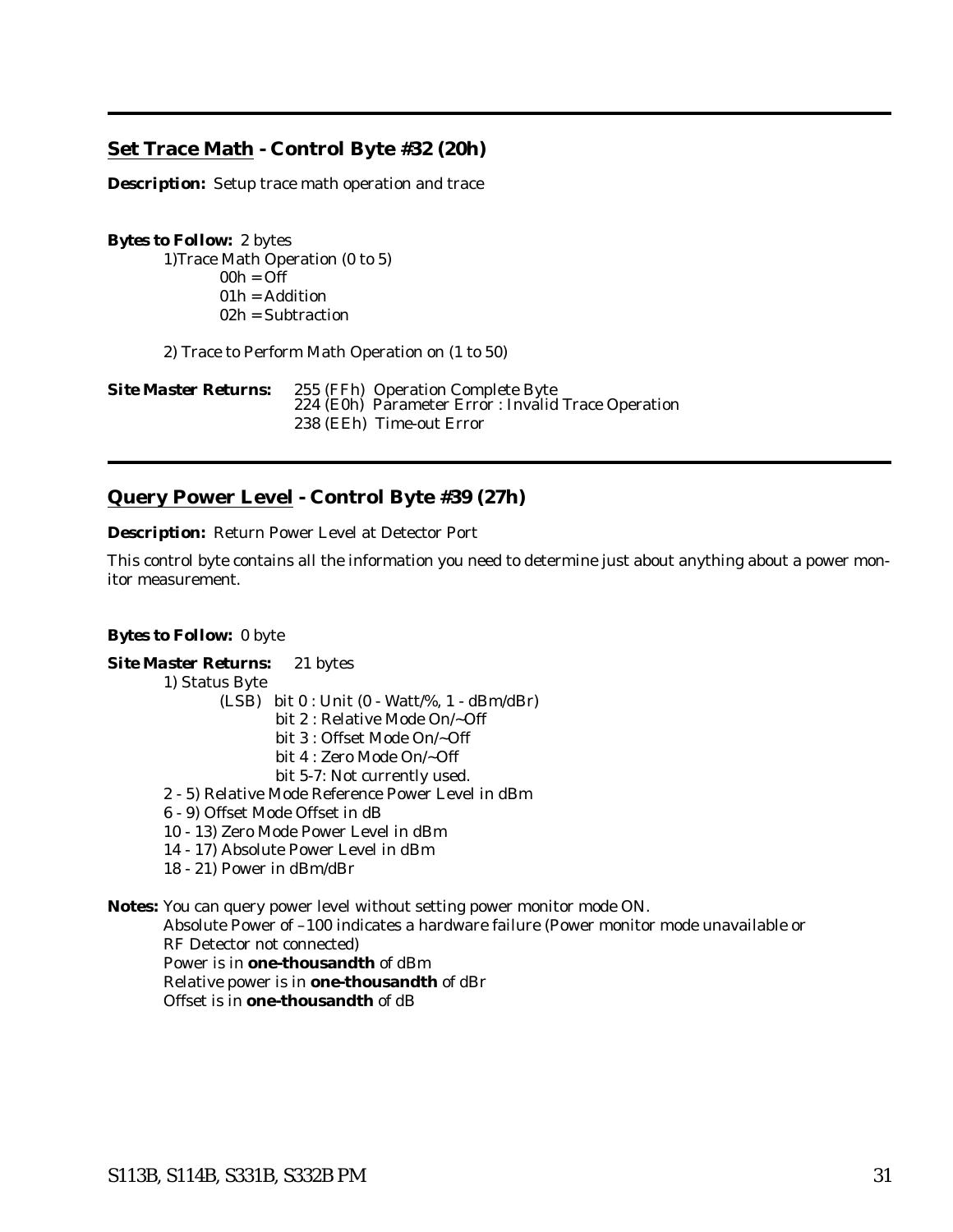## Set Trace Math - Control Byte #32 (20h)

**Description:** Setup trace math operation and trace

**Bytes to Follow:** 2 bytes

1)Trace Math Operation (0 to 5)

- 00h = Off
- 01h = Addition
- 02h = Subtraction

2) Trace to Perform Math Operation on (1 to 50)

**Site Master Returns:** 255 (FFh) Operation Complete Byte
224 (E0h) Parameter Error : Invalid Trace Operation
238 (EEh) Time-out Error

## Query Power Level - Control Byte #39 (27h)

**Description:** Return Power Level at Detector Port

This control byte contains all the information you need to determine just about anything about a power monitor measurement.

**Bytes to Follow:** 0 byte

**Site Master Returns:** 21 bytes

1) Status Byte

- (LSB) bit 0 : Unit (0 - Watt/%, 1 - dBm/dBr)
- bit 2 : Relative Mode On/~Off
- bit 3 : Offset Mode On/~Off
- bit 4 : Zero Mode On/~Off
- bit 5-7: Not currently used.

2 - 5) Relative Mode Reference Power Level in dBm

6 - 9) Offset Mode Offset in dB

10 - 13) Zero Mode Power Level in dBm

14 - 17) Absolute Power Level in dBm

18 - 21) Power in dBm/dBr

**Notes:** You can query power level without setting power monitor mode ON.
Absolute Power of –100 indicates a hardware failure (Power monitor mode unavailable or RF Detector not connected)
Power is in **one-thousandth** of dBm
Relative power is in **one-thousandth** of dBr
Offset is in **one-thousandth** of dB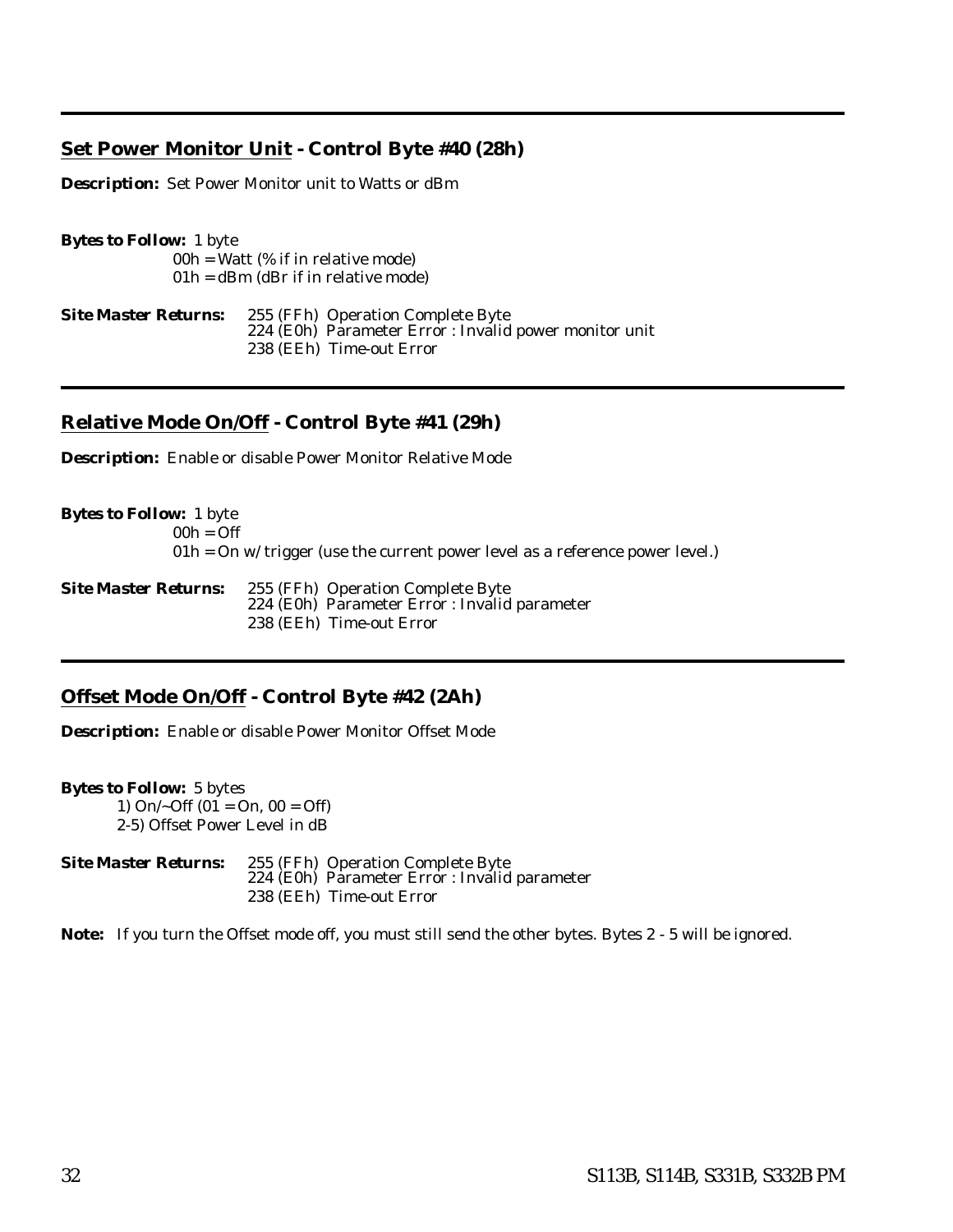## Set Power Monitor Unit - Control Byte #40 (28h)

**Description:** Set Power Monitor unit to Watts or dBm

**Bytes to Follow:** 1 byte

00h = Watt (% if in relative mode)
01h = dBm (dBr if in relative mode)

**Site Master Returns:** 255 (FFh) Operation Complete Byte
224 (E0h) Parameter Error : Invalid power monitor unit
238 (EEh) Time-out Error

## Relative Mode On/Off - Control Byte #41 (29h)

**Description:** Enable or disable Power Monitor Relative Mode

**Bytes to Follow:** 1 byte

00h = Off
01h = On w/ trigger (use the current power level as a reference power level.)

**Site Master Returns:** 255 (FFh) Operation Complete Byte
224 (E0h) Parameter Error : Invalid parameter
238 (EEh) Time-out Error

## Offset Mode On/Off - Control Byte #42 (2Ah)

**Description:** Enable or disable Power Monitor Offset Mode

**Bytes to Follow:** 5 bytes

1) On/~Off (01 = On, 00 = Off)
2-5) Offset Power Level in dB

**Site Master Returns:** 255 (FFh) Operation Complete Byte
224 (E0h) Parameter Error : Invalid parameter
238 (EEh) Time-out Error

**Note:** If you turn the Offset mode off, you must still send the other bytes. Bytes 2 - 5 will be ignored.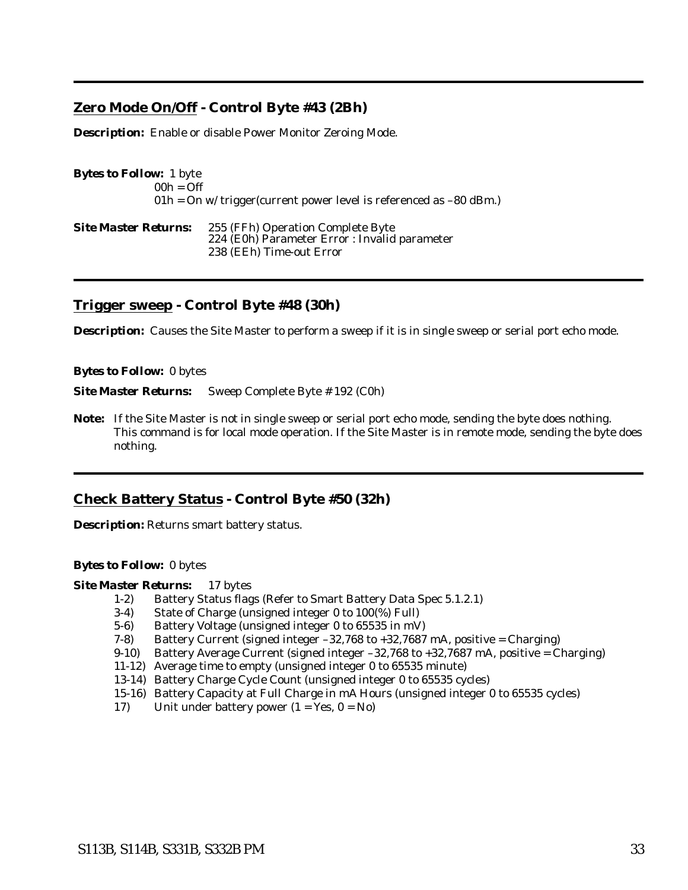## Zero Mode On/Off - Control Byte #43 (2Bh)

**Description:** Enable or disable Power Monitor Zeroing Mode.

**Bytes to Follow:** 1 byte

00h = Off

01h = On w/trigger(current power level is referenced as –80 dBm.)

**Site Master Returns:** 255 (FFh) Operation Complete Byte
224 (E0h) Parameter Error : Invalid parameter
238 (EEh) Time-out Error

## Trigger sweep - Control Byte #48 (30h)

**Description:** Causes the Site Master to perform a sweep if it is in single sweep or serial port echo mode.

**Bytes to Follow:** 0 bytes

**Site Master Returns:** Sweep Complete Byte # 192 (C0h)

**Note:** If the Site Master is not in single sweep or serial port echo mode, sending the byte does nothing. This command is for local mode operation. If the Site Master is in remote mode, sending the byte does nothing.

## Check Battery Status - Control Byte #50 (32h)

**Description:** Returns smart battery status.

**Bytes to Follow:** 0 bytes

**Site Master Returns:** 17 bytes

1-2) Battery Status flags (Refer to Smart Battery Data Spec 5.1.2.1)
3-4) State of Charge (unsigned integer 0 to 100(%) Full)
5-6) Battery Voltage (unsigned integer 0 to 65535 in mV)
7-8) Battery Current (signed integer –32,768 to +32,7687 mA, positive = Charging)
9-10) Battery Average Current (signed integer –32,768 to +32,7687 mA, positive = Charging)
11-12) Average time to empty (unsigned integer 0 to 65535 minute)
13-14) Battery Charge Cycle Count (unsigned integer 0 to 65535 cycles)
15-16) Battery Capacity at Full Charge in mA Hours (unsigned integer 0 to 65535 cycles)
17) Unit under battery power (1 = Yes, 0 = No)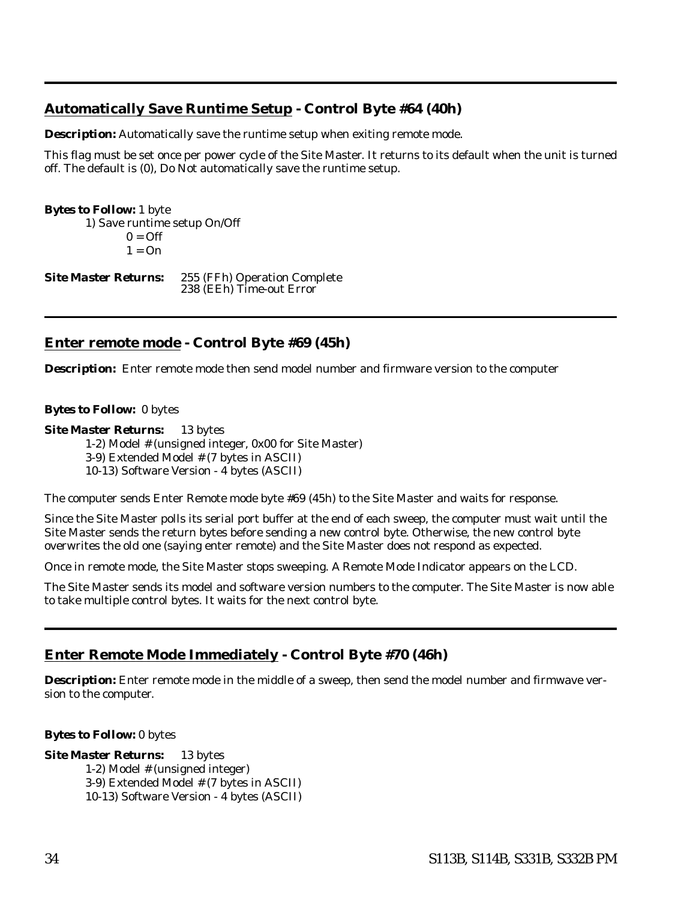## Automatically Save Runtime Setup - Control Byte #64 (40h)

**Description:** Automatically save the runtime setup when exiting remote mode.

This flag must be set once per power cycle of the Site Master. It returns to its default when the unit is turned off. The default is (0), Do Not automatically save the runtime setup.

**Bytes to Follow:** 1 byte

1) Save runtime setup On/Off
   - 0 = Off
   - 1 = On

**Site Master Returns:** 255 (FFh) Operation Complete
238 (EEh) Time-out Error

## Enter remote mode - Control Byte #69 (45h)

**Description:** Enter remote mode then send model number and firmware version to the computer

**Bytes to Follow:** 0 bytes

**Site Master Returns:** 13 bytes

1-2) Model # (unsigned integer, 0x00 for Site Master)
3-9) Extended Model # (7 bytes in ASCII)
10-13) Software Version - 4 bytes (ASCII)

The computer sends Enter Remote mode byte #69 (45h) to the Site Master and waits for response.

Since the Site Master polls its serial port buffer at the end of each sweep, the computer must wait until the Site Master sends the return bytes before sending a new control byte. Otherwise, the new control byte overwrites the old one (saying enter remote) and the Site Master does not respond as expected.

Once in remote mode, the Site Master stops sweeping. A Remote Mode Indicator appears on the LCD.

The Site Master sends its model and software version numbers to the computer. The Site Master is now able to take multiple control bytes. It waits for the next control byte.

## Enter Remote Mode Immediately - Control Byte #70 (46h)

**Description:** Enter remote mode in the middle of a sweep, then send the model number and firmwave version to the computer.

**Bytes to Follow:** 0 bytes

**Site Master Returns:** 13 bytes

1-2) Model # (unsigned integer)
3-9) Extended Model # (7 bytes in ASCII)
10-13) Software Version - 4 bytes (ASCII)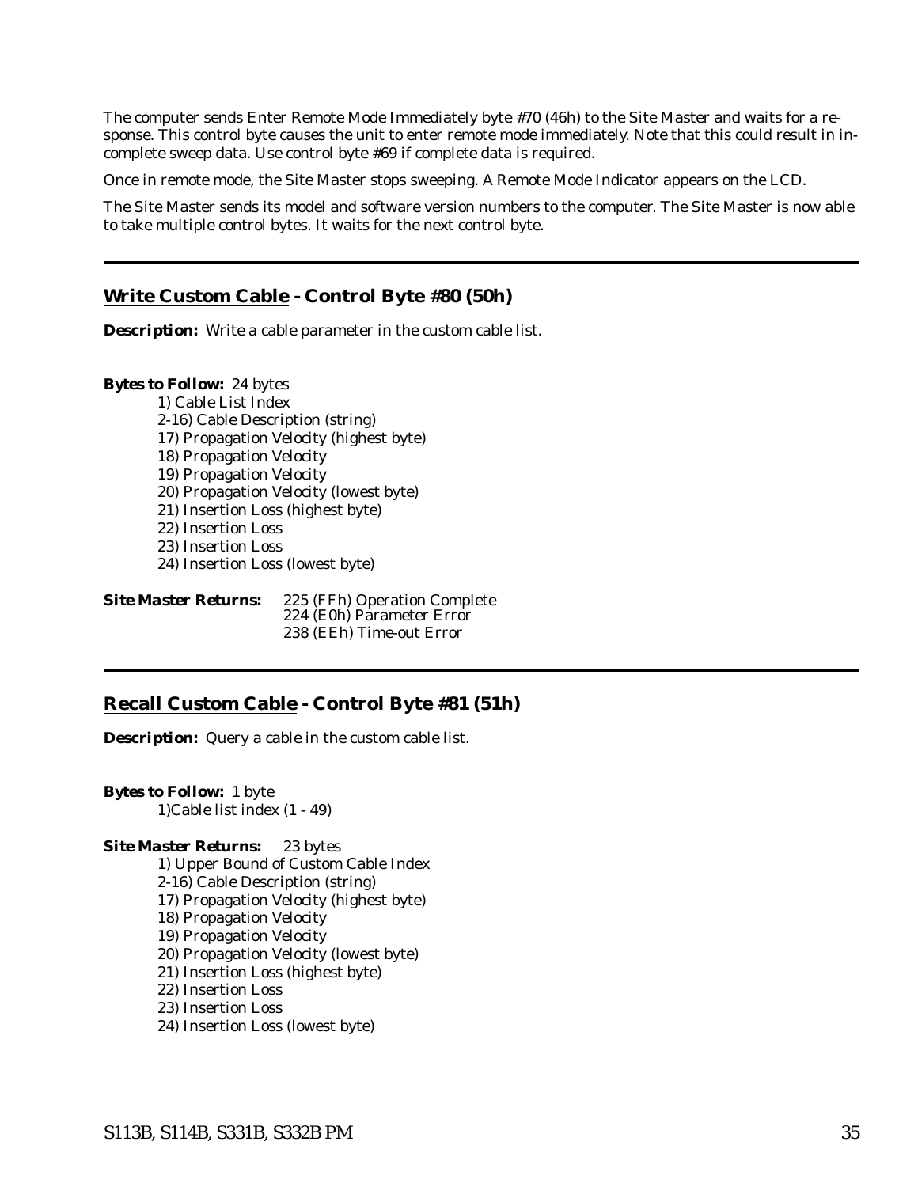The computer sends Enter Remote Mode Immediately byte #70 (46h) to the Site Master and waits for a response. This control byte causes the unit to enter remote mode immediately. Note that this could result in incomplete sweep data. Use control byte #69 if complete data is required.

Once in remote mode, the Site Master stops sweeping. A Remote Mode Indicator appears on the LCD.

The Site Master sends its model and software version numbers to the computer. The Site Master is now able to take multiple control bytes. It waits for the next control byte.

---

## Write Custom Cable - Control Byte #80 (50h)

**Description:** Write a cable parameter in the custom cable list.

**Bytes to Follow:** 24 bytes

1) Cable List Index
2-16) Cable Description (string)
17) Propagation Velocity (highest byte)
18) Propagation Velocity
19) Propagation Velocity
20) Propagation Velocity (lowest byte)
21) Insertion Loss (highest byte)
22) Insertion Loss
23) Insertion Loss
24) Insertion Loss (lowest byte)

**Site Master Returns:** 225 (FFh) Operation Complete
224 (E0h) Parameter Error
238 (EEh) Time-out Error

---

## Recall Custom Cable - Control Byte #81 (51h)

**Description:** Query a cable in the custom cable list.

**Bytes to Follow:** 1 byte

1)Cable list index (1 - 49)

**Site Master Returns:** 23 bytes

1) Upper Bound of Custom Cable Index
2-16) Cable Description (string)
17) Propagation Velocity (highest byte)
18) Propagation Velocity
19) Propagation Velocity
20) Propagation Velocity (lowest byte)
21) Insertion Loss (highest byte)
22) Insertion Loss
23) Insertion Loss
24) Insertion Loss (lowest byte)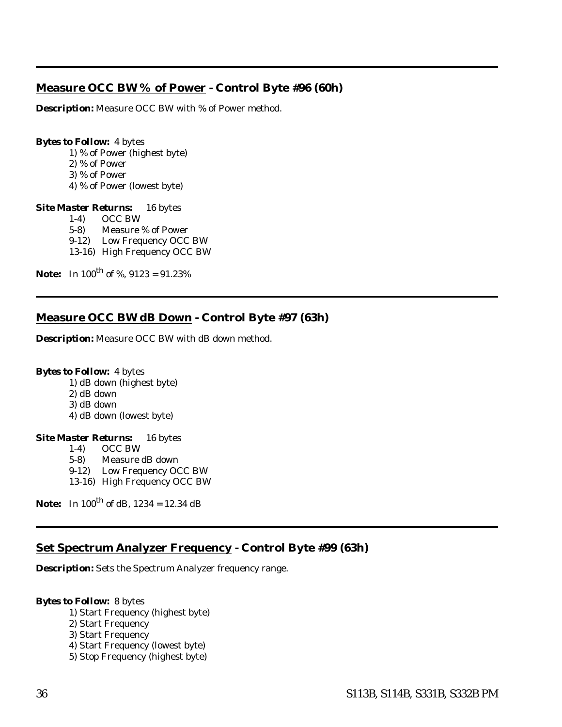## Measure OCC BW % of Power - Control Byte #96 (60h)

**Description:** Measure OCC BW with % of Power method.

**Bytes to Follow:** 4 bytes

1) % of Power (highest byte)
2) % of Power
3) % of Power
4) % of Power (lowest byte)

**Site Master Returns:** 16 bytes

1-4) OCC BW
5-8) Measure % of Power
9-12) Low Frequency OCC BW
13-16) High Frequency OCC BW

**Note:** In $100^{th}$ of %, 9123 = 91.23%

## Measure OCC BW dB Down - Control Byte #97 (63h)

**Description:** Measure OCC BW with dB down method.

**Bytes to Follow:** 4 bytes

1) dB down (highest byte)
2) dB down
3) dB down
4) dB down (lowest byte)

**Site Master Returns:** 16 bytes

1-4) OCC BW
5-8) Measure dB down
9-12) Low Frequency OCC BW
13-16) High Frequency OCC BW

**Note:** In $100^{th}$ of dB, 1234 = 12.34 dB

## Set Spectrum Analyzer Frequency - Control Byte #99 (63h)

**Description:** Sets the Spectrum Analyzer frequency range.

**Bytes to Follow:** 8 bytes

1) Start Frequency (highest byte)
2) Start Frequency
3) Start Frequency
4) Start Frequency (lowest byte)
5) Stop Frequency (highest byte)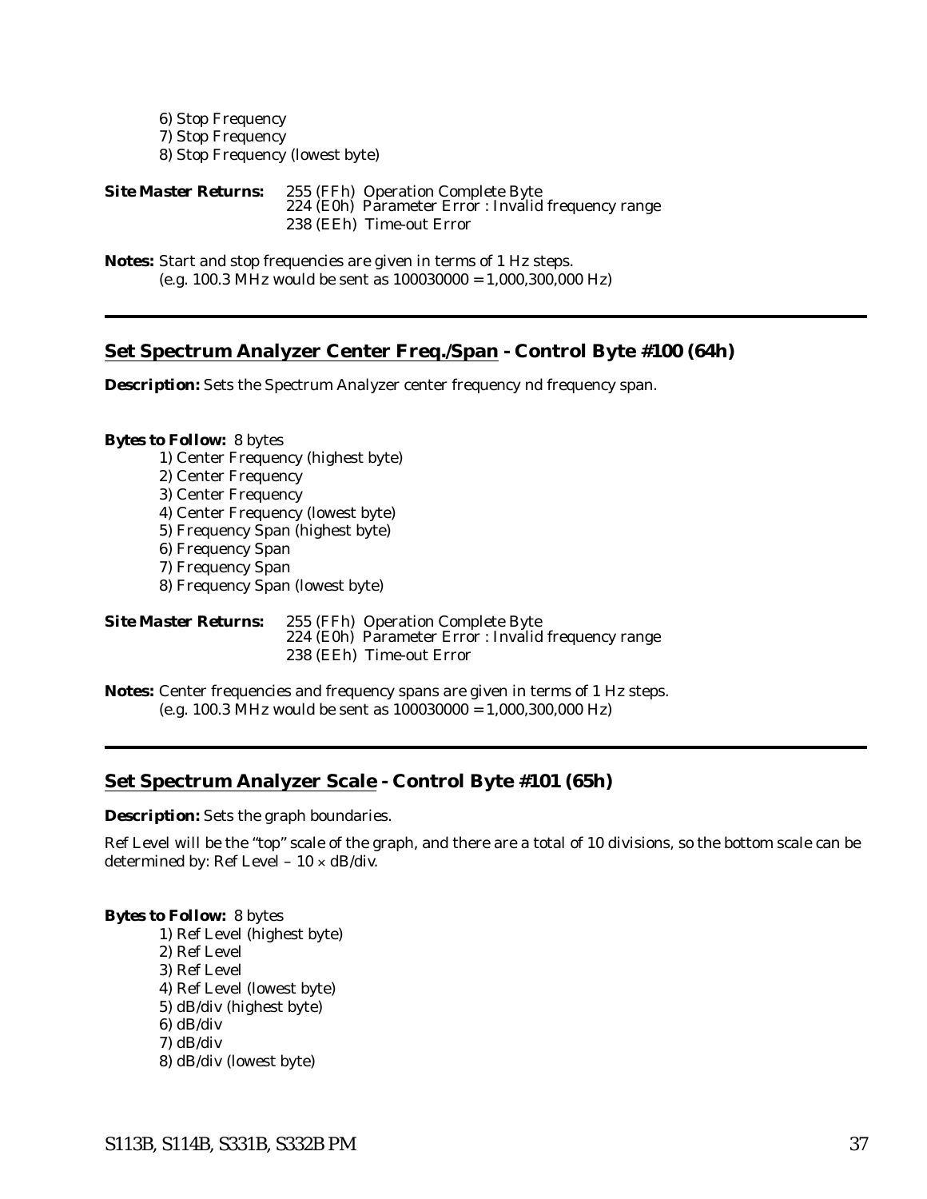6) Stop Frequency
7) Stop Frequency
8) Stop Frequency (lowest byte)

**Site Master Returns:** 255 (FFh) Operation Complete Byte
224 (E0h) Parameter Error : Invalid frequency range
238 (EEh) Time-out Error

**Notes:** Start and stop frequencies are given in terms of 1 Hz steps.
(e.g. 100.3 MHz would be sent as 100030000 = 1,000,300,000 Hz)

---

## Set Spectrum Analyzer Center Freq./Span - Control Byte #100 (64h)

**Description:** Sets the Spectrum Analyzer center frequency nd frequency span.

**Bytes to Follow:** 8 bytes

1) Center Frequency (highest byte)
2) Center Frequency
3) Center Frequency
4) Center Frequency (lowest byte)
5) Frequency Span (highest byte)
6) Frequency Span
7) Frequency Span
8) Frequency Span (lowest byte)

**Site Master Returns:** 255 (FFh) Operation Complete Byte
224 (E0h) Parameter Error : Invalid frequency range
238 (EEh) Time-out Error

**Notes:** Center frequencies and frequency spans are given in terms of 1 Hz steps.
(e.g. 100.3 MHz would be sent as 100030000 = 1,000,300,000 Hz)

---

## Set Spectrum Analyzer Scale - Control Byte #101 (65h)

**Description:** Sets the graph boundaries.

Ref Level will be the "top" scale of the graph, and there are a total of 10 divisions, so the bottom scale can be determined by: Ref Level – 10 × dB/div.

**Bytes to Follow:** 8 bytes

1) Ref Level (highest byte)
2) Ref Level
3) Ref Level
4) Ref Level (lowest byte)
5) dB/div (highest byte)
6) dB/div
7) dB/div
8) dB/div (lowest byte)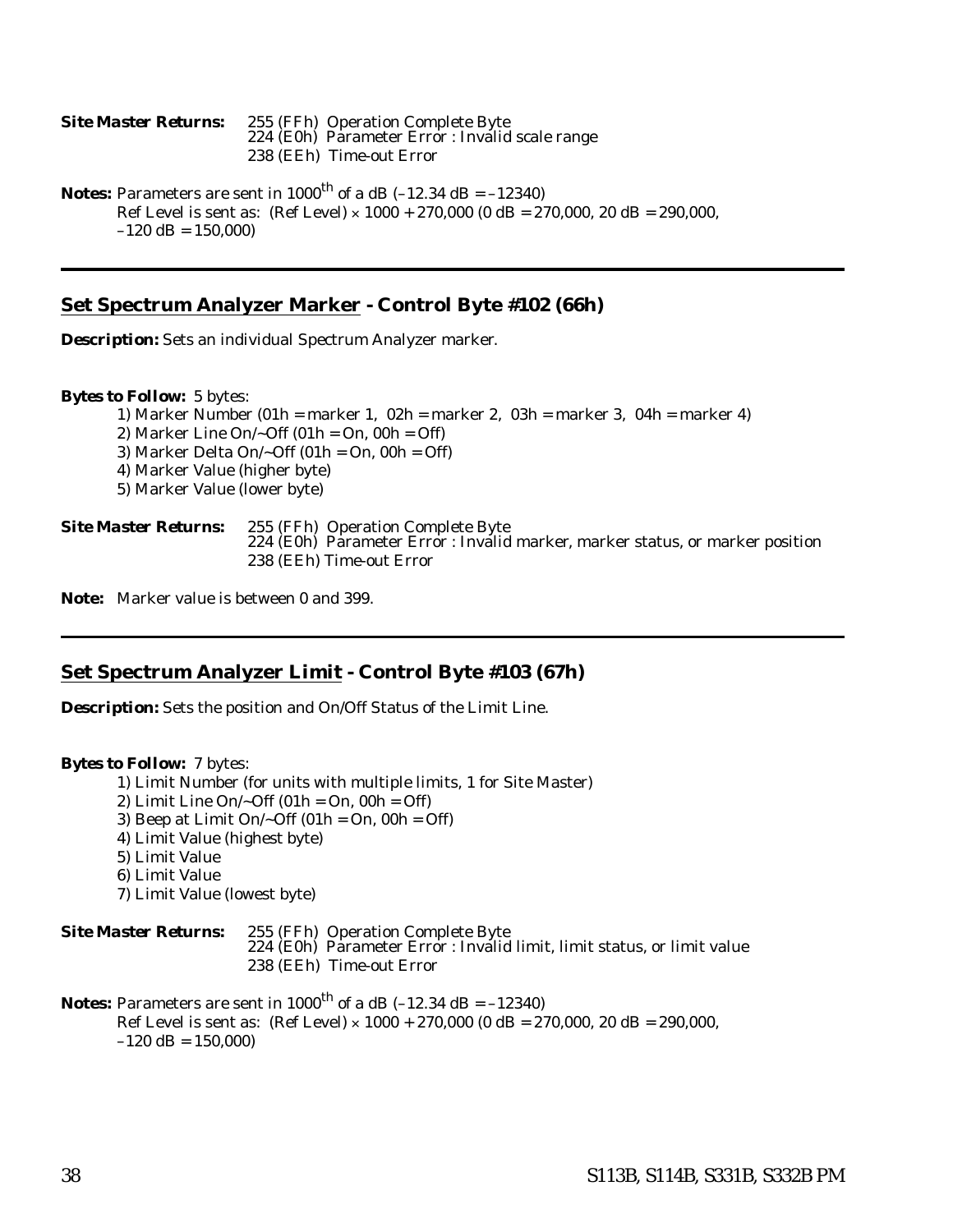**Site Master Returns:** 255 (FFh) Operation Complete Byte
224 (E0h) Parameter Error : Invalid scale range
238 (EEh) Time-out Error

**Notes:** Parameters are sent in $1000^{th}$ of a dB (–12.34 dB = –12340)
Ref Level is sent as: (Ref Level) × 1000 + 270,000 (0 dB = 270,000, 20 dB = 290,000, –120 dB = 150,000)

---

## Set Spectrum Analyzer Marker - Control Byte #102 (66h)

**Description:** Sets an individual Spectrum Analyzer marker.

**Bytes to Follow:** 5 bytes:

1) Marker Number (01h = marker 1, 02h = marker 2, 03h = marker 3, 04h = marker 4)
2) Marker Line On/~Off (01h = On, 00h = Off)
3) Marker Delta On/~Off (01h = On, 00h = Off)
4) Marker Value (higher byte)
5) Marker Value (lower byte)

**Site Master Returns:** 255 (FFh) Operation Complete Byte
224 (E0h) Parameter Error : Invalid marker, marker status, or marker position
238 (EEh) Time-out Error

**Note:** Marker value is between 0 and 399.

---

## Set Spectrum Analyzer Limit - Control Byte #103 (67h)

**Description:** Sets the position and On/Off Status of the Limit Line.

**Bytes to Follow:** 7 bytes:

1) Limit Number (for units with multiple limits, 1 for Site Master)
2) Limit Line On/~Off (01h = On, 00h = Off)
3) Beep at Limit On/~Off (01h = On, 00h = Off)
4) Limit Value (highest byte)
5) Limit Value
6) Limit Value
7) Limit Value (lowest byte)

**Site Master Returns:** 255 (FFh) Operation Complete Byte
224 (E0h) Parameter Error : Invalid limit, limit status, or limit value
238 (EEh) Time-out Error

**Notes:** Parameters are sent in $1000^{th}$ of a dB (–12.34 dB = –12340)
Ref Level is sent as: (Ref Level) × 1000 + 270,000 (0 dB = 270,000, 20 dB = 290,000, –120 dB = 150,000)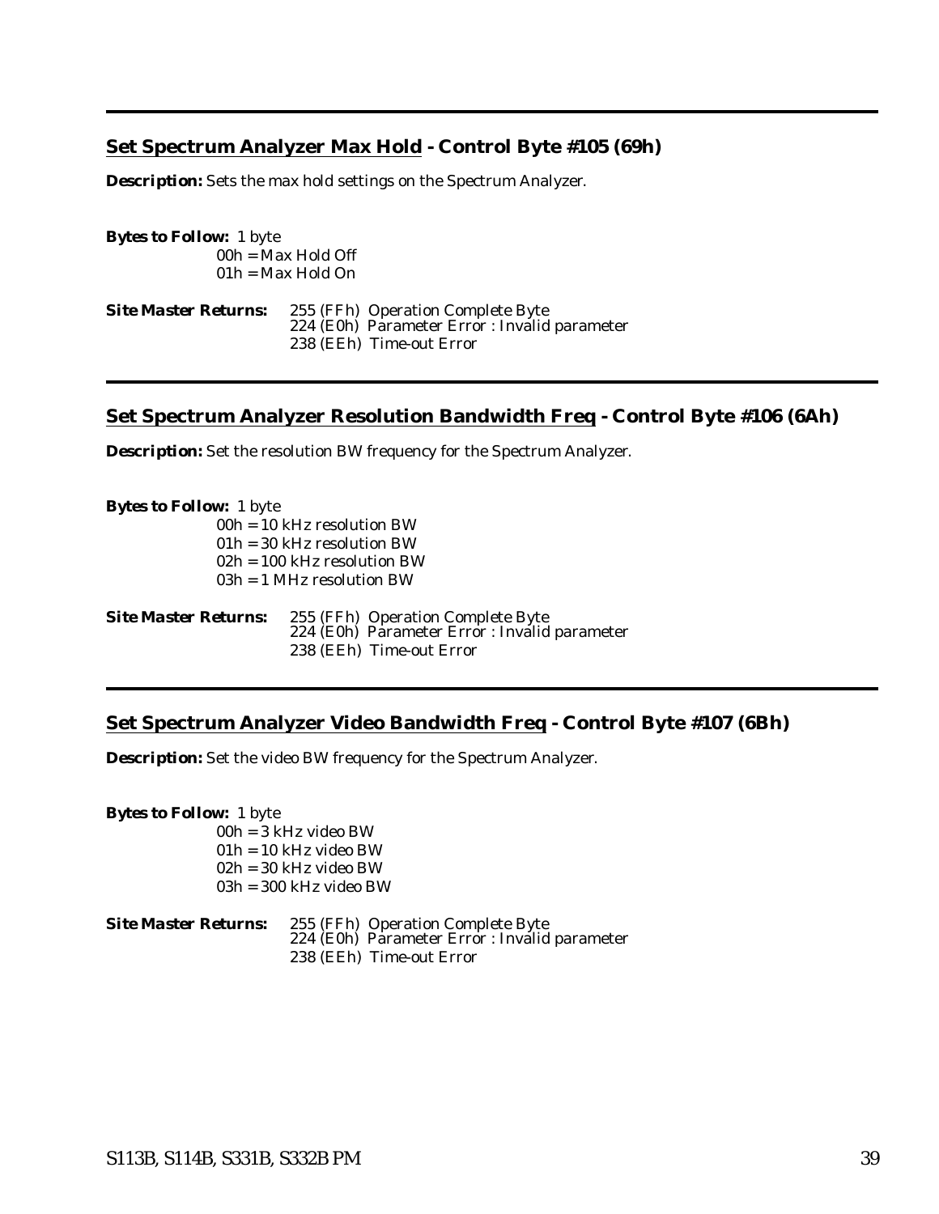## Set Spectrum Analyzer Max Hold - Control Byte #105 (69h)

**Description:** Sets the max hold settings on the Spectrum Analyzer.

**Bytes to Follow:** 1 byte
00h = Max Hold Off
01h = Max Hold On

**Site Master Returns:** 255 (FFh) Operation Complete Byte
224 (E0h) Parameter Error : Invalid parameter
238 (EEh) Time-out Error

## Set Spectrum Analyzer Resolution Bandwidth Freq - Control Byte #106 (6Ah)

**Description:** Set the resolution BW frequency for the Spectrum Analyzer.

**Bytes to Follow:** 1 byte
00h = 10 kHz resolution BW
01h = 30 kHz resolution BW
02h = 100 kHz resolution BW
03h = 1 MHz resolution BW

**Site Master Returns:** 255 (FFh) Operation Complete Byte
224 (E0h) Parameter Error : Invalid parameter
238 (EEh) Time-out Error

## Set Spectrum Analyzer Video Bandwidth Freq - Control Byte #107 (6Bh)

**Description:** Set the video BW frequency for the Spectrum Analyzer.

**Bytes to Follow:** 1 byte
00h = 3 kHz video BW
01h = 10 kHz video BW
02h = 30 kHz video BW
03h = 300 kHz video BW

**Site Master Returns:** 255 (FFh) Operation Complete Byte
224 (E0h) Parameter Error : Invalid parameter
238 (EEh) Time-out Error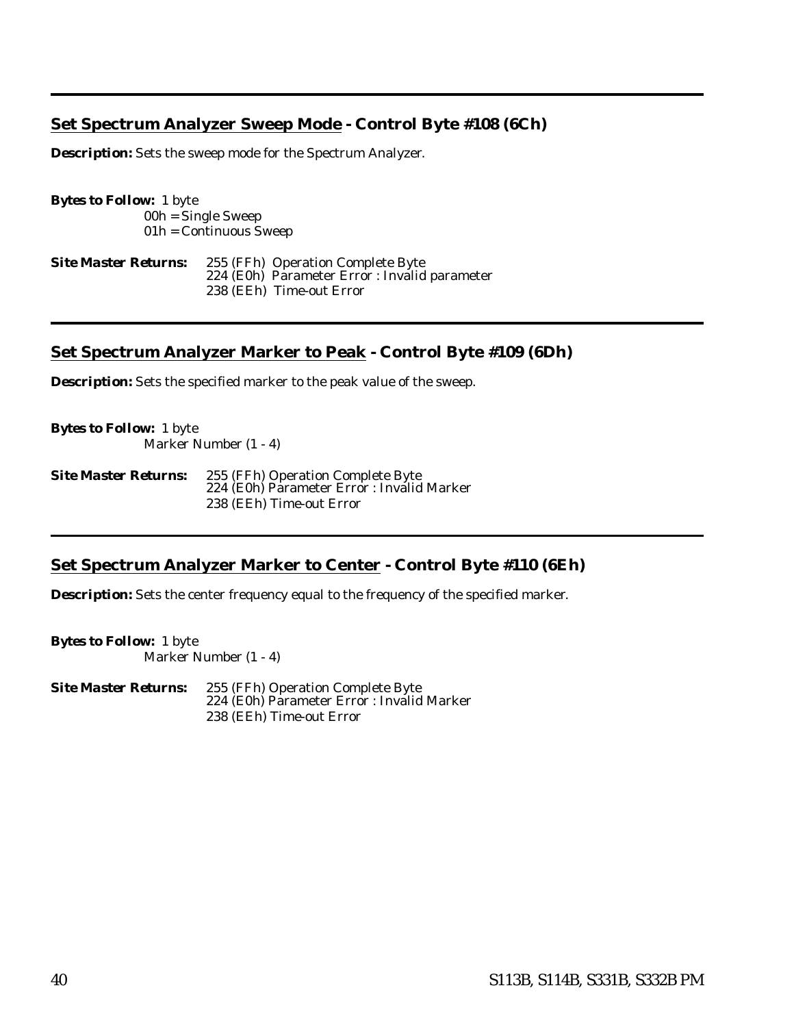## Set Spectrum Analyzer Sweep Mode - Control Byte #108 (6Ch)

**Description:** Sets the sweep mode for the Spectrum Analyzer.

**Bytes to Follow:** 1 byte
00h = Single Sweep
01h = Continuous Sweep

**Site Master Returns:** 255 (FFh) Operation Complete Byte
224 (E0h) Parameter Error : Invalid parameter
238 (EEh) Time-out Error

---

## Set Spectrum Analyzer Marker to Peak - Control Byte #109 (6Dh)

**Description:** Sets the specified marker to the peak value of the sweep.

**Bytes to Follow:** 1 byte
Marker Number (1 - 4)

**Site Master Returns:** 255 (FFh) Operation Complete Byte
224 (E0h) Parameter Error : Invalid Marker
238 (EEh) Time-out Error

---

## Set Spectrum Analyzer Marker to Center - Control Byte #110 (6Eh)

**Description:** Sets the center frequency equal to the frequency of the specified marker.

**Bytes to Follow:** 1 byte
Marker Number (1 - 4)

**Site Master Returns:** 255 (FFh) Operation Complete Byte
224 (E0h) Parameter Error : Invalid Marker
238 (EEh) Time-out Error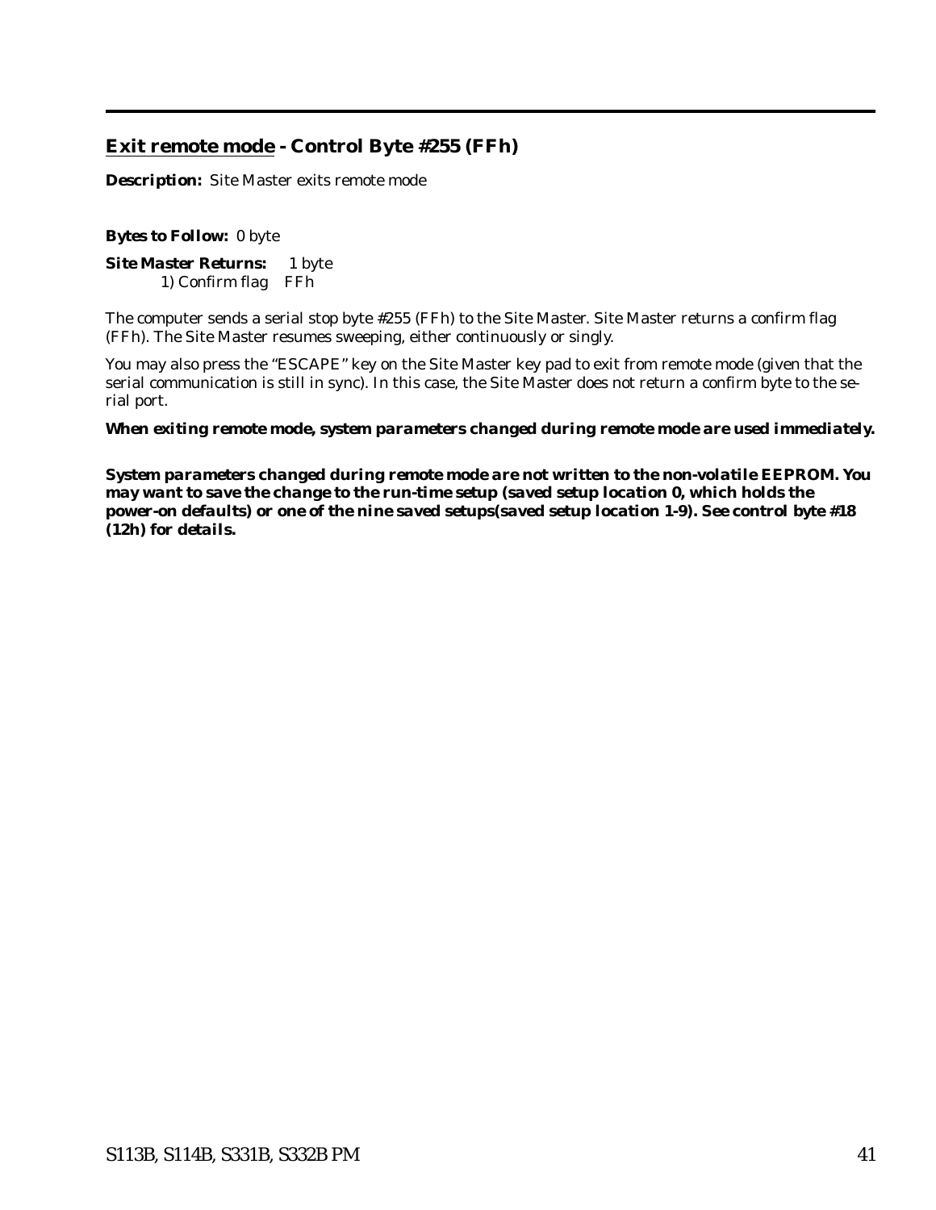## Exit remote mode - Control Byte #255 (FFh)

**Description:** Site Master exits remote mode

**Bytes to Follow:** 0 byte

**Site Master Returns:** 1 byte
1) Confirm flag FFh

The computer sends a serial stop byte #255 (FFh) to the Site Master. Site Master returns a confirm flag (FFh). The Site Master resumes sweeping, either continuously or singly.

You may also press the "ESCAPE" key on the Site Master key pad to exit from remote mode (given that the serial communication is still in sync). In this case, the Site Master does not return a confirm byte to the serial port.

***When exiting remote mode, system parameters changed during remote mode are used immediately.***

***System parameters changed during remote mode are not written to the non-volatile EEPROM. You may want to save the change to the run-time setup (saved setup location 0, which holds the power-on defaults) or one of the nine saved setups(saved setup location 1-9). See control byte #18 (12h) for details.***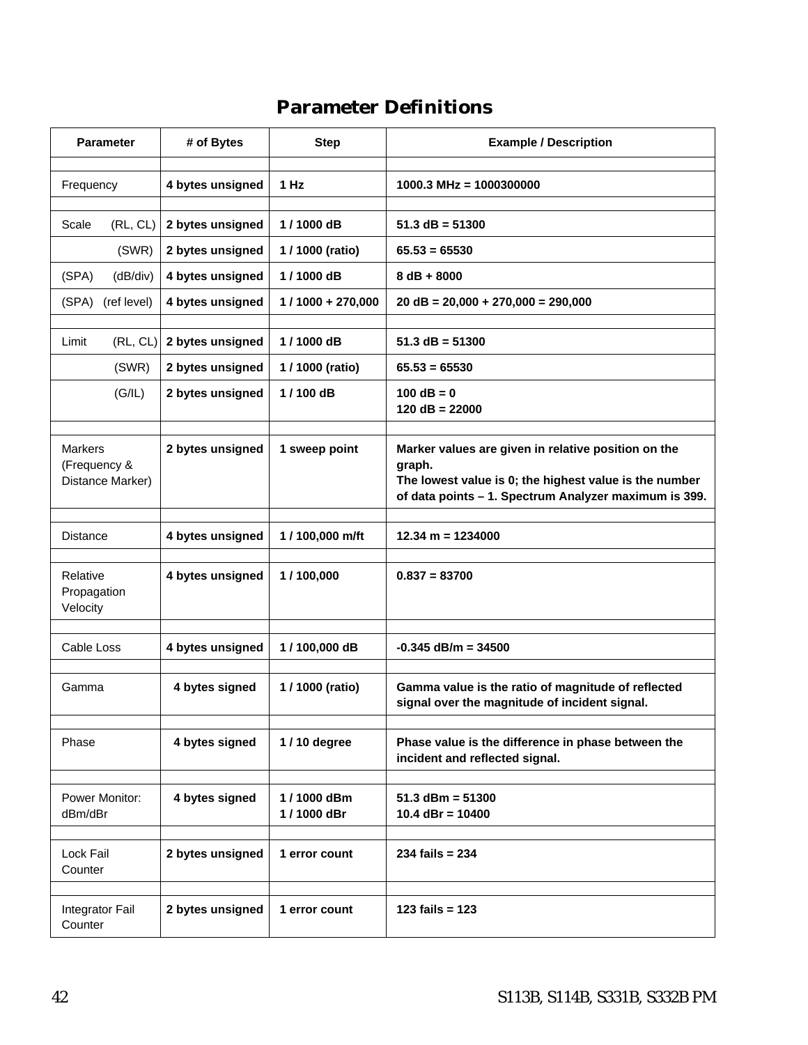## Parameter Definitions

| Parameter | # of Bytes | Step | Example / Description |
|---|---|---|---|
| | | | |
| Frequency | 4 bytes unsigned | 1 Hz | 1000.3 MHz = 1000300000 |
| | | | |
| Scale (RL, CL) | 2 bytes unsigned | 1 / 1000 dB | 51.3 dB = 51300 |
| (SWR) | 2 bytes unsigned | 1 / 1000 (ratio) | 65.53 = 65530 |
| (SPA) (dB/div) | 4 bytes unsigned | 1 / 1000 dB | 8 dB + 8000 |
| (SPA) (ref level) | 4 bytes unsigned | 1 / 1000 + 270,000 | 20 dB = 20,000 + 270,000 = 290,000 |
| | | | |
| Limit (RL, CL) | 2 bytes unsigned | 1 / 1000 dB | 51.3 dB = 51300 |
| (SWR) | 2 bytes unsigned | 1 / 1000 (ratio) | 65.53 = 65530 |
| (G/IL) | 2 bytes unsigned | 1 / 100 dB | 100 dB = 0<br>120 dB = 22000 |
| | | | |
| Markers (Frequency & Distance Marker) | 2 bytes unsigned | 1 sweep point | Marker values are given in relative position on the graph.<br>The lowest value is 0; the highest value is the number of data points – 1. Spectrum Analyzer maximum is 399. |
| | | | |
| Distance | 4 bytes unsigned | 1 / 100,000 m/ft | 12.34 m = 1234000 |
| | | | |
| Relative Propagation Velocity | 4 bytes unsigned | 1 / 100,000 | 0.837 = 83700 |
| | | | |
| Cable Loss | 4 bytes unsigned | 1 / 100,000 dB | -0.345 dB/m = 34500 |
| | | | |
| Gamma | 4 bytes signed | 1 / 1000 (ratio) | Gamma value is the ratio of magnitude of reflected signal over the magnitude of incident signal. |
| | | | |
| Phase | 4 bytes signed | 1 / 10 degree | Phase value is the difference in phase between the incident and reflected signal. |
| | | | |
| Power Monitor: dBm/dBr | 4 bytes signed | 1 / 1000 dBm<br>1 / 1000 dBr | 51.3 dBm = 51300<br>10.4 dBr = 10400 |
| | | | |
| Lock Fail Counter | 2 bytes unsigned | 1 error count | 234 fails = 234 |
| | | | |
| Integrator Fail Counter | 2 bytes unsigned | 1 error count | 123 fails = 123 |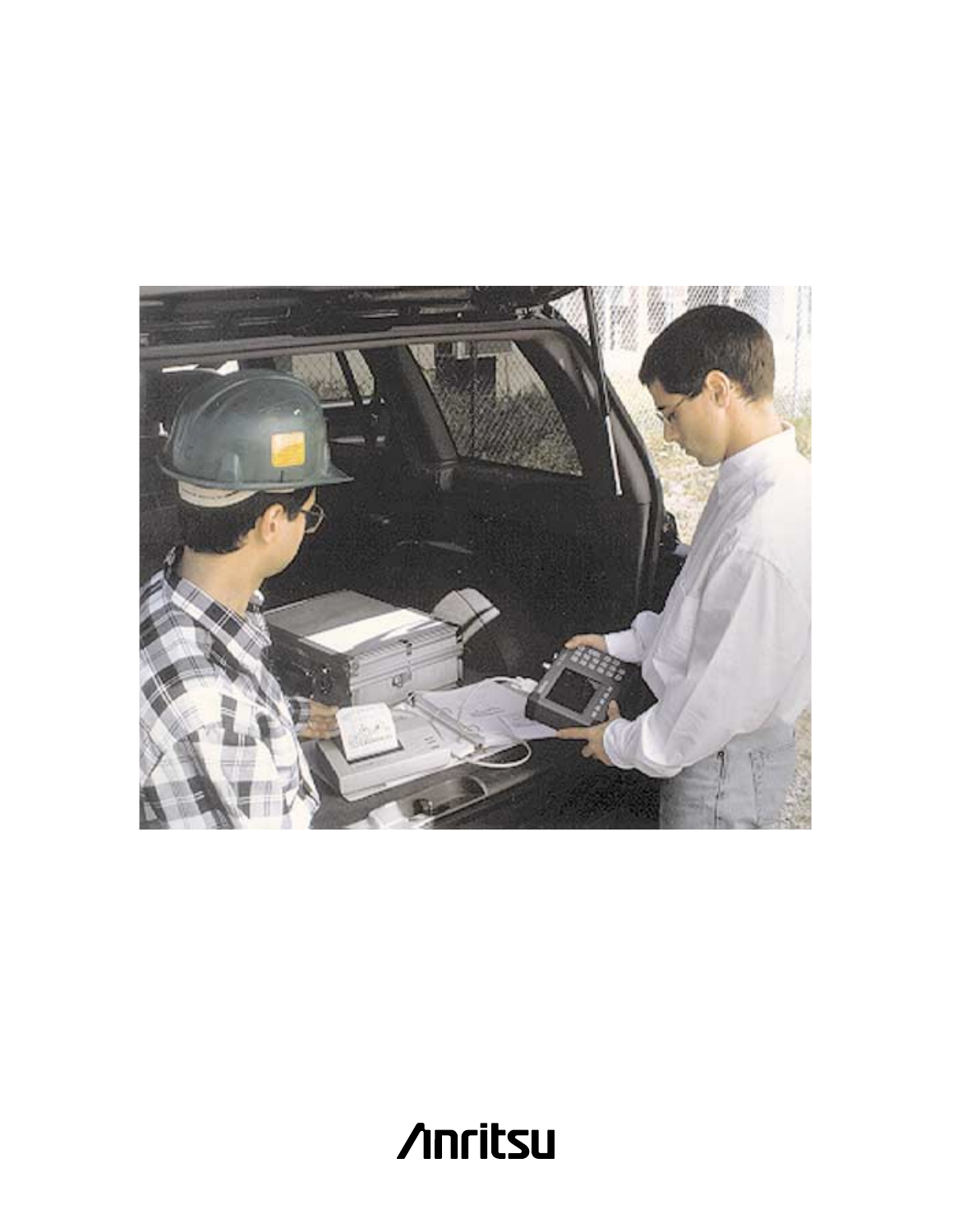Anritsu